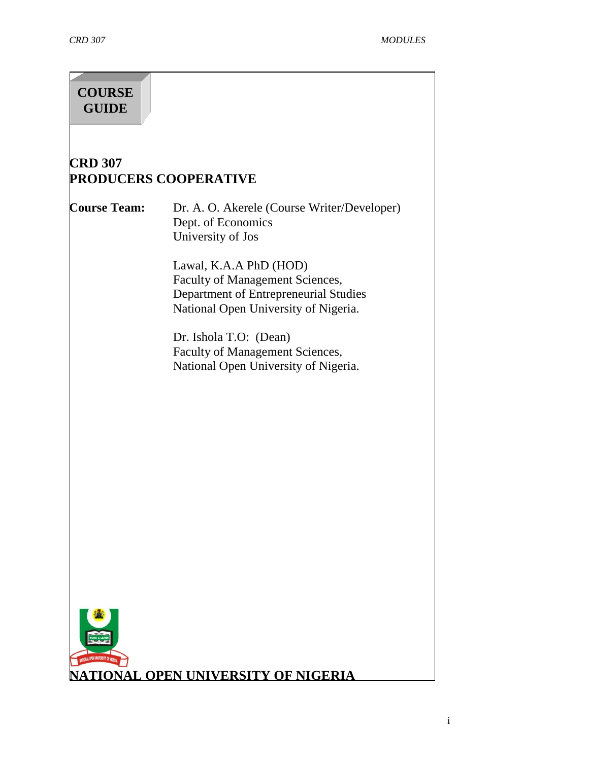# COURSE GUIDE

## CRD 307
## PRODUCERS COOPERATIVE

**Course Team:**

Dr. A. O. Akerele (Course Writer/Developer)
Dept. of Economics
University of Jos

Lawal, K.A.A PhD (HOD)
Faculty of Management Sciences,
Department of Entrepreneurial Studies
National Open University of Nigeria.

Dr. Ishola T.O: (Dean)
Faculty of Management Sciences,
National Open University of Nigeria.

**NATIONAL OPEN UNIVERSITY OF NIGERIA**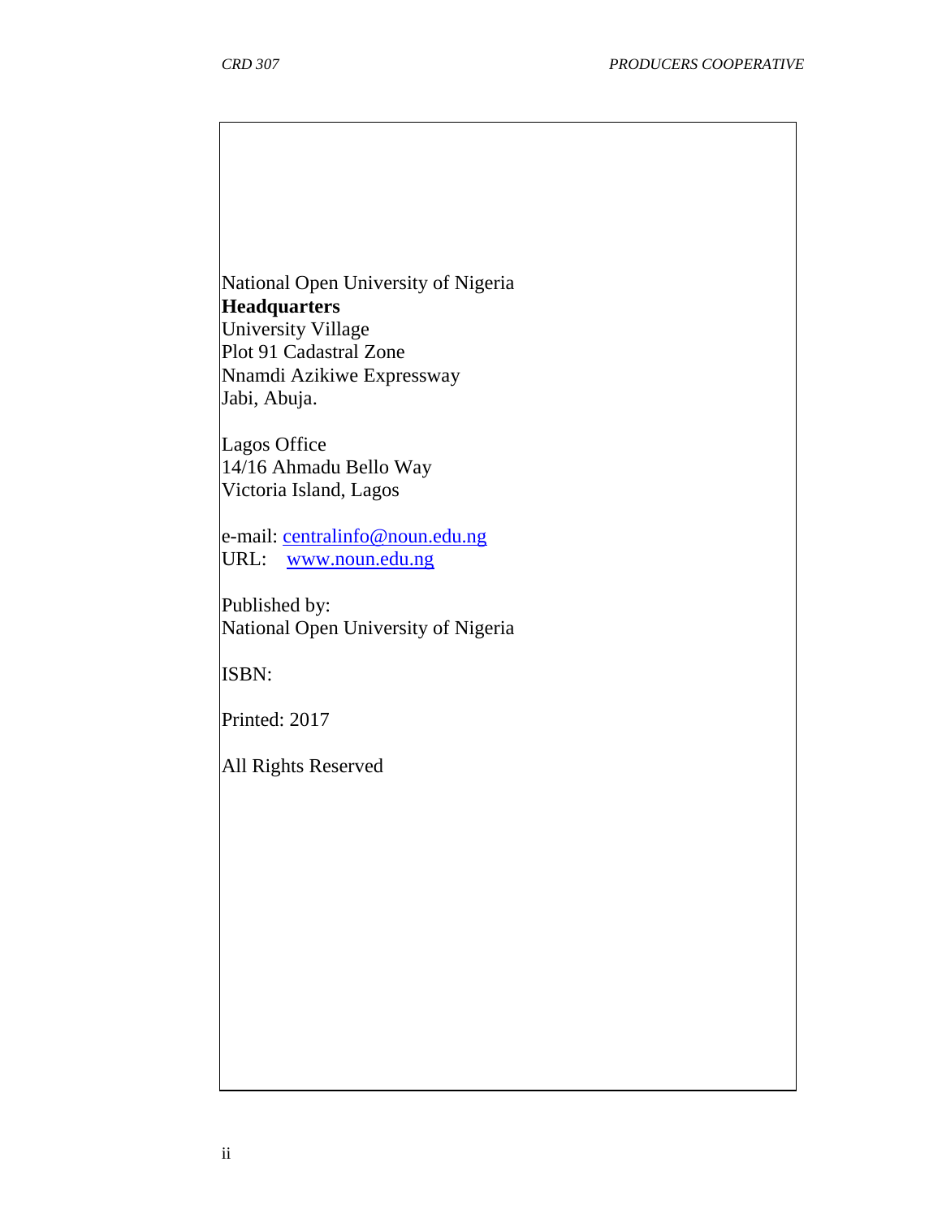National Open University of Nigeria
**Headquarters**
University Village
Plot 91 Cadastral Zone
Nnamdi Azikiwe Expressway
Jabi, Abuja.

Lagos Office
14/16 Ahmadu Bello Way
Victoria Island, Lagos

e-mail: centralinfo@noun.edu.ng
URL: www.noun.edu.ng

Published by:
National Open University of Nigeria

ISBN:

Printed: 2017

All Rights Reserved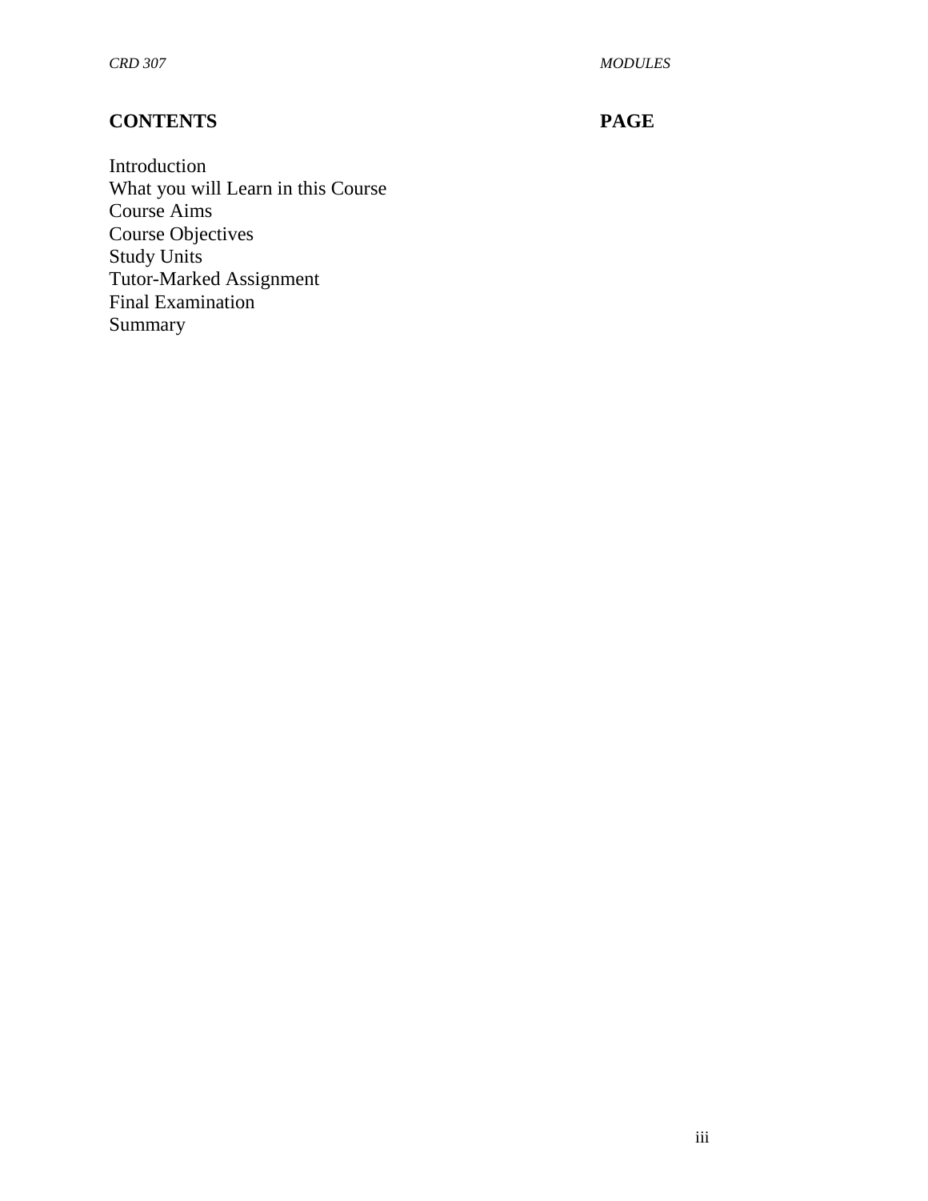**CONTENTS** **PAGE**

Introduction
What you will Learn in this Course
Course Aims
Course Objectives
Study Units
Tutor-Marked Assignment
Final Examination
Summary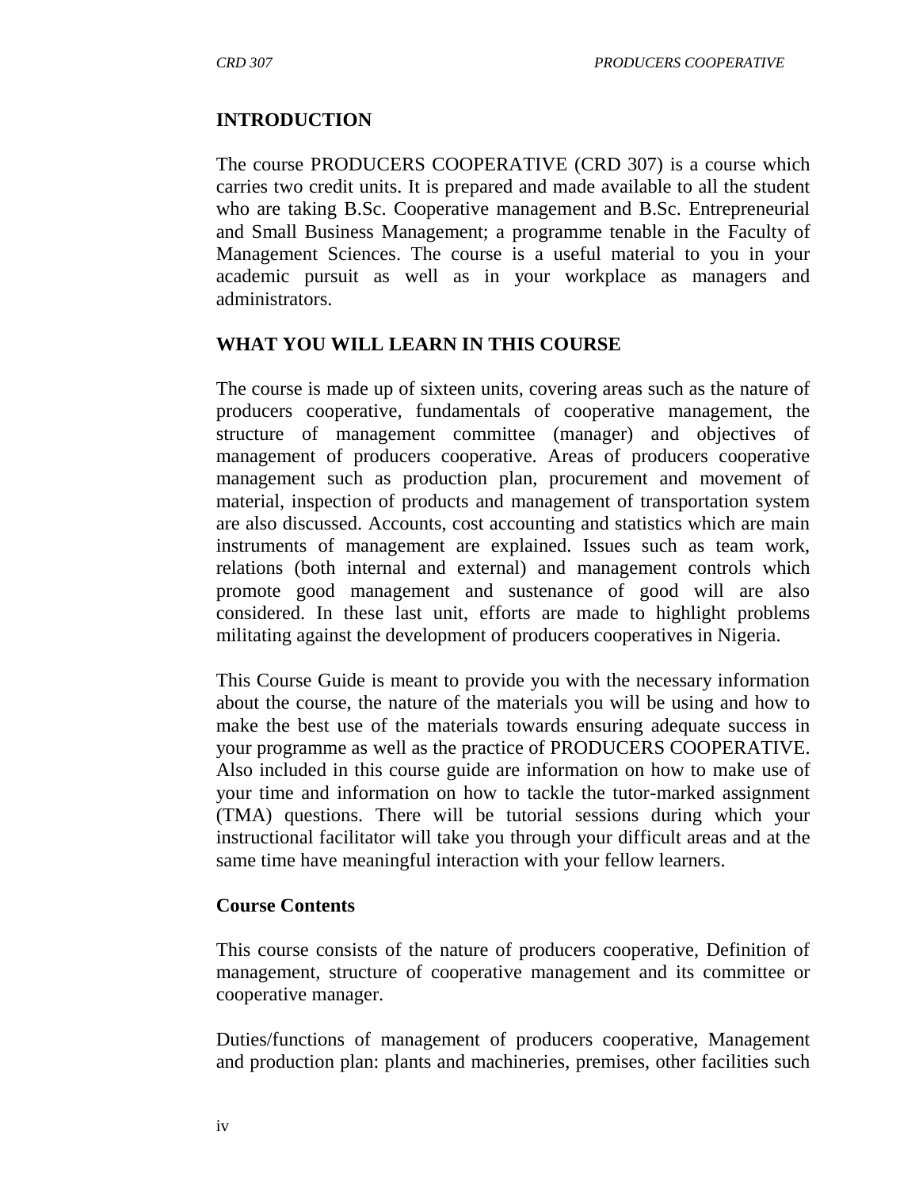## INTRODUCTION

The course PRODUCERS COOPERATIVE (CRD 307) is a course which carries two credit units. It is prepared and made available to all the student who are taking B.Sc. Cooperative management and B.Sc. Entrepreneurial and Small Business Management; a programme tenable in the Faculty of Management Sciences. The course is a useful material to you in your academic pursuit as well as in your workplace as managers and administrators.

## WHAT YOU WILL LEARN IN THIS COURSE

The course is made up of sixteen units, covering areas such as the nature of producers cooperative, fundamentals of cooperative management, the structure of management committee (manager) and objectives of management of producers cooperative. Areas of producers cooperative management such as production plan, procurement and movement of material, inspection of products and management of transportation system are also discussed. Accounts, cost accounting and statistics which are main instruments of management are explained. Issues such as team work, relations (both internal and external) and management controls which promote good management and sustenance of good will are also considered. In these last unit, efforts are made to highlight problems militating against the development of producers cooperatives in Nigeria.

This Course Guide is meant to provide you with the necessary information about the course, the nature of the materials you will be using and how to make the best use of the materials towards ensuring adequate success in your programme as well as the practice of PRODUCERS COOPERATIVE. Also included in this course guide are information on how to make use of your time and information on how to tackle the tutor-marked assignment (TMA) questions. There will be tutorial sessions during which your instructional facilitator will take you through your difficult areas and at the same time have meaningful interaction with your fellow learners.

### Course Contents

This course consists of the nature of producers cooperative, Definition of management, structure of cooperative management and its committee or cooperative manager.

Duties/functions of management of producers cooperative, Management and production plan: plants and machineries, premises, other facilities such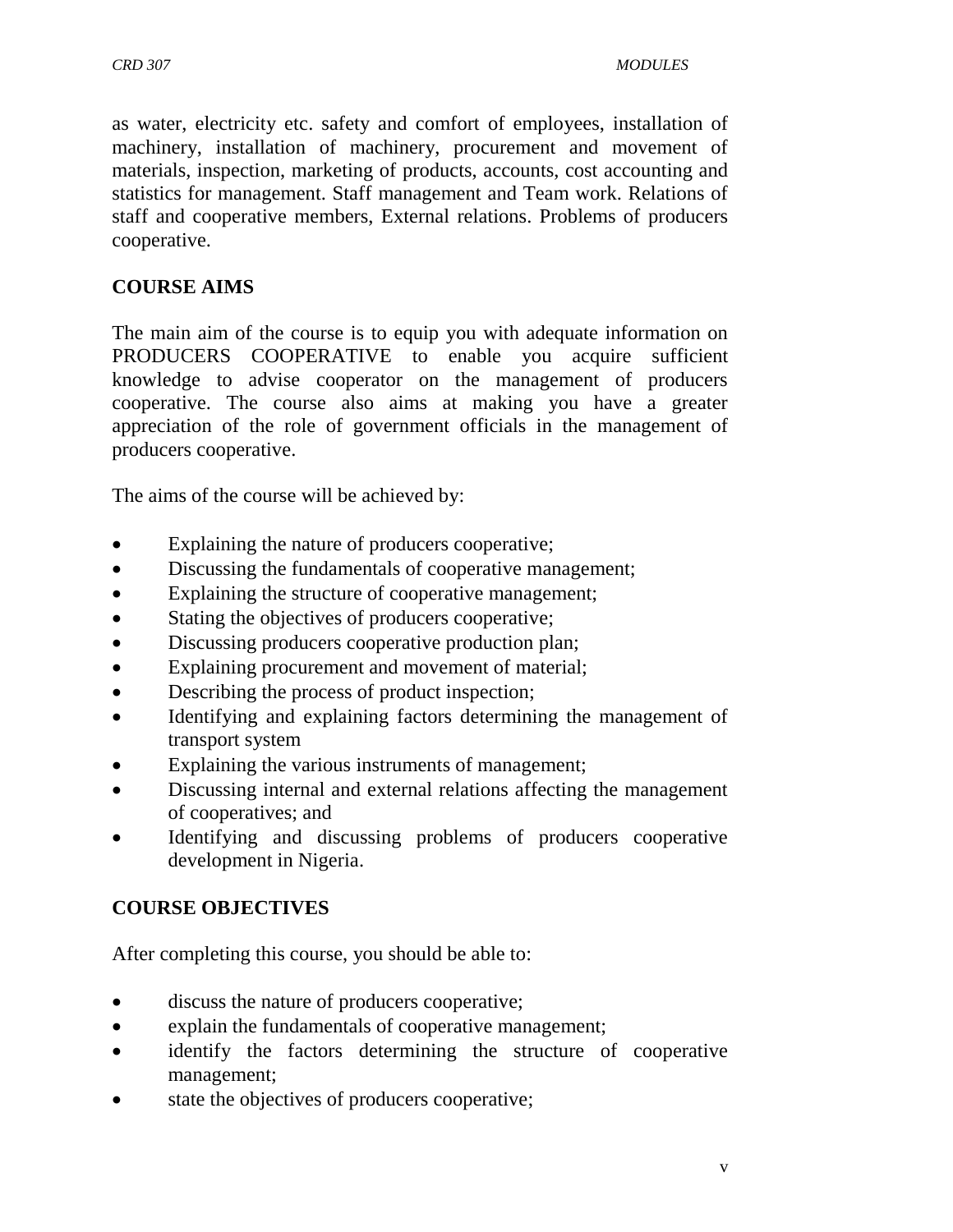as water, electricity etc. safety and comfort of employees, installation of machinery, installation of machinery, procurement and movement of materials, inspection, marketing of products, accounts, cost accounting and statistics for management. Staff management and Team work. Relations of staff and cooperative members, External relations. Problems of producers cooperative.

## COURSE AIMS

The main aim of the course is to equip you with adequate information on PRODUCERS COOPERATIVE to enable you acquire sufficient knowledge to advise cooperator on the management of producers cooperative. The course also aims at making you have a greater appreciation of the role of government officials in the management of producers cooperative.

The aims of the course will be achieved by:

- Explaining the nature of producers cooperative;
- Discussing the fundamentals of cooperative management;
- Explaining the structure of cooperative management;
- Stating the objectives of producers cooperative;
- Discussing producers cooperative production plan;
- Explaining procurement and movement of material;
- Describing the process of product inspection;
- Identifying and explaining factors determining the management of transport system
- Explaining the various instruments of management;
- Discussing internal and external relations affecting the management of cooperatives; and
- Identifying and discussing problems of producers cooperative development in Nigeria.

## COURSE OBJECTIVES

After completing this course, you should be able to:

- discuss the nature of producers cooperative;
- explain the fundamentals of cooperative management;
- identify the factors determining the structure of cooperative management;
- state the objectives of producers cooperative;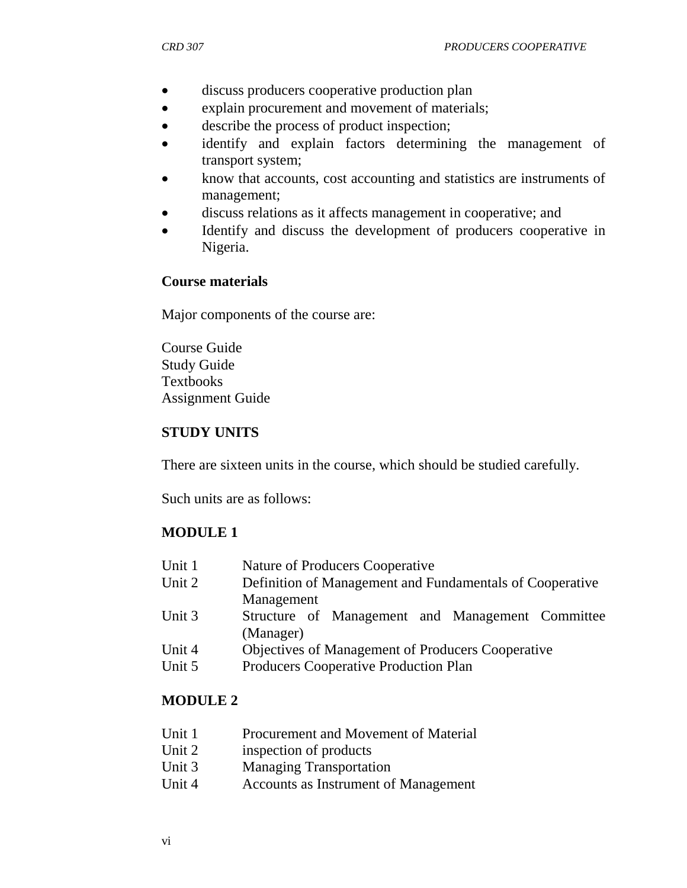- discuss producers cooperative production plan
- explain procurement and movement of materials;
- describe the process of product inspection;
- identify and explain factors determining the management of transport system;
- know that accounts, cost accounting and statistics are instruments of management;
- discuss relations as it affects management in cooperative; and
- Identify and discuss the development of producers cooperative in Nigeria.

**Course materials**

Major components of the course are:

Course Guide
Study Guide
Textbooks
Assignment Guide

**STUDY UNITS**

There are sixteen units in the course, which should be studied carefully.

Such units are as follows:

**MODULE 1**

| | |
|---|---|
| Unit 1 | Nature of Producers Cooperative |
| Unit 2 | Definition of Management and Fundamentals of Cooperative Management |
| Unit 3 | Structure of Management and Management Committee (Manager) |
| Unit 4 | Objectives of Management of Producers Cooperative |
| Unit 5 | Producers Cooperative Production Plan |

**MODULE 2**

| | |
|---|---|
| Unit 1 | Procurement and Movement of Material |
| Unit 2 | inspection of products |
| Unit 3 | Managing Transportation |
| Unit 4 | Accounts as Instrument of Management |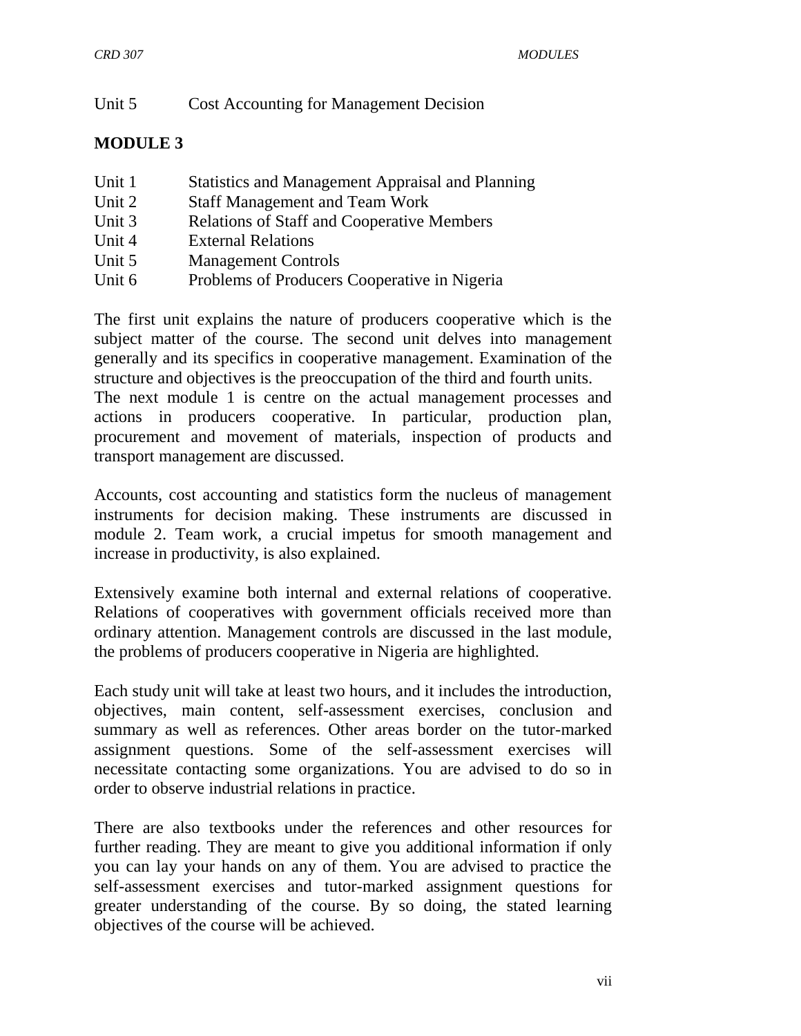Unit 5 Cost Accounting for Management Decision

**MODULE 3**

Unit 1 Statistics and Management Appraisal and Planning  
Unit 2 Staff Management and Team Work  
Unit 3 Relations of Staff and Cooperative Members  
Unit 4 External Relations  
Unit 5 Management Controls  
Unit 6 Problems of Producers Cooperative in Nigeria

The first unit explains the nature of producers cooperative which is the subject matter of the course. The second unit delves into management generally and its specifics in cooperative management. Examination of the structure and objectives is the preoccupation of the third and fourth units. The next module 1 is centre on the actual management processes and actions in producers cooperative. In particular, production plan, procurement and movement of materials, inspection of products and transport management are discussed.

Accounts, cost accounting and statistics form the nucleus of management instruments for decision making. These instruments are discussed in module 2. Team work, a crucial impetus for smooth management and increase in productivity, is also explained.

Extensively examine both internal and external relations of cooperative. Relations of cooperatives with government officials received more than ordinary attention. Management controls are discussed in the last module, the problems of producers cooperative in Nigeria are highlighted.

Each study unit will take at least two hours, and it includes the introduction, objectives, main content, self-assessment exercises, conclusion and summary as well as references. Other areas border on the tutor-marked assignment questions. Some of the self-assessment exercises will necessitate contacting some organizations. You are advised to do so in order to observe industrial relations in practice.

There are also textbooks under the references and other resources for further reading. They are meant to give you additional information if only you can lay your hands on any of them. You are advised to practice the self-assessment exercises and tutor-marked assignment questions for greater understanding of the course. By so doing, the stated learning objectives of the course will be achieved.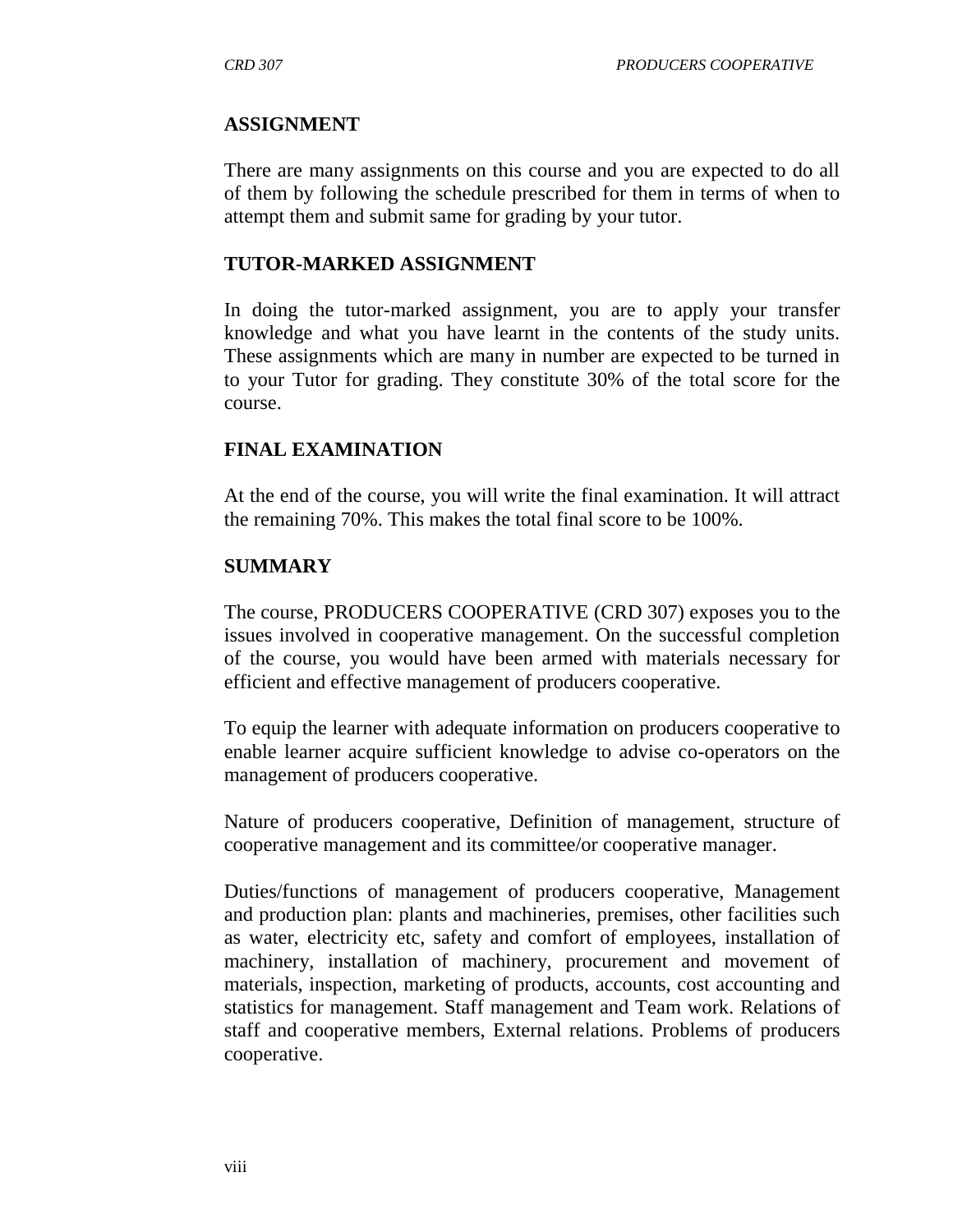## ASSIGNMENT

There are many assignments on this course and you are expected to do all of them by following the schedule prescribed for them in terms of when to attempt them and submit same for grading by your tutor.

## TUTOR-MARKED ASSIGNMENT

In doing the tutor-marked assignment, you are to apply your transfer knowledge and what you have learnt in the contents of the study units. These assignments which are many in number are expected to be turned in to your Tutor for grading. They constitute 30% of the total score for the course.

## FINAL EXAMINATION

At the end of the course, you will write the final examination. It will attract the remaining 70%. This makes the total final score to be 100%.

## SUMMARY

The course, PRODUCERS COOPERATIVE (CRD 307) exposes you to the issues involved in cooperative management. On the successful completion of the course, you would have been armed with materials necessary for efficient and effective management of producers cooperative.

To equip the learner with adequate information on producers cooperative to enable learner acquire sufficient knowledge to advise co-operators on the management of producers cooperative.

Nature of producers cooperative, Definition of management, structure of cooperative management and its committee/or cooperative manager.

Duties/functions of management of producers cooperative, Management and production plan: plants and machineries, premises, other facilities such as water, electricity etc, safety and comfort of employees, installation of machinery, installation of machinery, procurement and movement of materials, inspection, marketing of products, accounts, cost accounting and statistics for management. Staff management and Team work. Relations of staff and cooperative members, External relations. Problems of producers cooperative.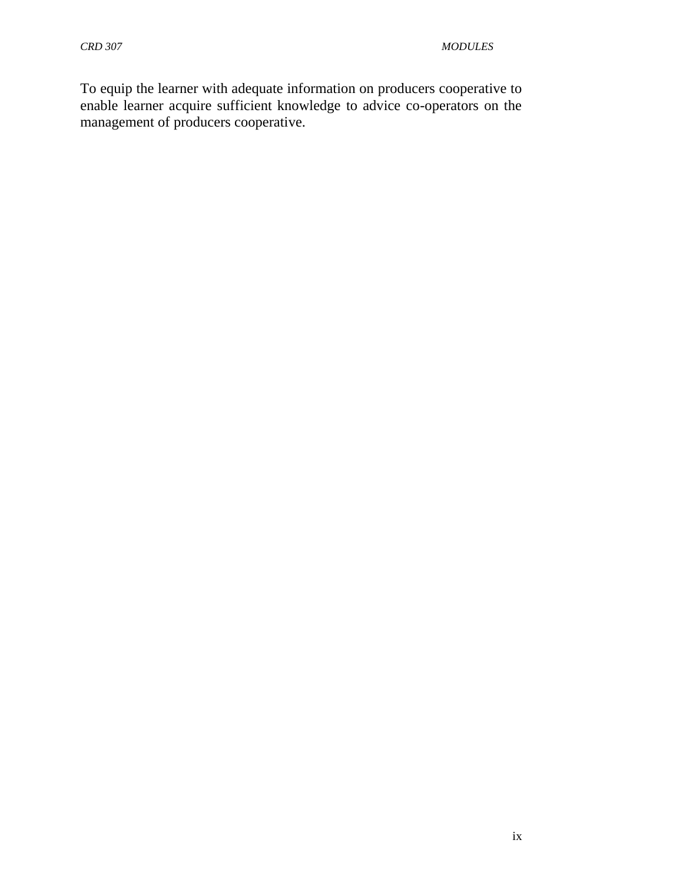To equip the learner with adequate information on producers cooperative to enable learner acquire sufficient knowledge to advice co-operators on the management of producers cooperative.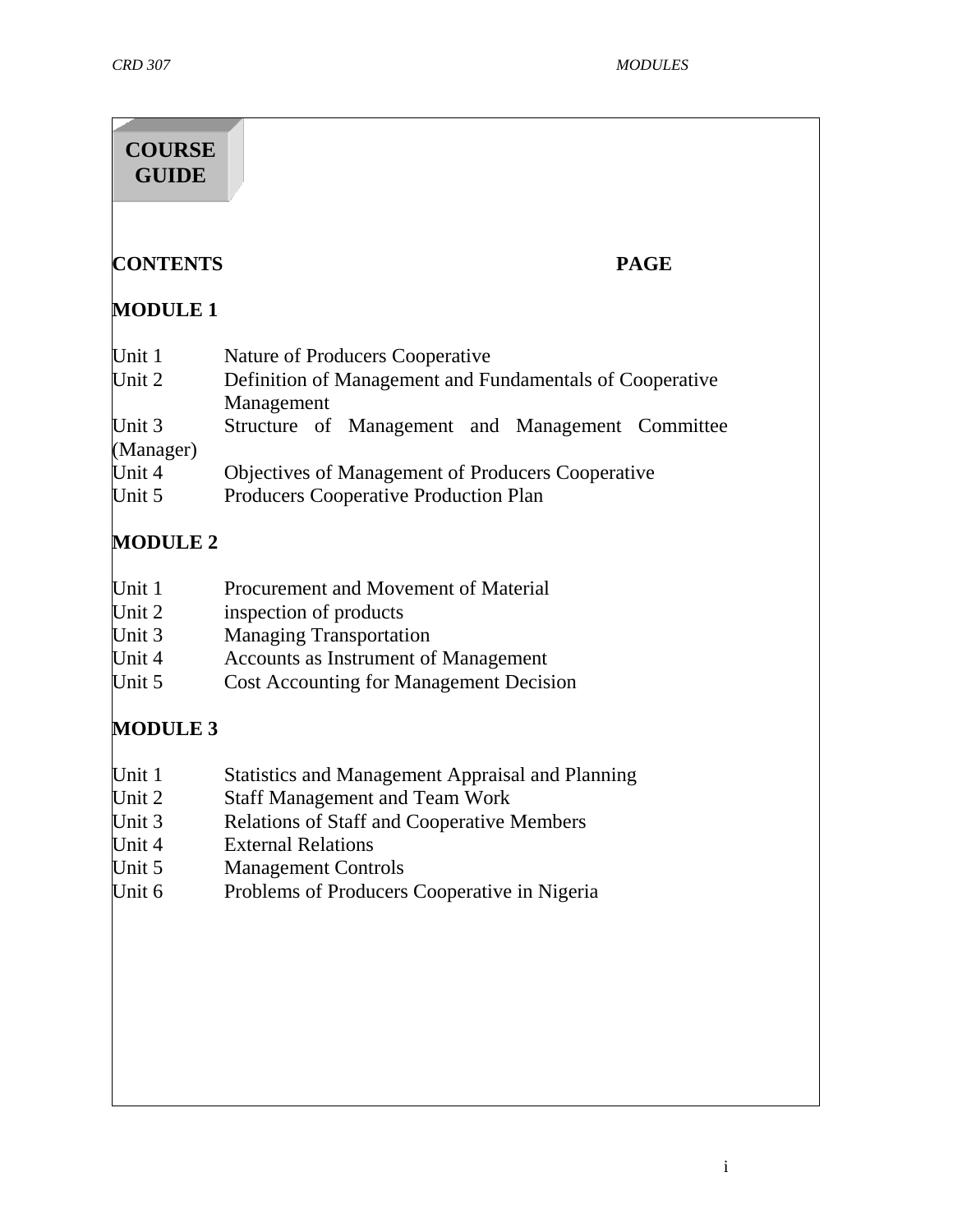# COURSE GUIDE

| CONTENTS | PAGE |
|---|---|

## MODULE 1

| | |
|---|---|
| Unit 1 | Nature of Producers Cooperative |
| Unit 2 | Definition of Management and Fundamentals of Cooperative Management |
| Unit 3 | Structure of Management and Management Committee (Manager) |
| Unit 4 | Objectives of Management of Producers Cooperative |
| Unit 5 | Producers Cooperative Production Plan |

## MODULE 2

| | |
|---|---|
| Unit 1 | Procurement and Movement of Material |
| Unit 2 | inspection of products |
| Unit 3 | Managing Transportation |
| Unit 4 | Accounts as Instrument of Management |
| Unit 5 | Cost Accounting for Management Decision |

## MODULE 3

| | |
|---|---|
| Unit 1 | Statistics and Management Appraisal and Planning |
| Unit 2 | Staff Management and Team Work |
| Unit 3 | Relations of Staff and Cooperative Members |
| Unit 4 | External Relations |
| Unit 5 | Management Controls |
| Unit 6 | Problems of Producers Cooperative in Nigeria |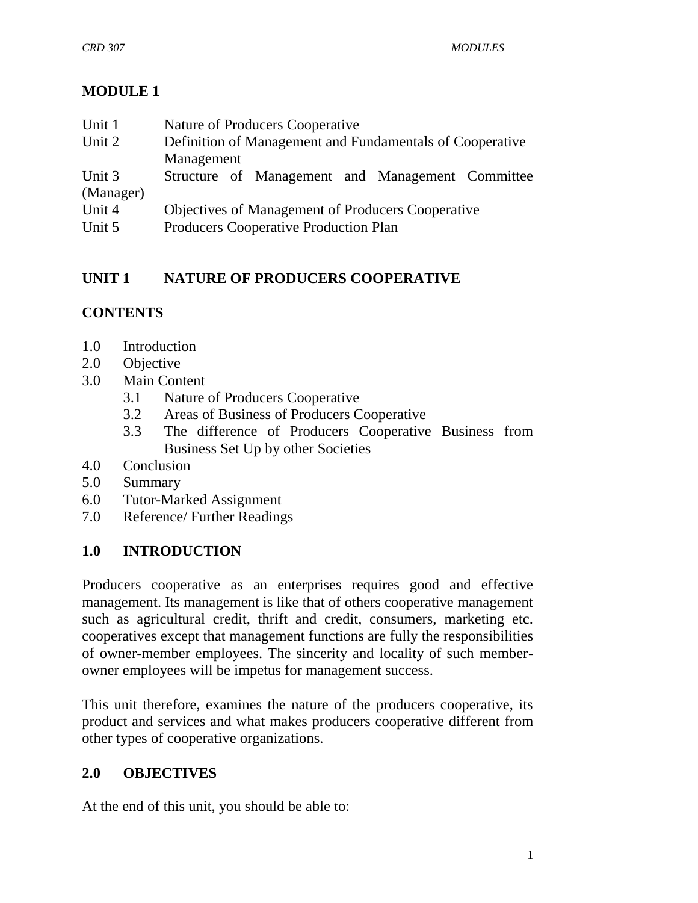## MODULE 1

| | |
|---|---|
| Unit 1 | Nature of Producers Cooperative |
| Unit 2 | Definition of Management and Fundamentals of Cooperative Management |
| Unit 3 | Structure of Management and Management Committee (Manager) |
| Unit 4 | Objectives of Management of Producers Cooperative |
| Unit 5 | Producers Cooperative Production Plan |

## UNIT 1 NATURE OF PRODUCERS COOPERATIVE

### CONTENTS

1.0 Introduction
2.0 Objective
3.0 Main Content
  3.1 Nature of Producers Cooperative
  3.2 Areas of Business of Producers Cooperative
  3.3 The difference of Producers Cooperative Business from Business Set Up by other Societies
4.0 Conclusion
5.0 Summary
6.0 Tutor-Marked Assignment
7.0 Reference/ Further Readings

### 1.0 INTRODUCTION

Producers cooperative as an enterprises requires good and effective management. Its management is like that of others cooperative management such as agricultural credit, thrift and credit, consumers, marketing etc. cooperatives except that management functions are fully the responsibilities of owner-member employees. The sincerity and locality of such member-owner employees will be impetus for management success.

This unit therefore, examines the nature of the producers cooperative, its product and services and what makes producers cooperative different from other types of cooperative organizations.

### 2.0 OBJECTIVES

At the end of this unit, you should be able to: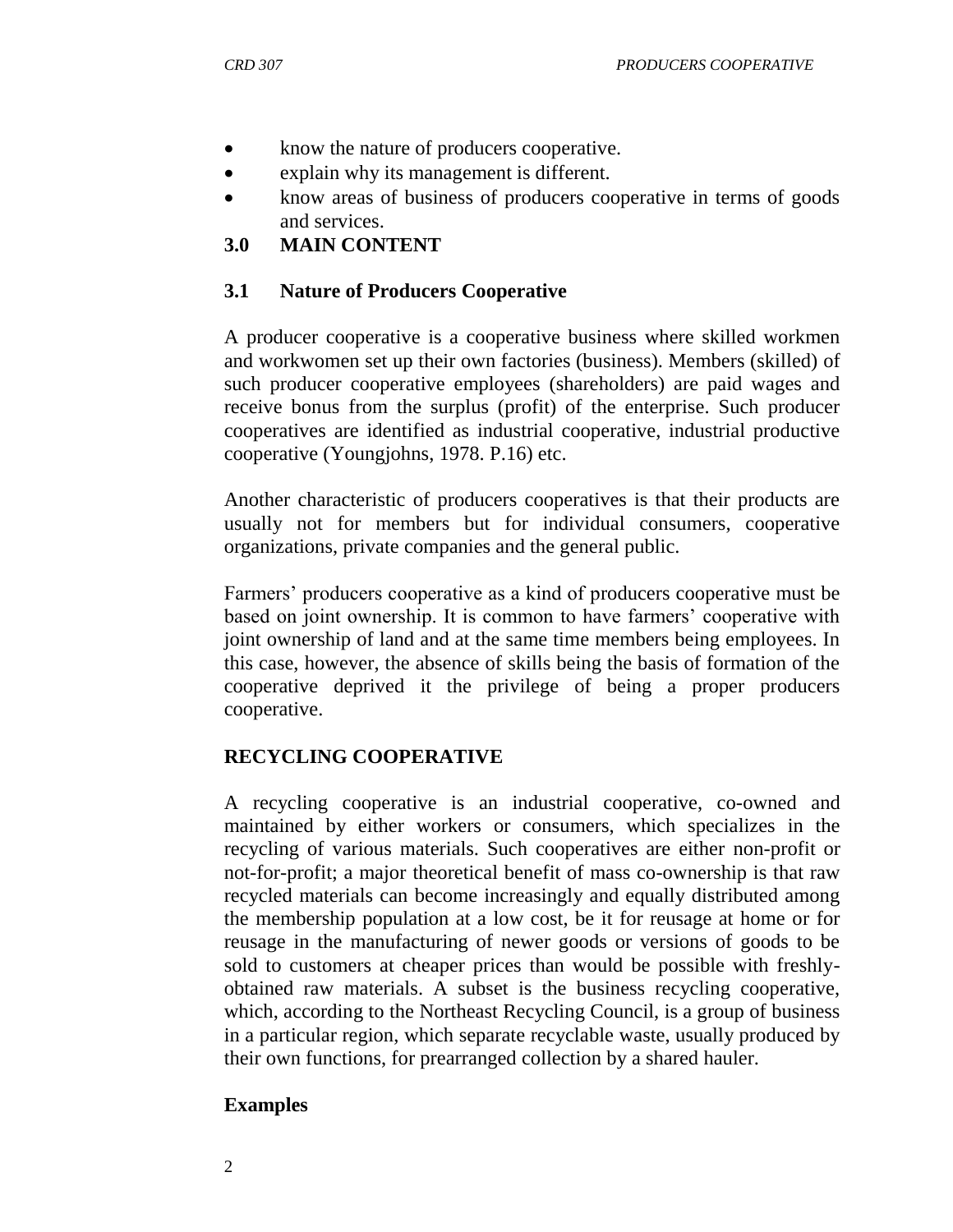- know the nature of producers cooperative.
- explain why its management is different.
- know areas of business of producers cooperative in terms of goods and services.

## 3.0 MAIN CONTENT

### 3.1 Nature of Producers Cooperative

A producer cooperative is a cooperative business where skilled workmen and workwomen set up their own factories (business). Members (skilled) of such producer cooperative employees (shareholders) are paid wages and receive bonus from the surplus (profit) of the enterprise. Such producer cooperatives are identified as industrial cooperative, industrial productive cooperative (Youngjohns, 1978. P.16) etc.

Another characteristic of producers cooperatives is that their products are usually not for members but for individual consumers, cooperative organizations, private companies and the general public.

Farmers' producers cooperative as a kind of producers cooperative must be based on joint ownership. It is common to have farmers' cooperative with joint ownership of land and at the same time members being employees. In this case, however, the absence of skills being the basis of formation of the cooperative deprived it the privilege of being a proper producers cooperative.

**RECYCLING COOPERATIVE**

A recycling cooperative is an industrial cooperative, co-owned and maintained by either workers or consumers, which specializes in the recycling of various materials. Such cooperatives are either non-profit or not-for-profit; a major theoretical benefit of mass co-ownership is that raw recycled materials can become increasingly and equally distributed among the membership population at a low cost, be it for reusage at home or for reusage in the manufacturing of newer goods or versions of goods to be sold to customers at cheaper prices than would be possible with freshly-obtained raw materials. A subset is the business recycling cooperative, which, according to the Northeast Recycling Council, is a group of business in a particular region, which separate recyclable waste, usually produced by their own functions, for prearranged collection by a shared hauler.

**Examples**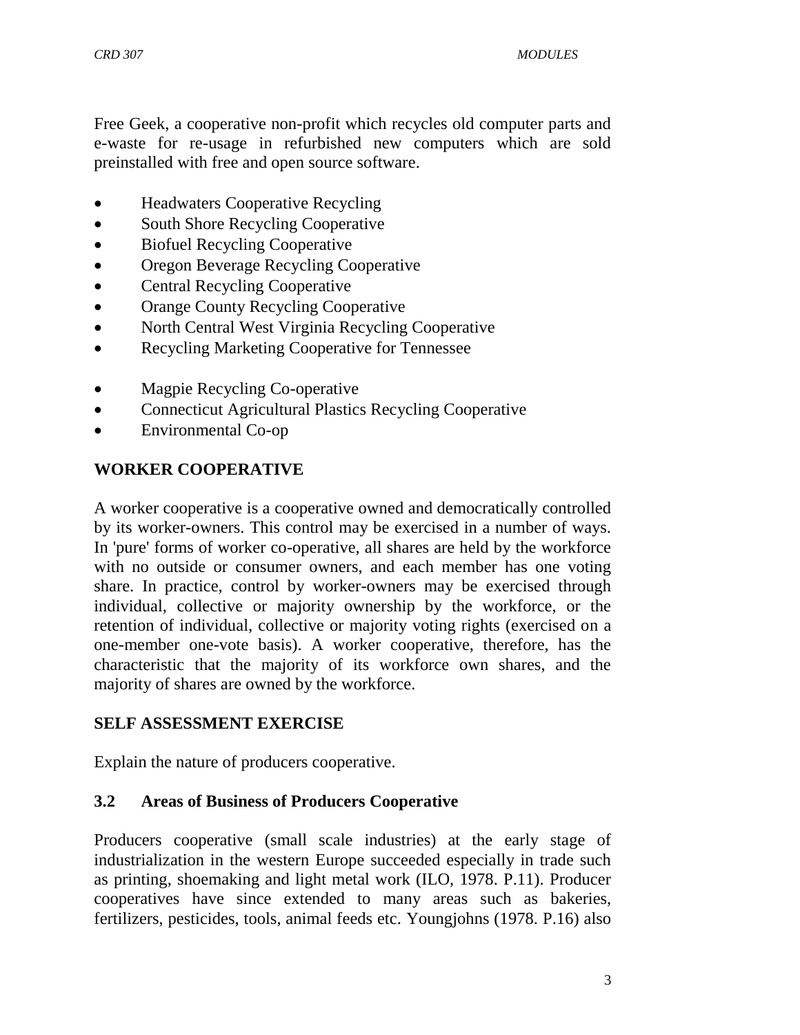Free Geek, a cooperative non-profit which recycles old computer parts and e-waste for re-usage in refurbished new computers which are sold preinstalled with free and open source software.

- Headwaters Cooperative Recycling
- South Shore Recycling Cooperative
- Biofuel Recycling Cooperative
- Oregon Beverage Recycling Cooperative
- Central Recycling Cooperative
- Orange County Recycling Cooperative
- North Central West Virginia Recycling Cooperative
- Recycling Marketing Cooperative for Tennessee

- Magpie Recycling Co-operative
- Connecticut Agricultural Plastics Recycling Cooperative
- Environmental Co-op

**WORKER COOPERATIVE**

A worker cooperative is a cooperative owned and democratically controlled by its worker-owners. This control may be exercised in a number of ways. In 'pure' forms of worker co-operative, all shares are held by the workforce with no outside or consumer owners, and each member has one voting share. In practice, control by worker-owners may be exercised through individual, collective or majority ownership by the workforce, or the retention of individual, collective or majority voting rights (exercised on a one-member one-vote basis). A worker cooperative, therefore, has the characteristic that the majority of its workforce own shares, and the majority of shares are owned by the workforce.

## SELF ASSESSMENT EXERCISE

Explain the nature of producers cooperative.

## 3.2 Areas of Business of Producers Cooperative

Producers cooperative (small scale industries) at the early stage of industrialization in the western Europe succeeded especially in trade such as printing, shoemaking and light metal work (ILO, 1978. P.11). Producer cooperatives have since extended to many areas such as bakeries, fertilizers, pesticides, tools, animal feeds etc. Youngjohns (1978. P.16) also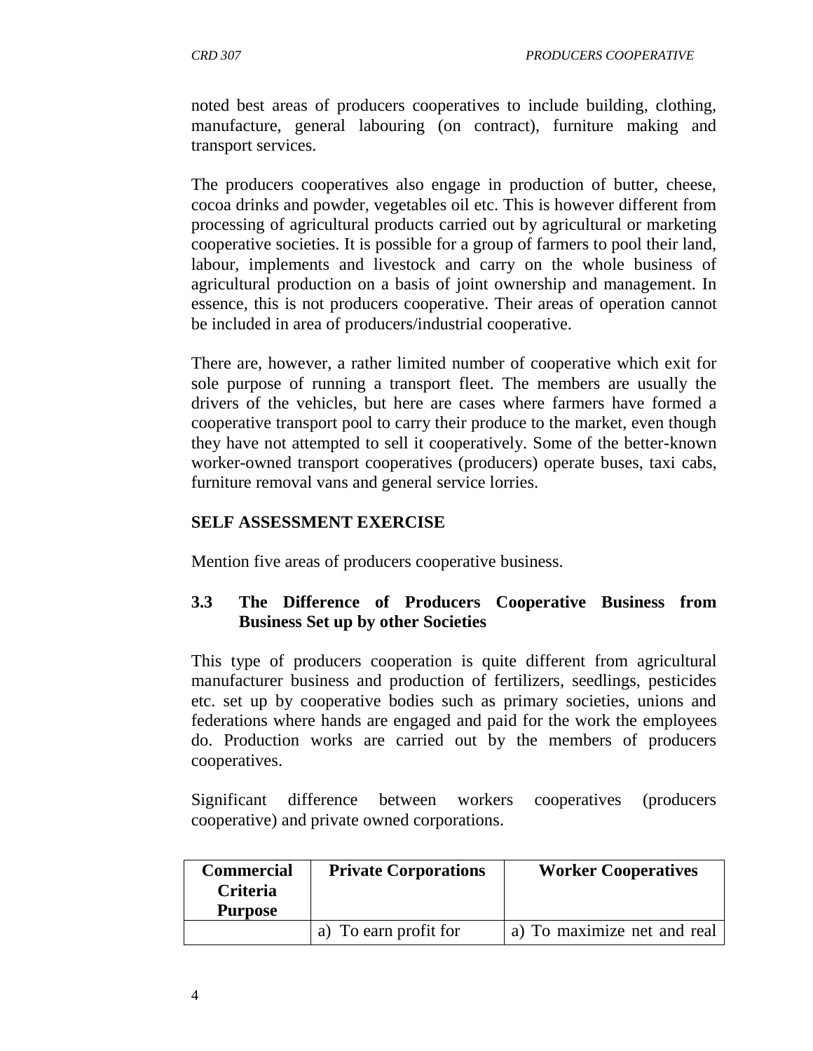noted best areas of producers cooperatives to include building, clothing, manufacture, general labouring (on contract), furniture making and transport services.

The producers cooperatives also engage in production of butter, cheese, cocoa drinks and powder, vegetables oil etc. This is however different from processing of agricultural products carried out by agricultural or marketing cooperative societies. It is possible for a group of farmers to pool their land, labour, implements and livestock and carry on the whole business of agricultural production on a basis of joint ownership and management. In essence, this is not producers cooperative. Their areas of operation cannot be included in area of producers/industrial cooperative.

There are, however, a rather limited number of cooperative which exit for sole purpose of running a transport fleet. The members are usually the drivers of the vehicles, but here are cases where farmers have formed a cooperative transport pool to carry their produce to the market, even though they have not attempted to sell it cooperatively. Some of the better-known worker-owned transport cooperatives (producers) operate buses, taxi cabs, furniture removal vans and general service lorries.

**SELF ASSESSMENT EXERCISE**

Mention five areas of producers cooperative business.

### 3.3 The Difference of Producers Cooperative Business from Business Set up by other Societies

This type of producers cooperation is quite different from agricultural manufacturer business and production of fertilizers, seedlings, pesticides etc. set up by cooperative bodies such as primary societies, unions and federations where hands are engaged and paid for the work the employees do. Production works are carried out by the members of producers cooperatives.

Significant difference between workers cooperatives (producers cooperative) and private owned corporations.

| Commercial Criteria Purpose | Private Corporations | Worker Cooperatives |
|---|---|---|
| | a) To earn profit for | a) To maximize net and real |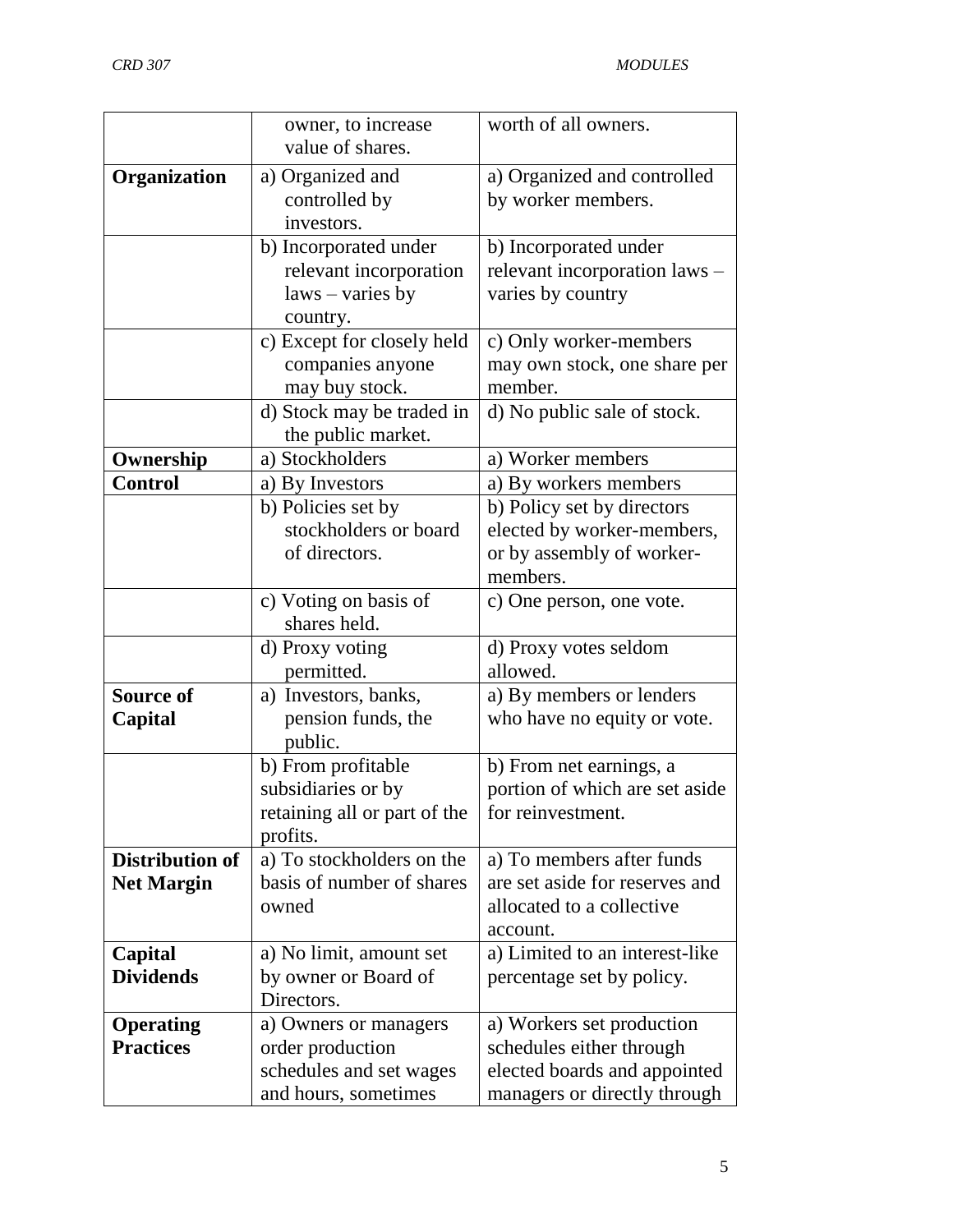| | | |
|---|---|---|
| | owner, to increase value of shares. | worth of all owners. |
| **Organization** | a) Organized and controlled by investors. | a) Organized and controlled by worker members. |
| | b) Incorporated under relevant incorporation laws – varies by country. | b) Incorporated under relevant incorporation laws – varies by country |
| | c) Except for closely held companies anyone may buy stock. | c) Only worker-members may own stock, one share per member. |
| | d) Stock may be traded in the public market. | d) No public sale of stock. |
| **Ownership** | a) Stockholders | a) Worker members |
| **Control** | a) By Investors | a) By workers members |
| | b) Policies set by stockholders or board of directors. | b) Policy set by directors elected by worker-members, or by assembly of worker-members. |
| | c) Voting on basis of shares held. | c) One person, one vote. |
| | d) Proxy voting permitted. | d) Proxy votes seldom allowed. |
| **Source of Capital** | a) Investors, banks, pension funds, the public. | a) By members or lenders who have no equity or vote. |
| | b) From profitable subsidiaries or by retaining all or part of the profits. | b) From net earnings, a portion of which are set aside for reinvestment. |
| **Distribution of Net Margin** | a) To stockholders on the basis of number of shares owned | a) To members after funds are set aside for reserves and allocated to a collective account. |
| **Capital Dividends** | a) No limit, amount set by owner or Board of Directors. | a) Limited to an interest-like percentage set by policy. |
| **Operating Practices** | a) Owners or managers order production schedules and set wages and hours, sometimes | a) Workers set production schedules either through elected boards and appointed managers or directly through |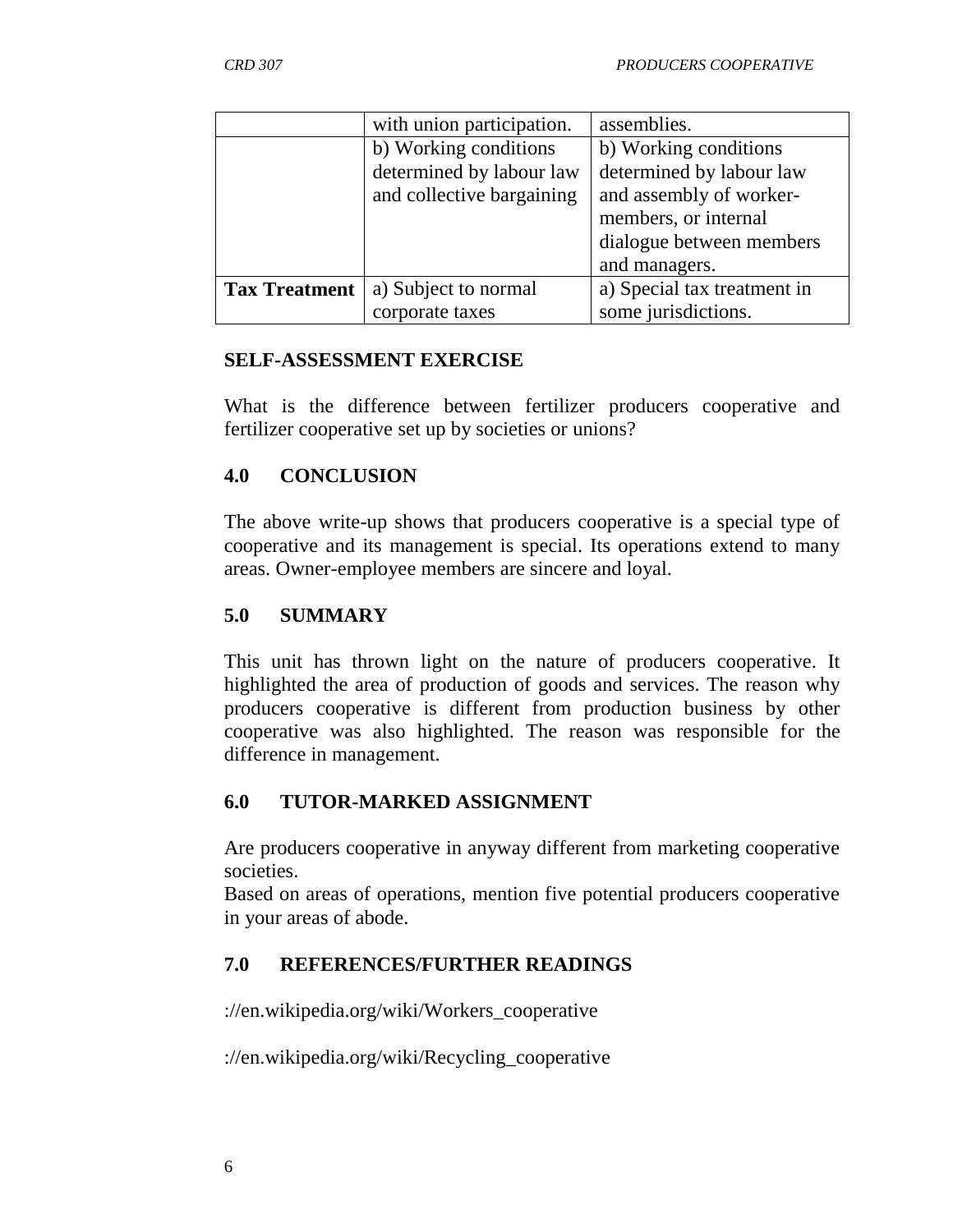| | | |
|---|---|---|
| | with union participation. | assemblies. |
| | b) Working conditions determined by labour law and collective bargaining | b) Working conditions determined by labour law and assembly of worker-members, or internal dialogue between members and managers. |
| **Tax Treatment** | a) Subject to normal corporate taxes | a) Special tax treatment in some jurisdictions. |

**SELF-ASSESSMENT EXERCISE**

What is the difference between fertilizer producers cooperative and fertilizer cooperative set up by societies or unions?

## 4.0 CONCLUSION

The above write-up shows that producers cooperative is a special type of cooperative and its management is special. Its operations extend to many areas. Owner-employee members are sincere and loyal.

## 5.0 SUMMARY

This unit has thrown light on the nature of producers cooperative. It highlighted the area of production of goods and services. The reason why producers cooperative is different from production business by other cooperative was also highlighted. The reason was responsible for the difference in management.

## 6.0 TUTOR-MARKED ASSIGNMENT

Are producers cooperative in anyway different from marketing cooperative societies.

Based on areas of operations, mention five potential producers cooperative in your areas of abode.

## 7.0 REFERENCES/FURTHER READINGS

://en.wikipedia.org/wiki/Workers_cooperative

://en.wikipedia.org/wiki/Recycling_cooperative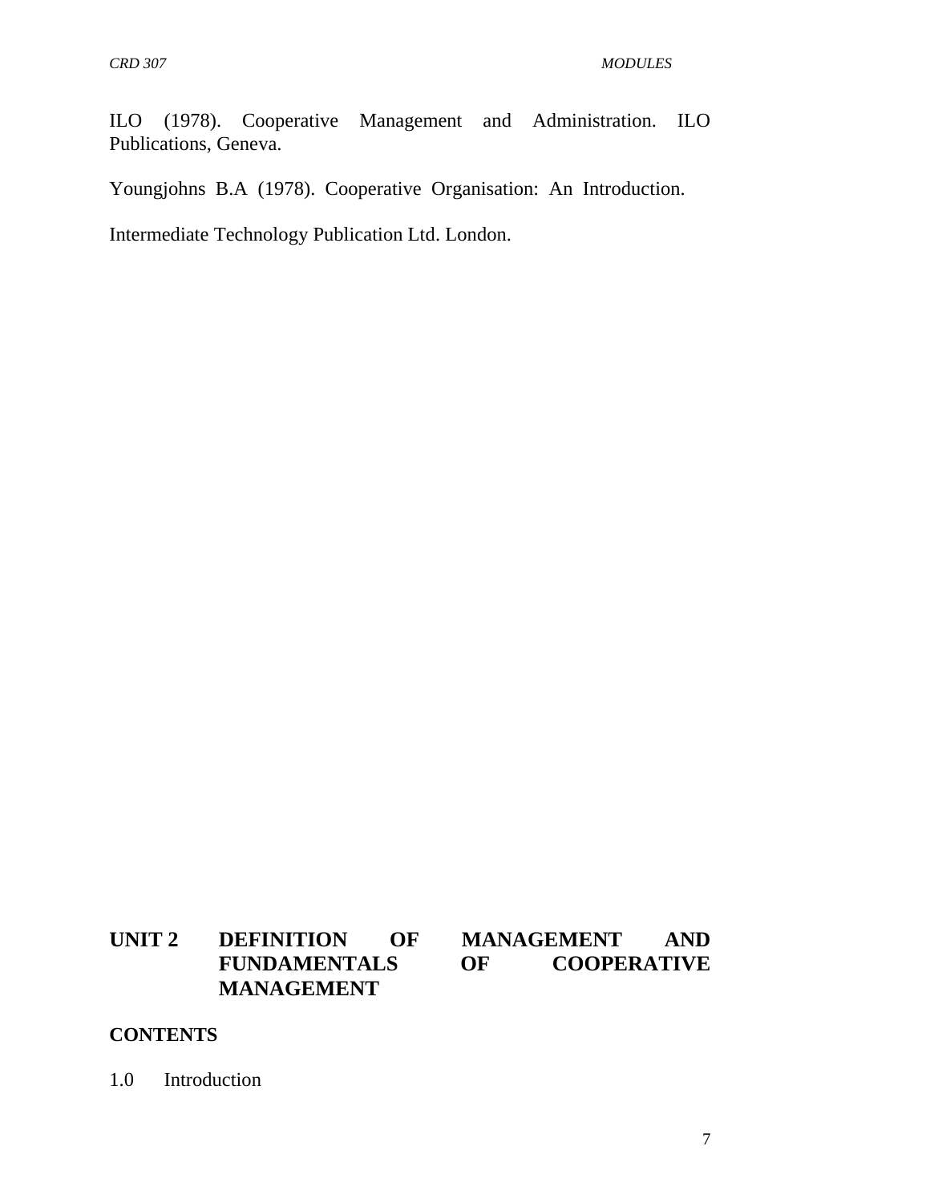ILO (1978). Cooperative Management and Administration. ILO Publications, Geneva.

Youngjohns B.A (1978). Cooperative Organisation: An Introduction.

Intermediate Technology Publication Ltd. London.

## UNIT 2 DEFINITION OF MANAGEMENT AND FUNDAMENTALS OF COOPERATIVE MANAGEMENT

**CONTENTS**

1.0 Introduction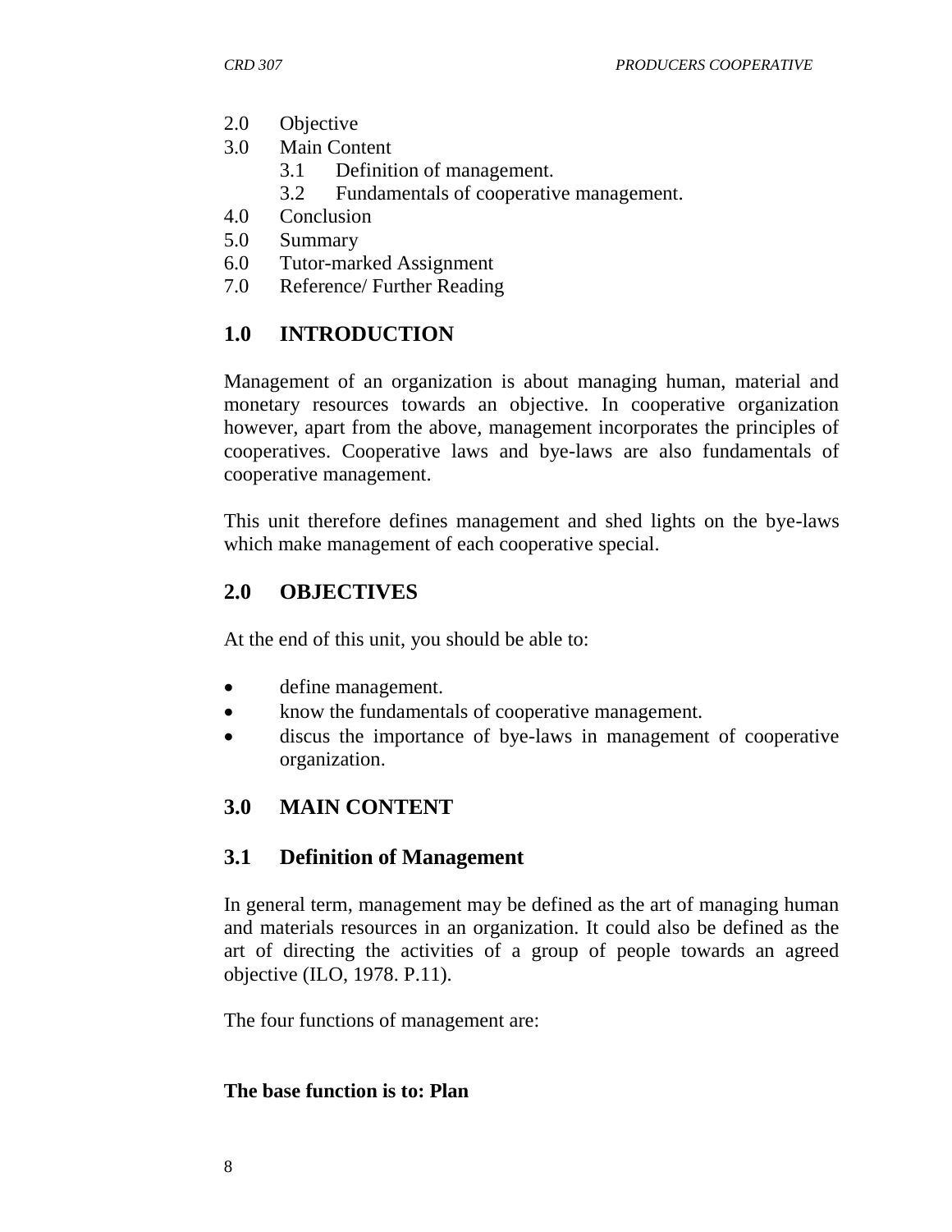2.0 Objective
3.0 Main Content
    3.1 Definition of management.
    3.2 Fundamentals of cooperative management.
4.0 Conclusion
5.0 Summary
6.0 Tutor-marked Assignment
7.0 Reference/ Further Reading

## 1.0 INTRODUCTION

Management of an organization is about managing human, material and monetary resources towards an objective. In cooperative organization however, apart from the above, management incorporates the principles of cooperatives. Cooperative laws and bye-laws are also fundamentals of cooperative management.

This unit therefore defines management and shed lights on the bye-laws which make management of each cooperative special.

## 2.0 OBJECTIVES

At the end of this unit, you should be able to:

- define management.
- know the fundamentals of cooperative management.
- discus the importance of bye-laws in management of cooperative organization.

## 3.0 MAIN CONTENT

### 3.1 Definition of Management

In general term, management may be defined as the art of managing human and materials resources in an organization. It could also be defined as the art of directing the activities of a group of people towards an agreed objective (ILO, 1978. P.11).

The four functions of management are:

**The base function is to: Plan**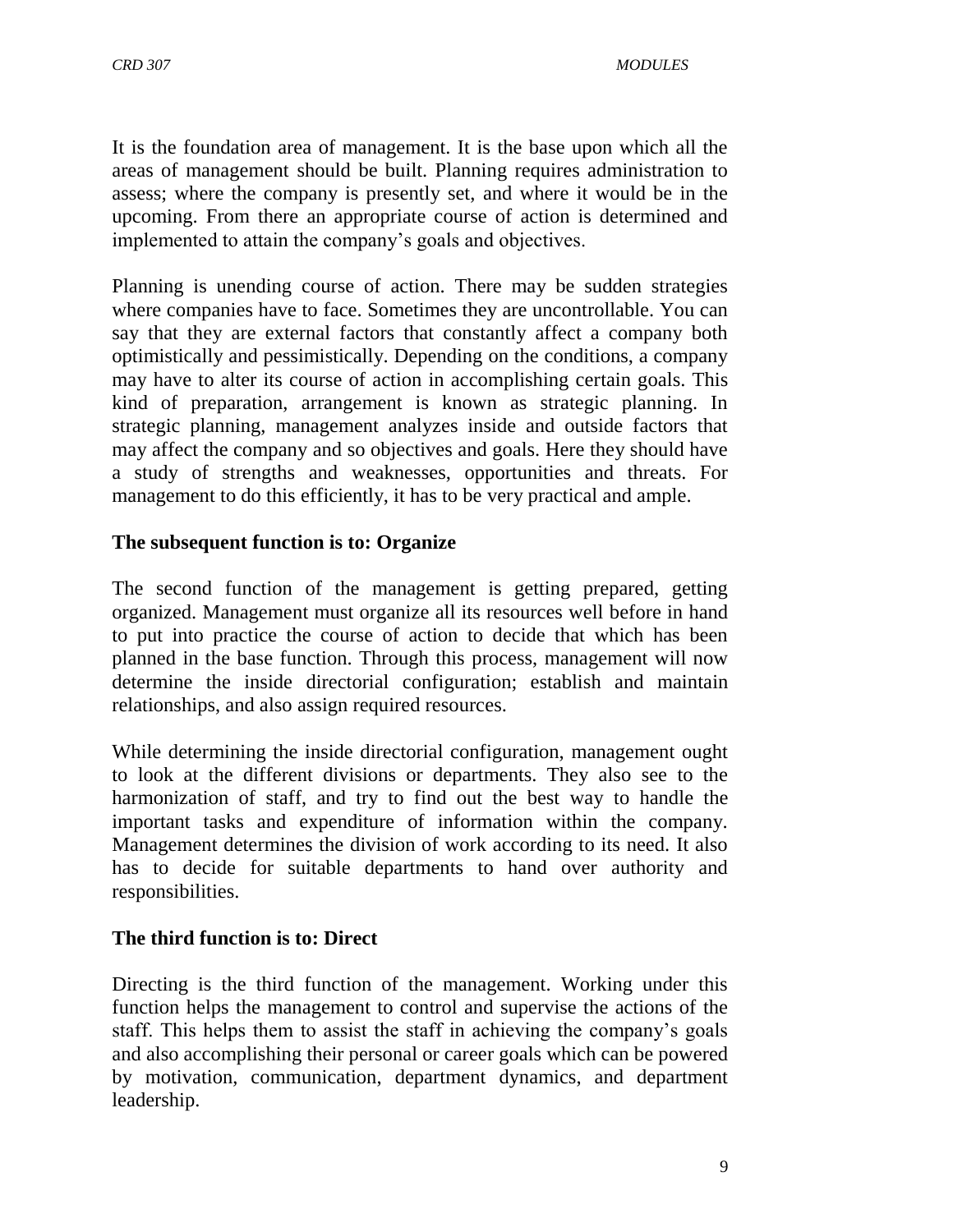It is the foundation area of management. It is the base upon which all the areas of management should be built. Planning requires administration to assess; where the company is presently set, and where it would be in the upcoming. From there an appropriate course of action is determined and implemented to attain the company's goals and objectives.

Planning is unending course of action. There may be sudden strategies where companies have to face. Sometimes they are uncontrollable. You can say that they are external factors that constantly affect a company both optimistically and pessimistically. Depending on the conditions, a company may have to alter its course of action in accomplishing certain goals. This kind of preparation, arrangement is known as strategic planning. In strategic planning, management analyzes inside and outside factors that may affect the company and so objectives and goals. Here they should have a study of strengths and weaknesses, opportunities and threats. For management to do this efficiently, it has to be very practical and ample.

**The subsequent function is to: Organize**

The second function of the management is getting prepared, getting organized. Management must organize all its resources well before in hand to put into practice the course of action to decide that which has been planned in the base function. Through this process, management will now determine the inside directorial configuration; establish and maintain relationships, and also assign required resources.

While determining the inside directorial configuration, management ought to look at the different divisions or departments. They also see to the harmonization of staff, and try to find out the best way to handle the important tasks and expenditure of information within the company. Management determines the division of work according to its need. It also has to decide for suitable departments to hand over authority and responsibilities.

**The third function is to: Direct**

Directing is the third function of the management. Working under this function helps the management to control and supervise the actions of the staff. This helps them to assist the staff in achieving the company's goals and also accomplishing their personal or career goals which can be powered by motivation, communication, department dynamics, and department leadership.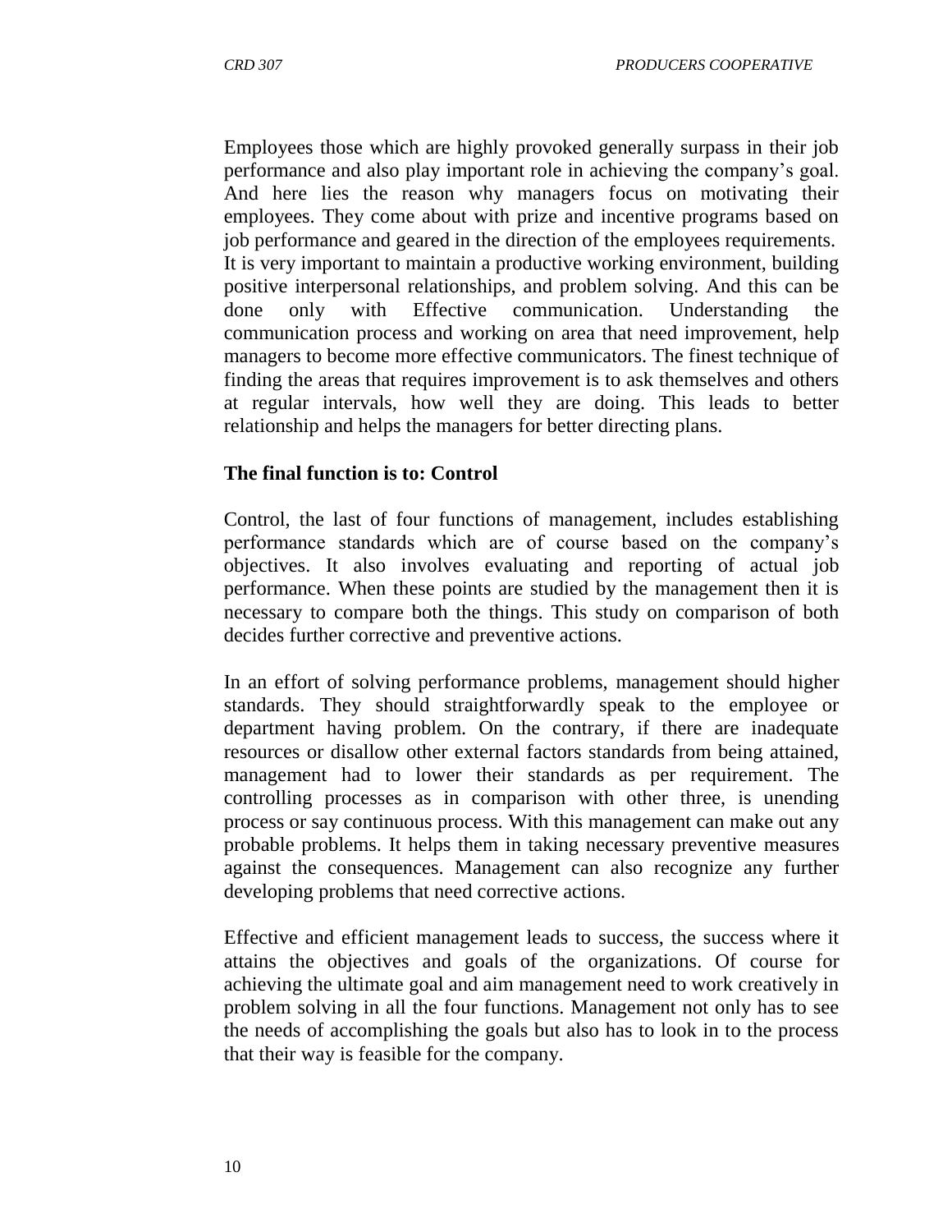Employees those which are highly provoked generally surpass in their job performance and also play important role in achieving the company's goal. And here lies the reason why managers focus on motivating their employees. They come about with prize and incentive programs based on job performance and geared in the direction of the employees requirements. It is very important to maintain a productive working environment, building positive interpersonal relationships, and problem solving. And this can be done only with Effective communication. Understanding the communication process and working on area that need improvement, help managers to become more effective communicators. The finest technique of finding the areas that requires improvement is to ask themselves and others at regular intervals, how well they are doing. This leads to better relationship and helps the managers for better directing plans.

**The final function is to: Control**

Control, the last of four functions of management, includes establishing performance standards which are of course based on the company's objectives. It also involves evaluating and reporting of actual job performance. When these points are studied by the management then it is necessary to compare both the things. This study on comparison of both decides further corrective and preventive actions.

In an effort of solving performance problems, management should higher standards. They should straightforwardly speak to the employee or department having problem. On the contrary, if there are inadequate resources or disallow other external factors standards from being attained, management had to lower their standards as per requirement. The controlling processes as in comparison with other three, is unending process or say continuous process. With this management can make out any probable problems. It helps them in taking necessary preventive measures against the consequences. Management can also recognize any further developing problems that need corrective actions.

Effective and efficient management leads to success, the success where it attains the objectives and goals of the organizations. Of course for achieving the ultimate goal and aim management need to work creatively in problem solving in all the four functions. Management not only has to see the needs of accomplishing the goals but also has to look in to the process that their way is feasible for the company.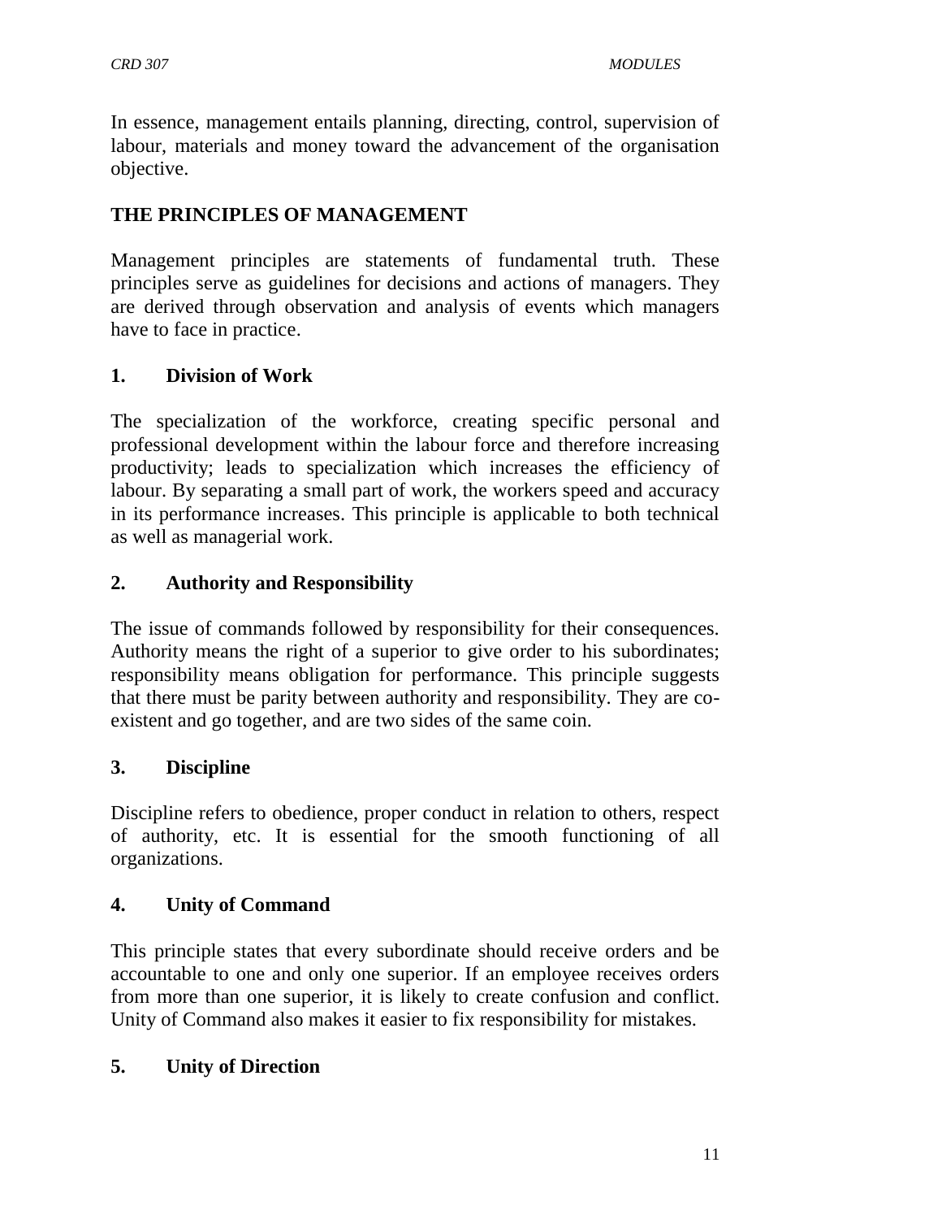In essence, management entails planning, directing, control, supervision of labour, materials and money toward the advancement of the organisation objective.

## THE PRINCIPLES OF MANAGEMENT

Management principles are statements of fundamental truth. These principles serve as guidelines for decisions and actions of managers. They are derived through observation and analysis of events which managers have to face in practice.

### 1. Division of Work

The specialization of the workforce, creating specific personal and professional development within the labour force and therefore increasing productivity; leads to specialization which increases the efficiency of labour. By separating a small part of work, the workers speed and accuracy in its performance increases. This principle is applicable to both technical as well as managerial work.

### 2. Authority and Responsibility

The issue of commands followed by responsibility for their consequences. Authority means the right of a superior to give order to his subordinates; responsibility means obligation for performance. This principle suggests that there must be parity between authority and responsibility. They are co-existent and go together, and are two sides of the same coin.

### 3. Discipline

Discipline refers to obedience, proper conduct in relation to others, respect of authority, etc. It is essential for the smooth functioning of all organizations.

### 4. Unity of Command

This principle states that every subordinate should receive orders and be accountable to one and only one superior. If an employee receives orders from more than one superior, it is likely to create confusion and conflict. Unity of Command also makes it easier to fix responsibility for mistakes.

### 5. Unity of Direction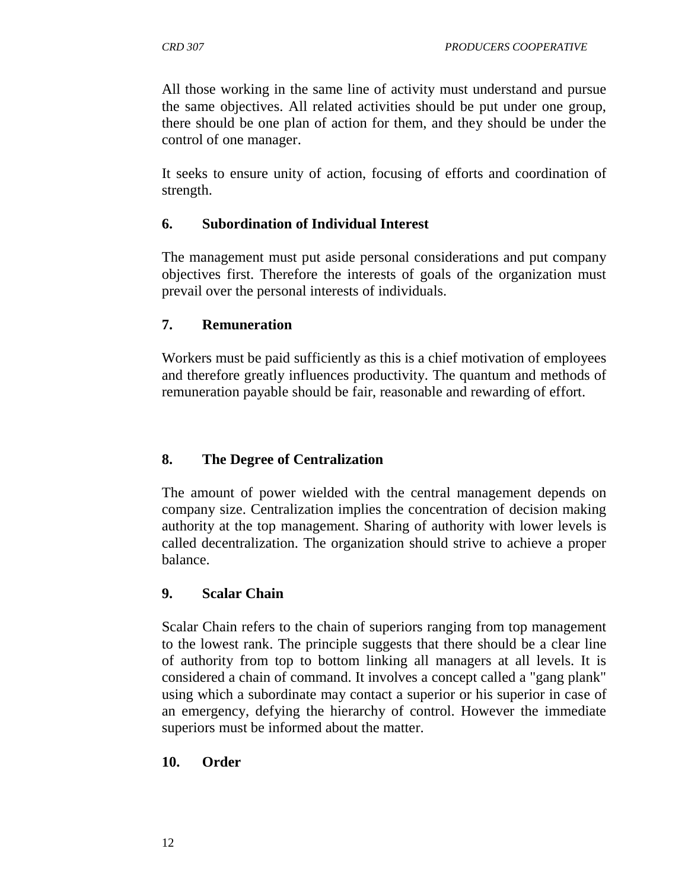All those working in the same line of activity must understand and pursue the same objectives. All related activities should be put under one group, there should be one plan of action for them, and they should be under the control of one manager.

It seeks to ensure unity of action, focusing of efforts and coordination of strength.

### 6. Subordination of Individual Interest

The management must put aside personal considerations and put company objectives first. Therefore the interests of goals of the organization must prevail over the personal interests of individuals.

### 7. Remuneration

Workers must be paid sufficiently as this is a chief motivation of employees and therefore greatly influences productivity. The quantum and methods of remuneration payable should be fair, reasonable and rewarding of effort.

### 8. The Degree of Centralization

The amount of power wielded with the central management depends on company size. Centralization implies the concentration of decision making authority at the top management. Sharing of authority with lower levels is called decentralization. The organization should strive to achieve a proper balance.

### 9. Scalar Chain

Scalar Chain refers to the chain of superiors ranging from top management to the lowest rank. The principle suggests that there should be a clear line of authority from top to bottom linking all managers at all levels. It is considered a chain of command. It involves a concept called a "gang plank" using which a subordinate may contact a superior or his superior in case of an emergency, defying the hierarchy of control. However the immediate superiors must be informed about the matter.

### 10. Order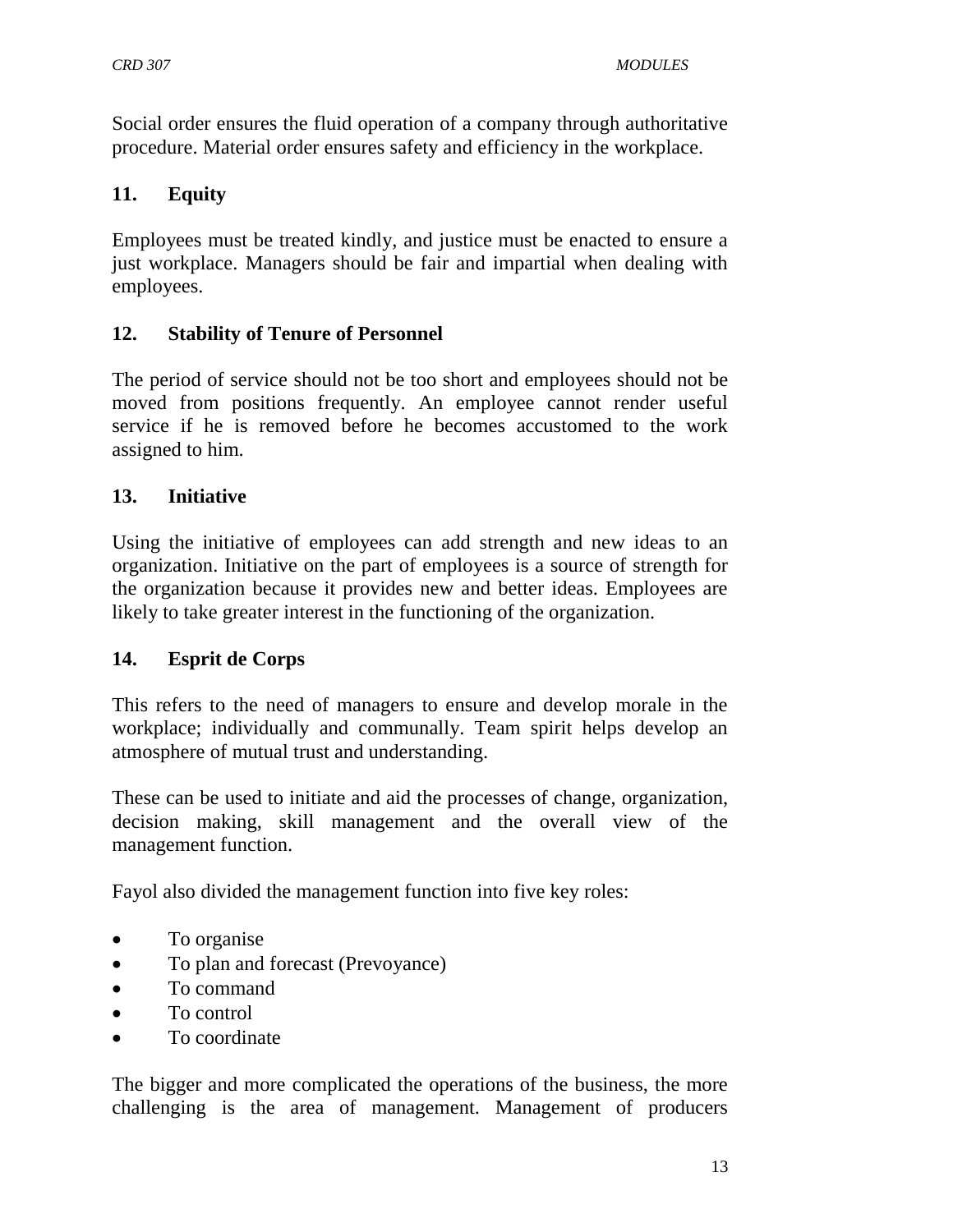Social order ensures the fluid operation of a company through authoritative procedure. Material order ensures safety and efficiency in the workplace.

### 11. Equity

Employees must be treated kindly, and justice must be enacted to ensure a just workplace. Managers should be fair and impartial when dealing with employees.

### 12. Stability of Tenure of Personnel

The period of service should not be too short and employees should not be moved from positions frequently. An employee cannot render useful service if he is removed before he becomes accustomed to the work assigned to him.

### 13. Initiative

Using the initiative of employees can add strength and new ideas to an organization. Initiative on the part of employees is a source of strength for the organization because it provides new and better ideas. Employees are likely to take greater interest in the functioning of the organization.

### 14. Esprit de Corps

This refers to the need of managers to ensure and develop morale in the workplace; individually and communally. Team spirit helps develop an atmosphere of mutual trust and understanding.

These can be used to initiate and aid the processes of change, organization, decision making, skill management and the overall view of the management function.

Fayol also divided the management function into five key roles:

- To organise
- To plan and forecast (Prevoyance)
- To command
- To control
- To coordinate

The bigger and more complicated the operations of the business, the more challenging is the area of management. Management of producers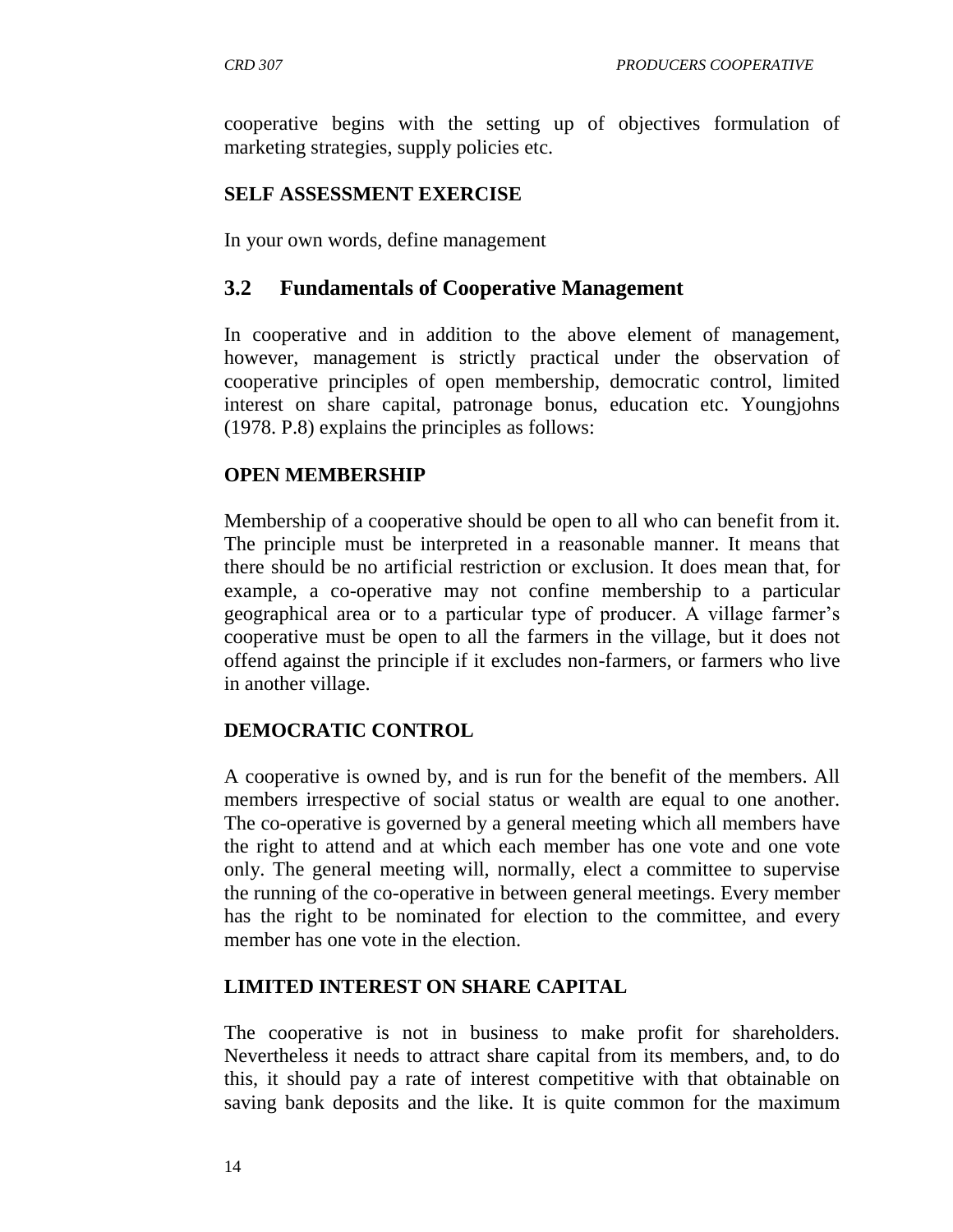cooperative begins with the setting up of objectives formulation of marketing strategies, supply policies etc.

**SELF ASSESSMENT EXERCISE**

In your own words, define management

## 3.2 Fundamentals of Cooperative Management

In cooperative and in addition to the above element of management, however, management is strictly practical under the observation of cooperative principles of open membership, democratic control, limited interest on share capital, patronage bonus, education etc. Youngjohns (1978. P.8) explains the principles as follows:

**OPEN MEMBERSHIP**

Membership of a cooperative should be open to all who can benefit from it. The principle must be interpreted in a reasonable manner. It means that there should be no artificial restriction or exclusion. It does mean that, for example, a co-operative may not confine membership to a particular geographical area or to a particular type of producer. A village farmer's cooperative must be open to all the farmers in the village, but it does not offend against the principle if it excludes non-farmers, or farmers who live in another village.

**DEMOCRATIC CONTROL**

A cooperative is owned by, and is run for the benefit of the members. All members irrespective of social status or wealth are equal to one another. The co-operative is governed by a general meeting which all members have the right to attend and at which each member has one vote and one vote only. The general meeting will, normally, elect a committee to supervise the running of the co-operative in between general meetings. Every member has the right to be nominated for election to the committee, and every member has one vote in the election.

**LIMITED INTEREST ON SHARE CAPITAL**

The cooperative is not in business to make profit for shareholders. Nevertheless it needs to attract share capital from its members, and, to do this, it should pay a rate of interest competitive with that obtainable on saving bank deposits and the like. It is quite common for the maximum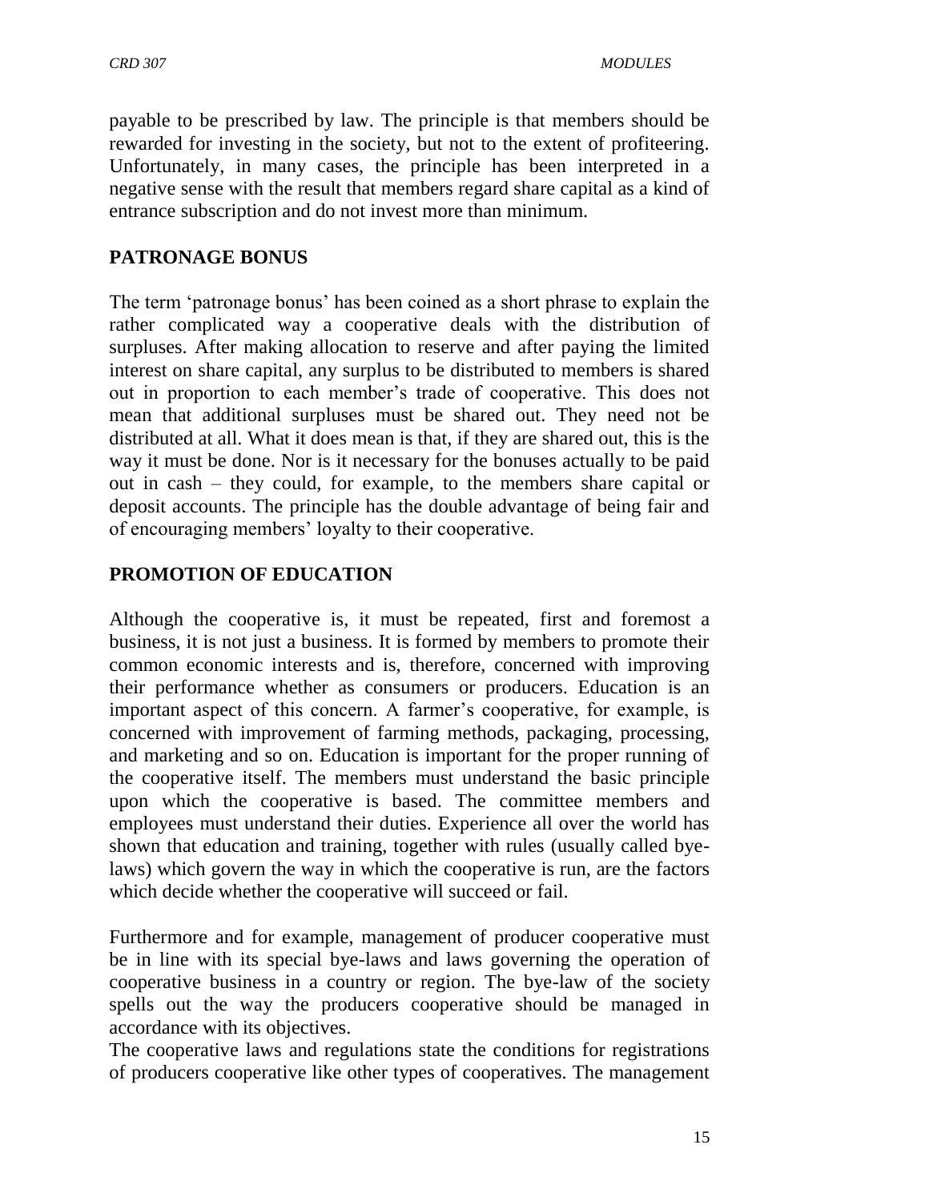payable to be prescribed by law. The principle is that members should be rewarded for investing in the society, but not to the extent of profiteering. Unfortunately, in many cases, the principle has been interpreted in a negative sense with the result that members regard share capital as a kind of entrance subscription and do not invest more than minimum.

## PATRONAGE BONUS

The term 'patronage bonus' has been coined as a short phrase to explain the rather complicated way a cooperative deals with the distribution of surpluses. After making allocation to reserve and after paying the limited interest on share capital, any surplus to be distributed to members is shared out in proportion to each member's trade of cooperative. This does not mean that additional surpluses must be shared out. They need not be distributed at all. What it does mean is that, if they are shared out, this is the way it must be done. Nor is it necessary for the bonuses actually to be paid out in cash – they could, for example, to the members share capital or deposit accounts. The principle has the double advantage of being fair and of encouraging members' loyalty to their cooperative.

## PROMOTION OF EDUCATION

Although the cooperative is, it must be repeated, first and foremost a business, it is not just a business. It is formed by members to promote their common economic interests and is, therefore, concerned with improving their performance whether as consumers or producers. Education is an important aspect of this concern. A farmer's cooperative, for example, is concerned with improvement of farming methods, packaging, processing, and marketing and so on. Education is important for the proper running of the cooperative itself. The members must understand the basic principle upon which the cooperative is based. The committee members and employees must understand their duties. Experience all over the world has shown that education and training, together with rules (usually called bye-laws) which govern the way in which the cooperative is run, are the factors which decide whether the cooperative will succeed or fail.

Furthermore and for example, management of producer cooperative must be in line with its special bye-laws and laws governing the operation of cooperative business in a country or region. The bye-law of the society spells out the way the producers cooperative should be managed in accordance with its objectives.

The cooperative laws and regulations state the conditions for registrations of producers cooperative like other types of cooperatives. The management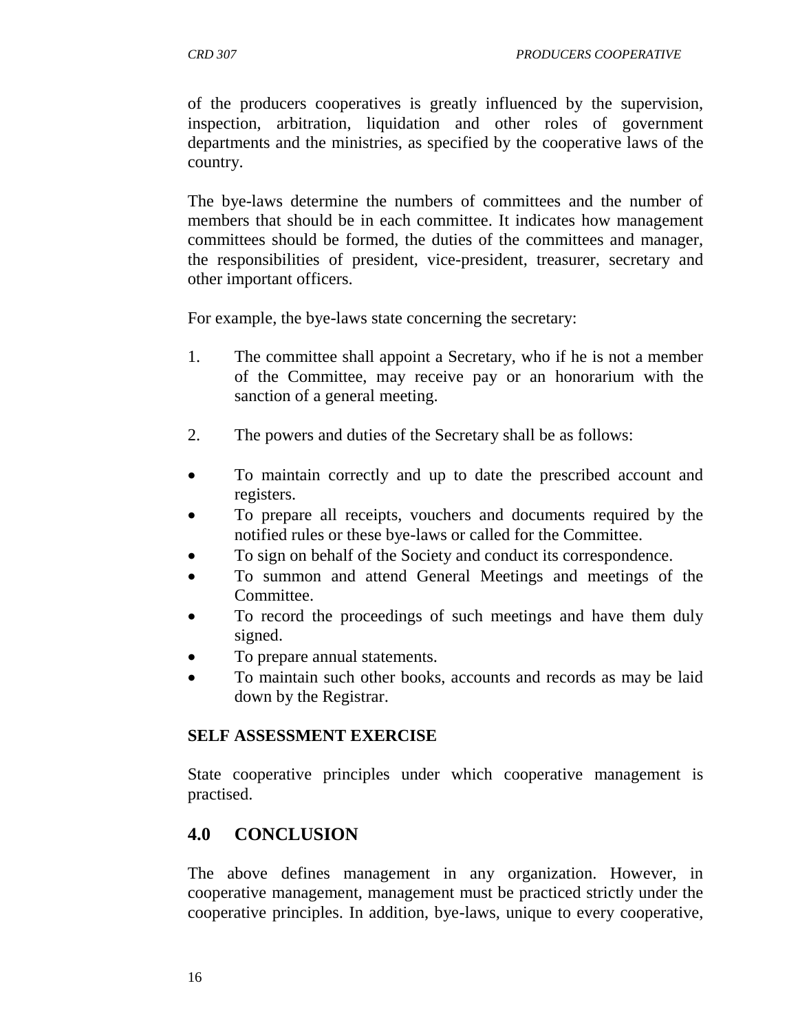of the producers cooperatives is greatly influenced by the supervision, inspection, arbitration, liquidation and other roles of government departments and the ministries, as specified by the cooperative laws of the country.

The bye-laws determine the numbers of committees and the number of members that should be in each committee. It indicates how management committees should be formed, the duties of the committees and manager, the responsibilities of president, vice-president, treasurer, secretary and other important officers.

For example, the bye-laws state concerning the secretary:

1. The committee shall appoint a Secretary, who if he is not a member of the Committee, may receive pay or an honorarium with the sanction of a general meeting.

2. The powers and duties of the Secretary shall be as follows:

- To maintain correctly and up to date the prescribed account and registers.
- To prepare all receipts, vouchers and documents required by the notified rules or these bye-laws or called for the Committee.
- To sign on behalf of the Society and conduct its correspondence.
- To summon and attend General Meetings and meetings of the Committee.
- To record the proceedings of such meetings and have them duly signed.
- To prepare annual statements.
- To maintain such other books, accounts and records as may be laid down by the Registrar.

**SELF ASSESSMENT EXERCISE**

State cooperative principles under which cooperative management is practised.

## 4.0 CONCLUSION

The above defines management in any organization. However, in cooperative management, management must be practiced strictly under the cooperative principles. In addition, bye-laws, unique to every cooperative,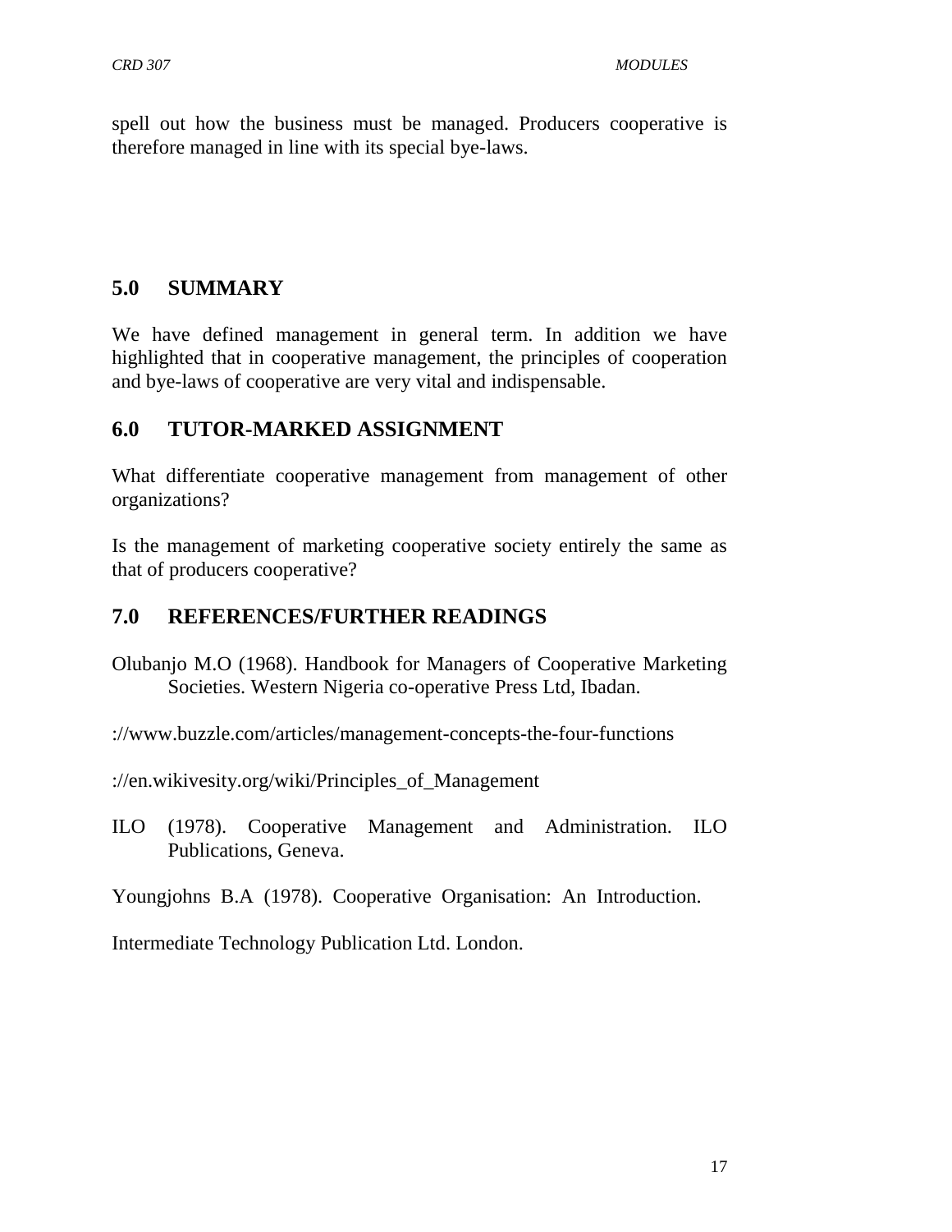spell out how the business must be managed. Producers cooperative is therefore managed in line with its special bye-laws.

## 5.0 SUMMARY

We have defined management in general term. In addition we have highlighted that in cooperative management, the principles of cooperation and bye-laws of cooperative are very vital and indispensable.

## 6.0 TUTOR-MARKED ASSIGNMENT

What differentiate cooperative management from management of other organizations?

Is the management of marketing cooperative society entirely the same as that of producers cooperative?

## 7.0 REFERENCES/FURTHER READINGS

Olubanjo M.O (1968). Handbook for Managers of Cooperative Marketing Societies. Western Nigeria co-operative Press Ltd, Ibadan.

://www.buzzle.com/articles/management-concepts-the-four-functions

://en.wikivesity.org/wiki/Principles_of_Management

ILO (1978). Cooperative Management and Administration. ILO Publications, Geneva.

Youngjohns B.A (1978). Cooperative Organisation: An Introduction.

Intermediate Technology Publication Ltd. London.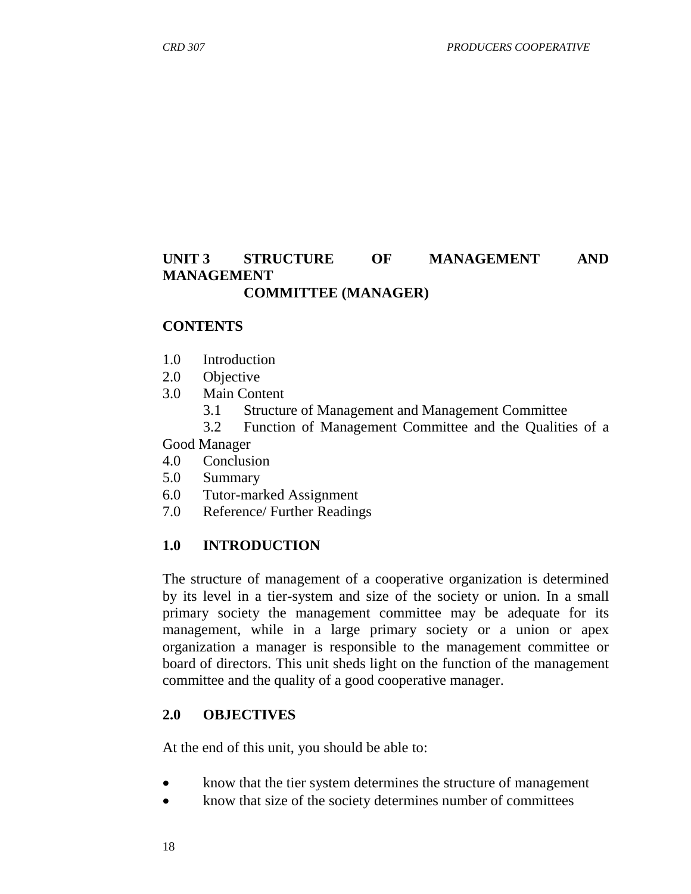## UNIT 3 STRUCTURE OF MANAGEMENT AND MANAGEMENT COMMITTEE (MANAGER)

**CONTENTS**

1.0 Introduction
2.0 Objective
3.0 Main Content
    3.1 Structure of Management and Management Committee
    3.2 Function of Management Committee and the Qualities of a Good Manager
4.0 Conclusion
5.0 Summary
6.0 Tutor-marked Assignment
7.0 Reference/ Further Readings

### 1.0 INTRODUCTION

The structure of management of a cooperative organization is determined by its level in a tier-system and size of the society or union. In a small primary society the management committee may be adequate for its management, while in a large primary society or a union or apex organization a manager is responsible to the management committee or board of directors. This unit sheds light on the function of the management committee and the quality of a good cooperative manager.

### 2.0 OBJECTIVES

At the end of this unit, you should be able to:

- know that the tier system determines the structure of management
- know that size of the society determines number of committees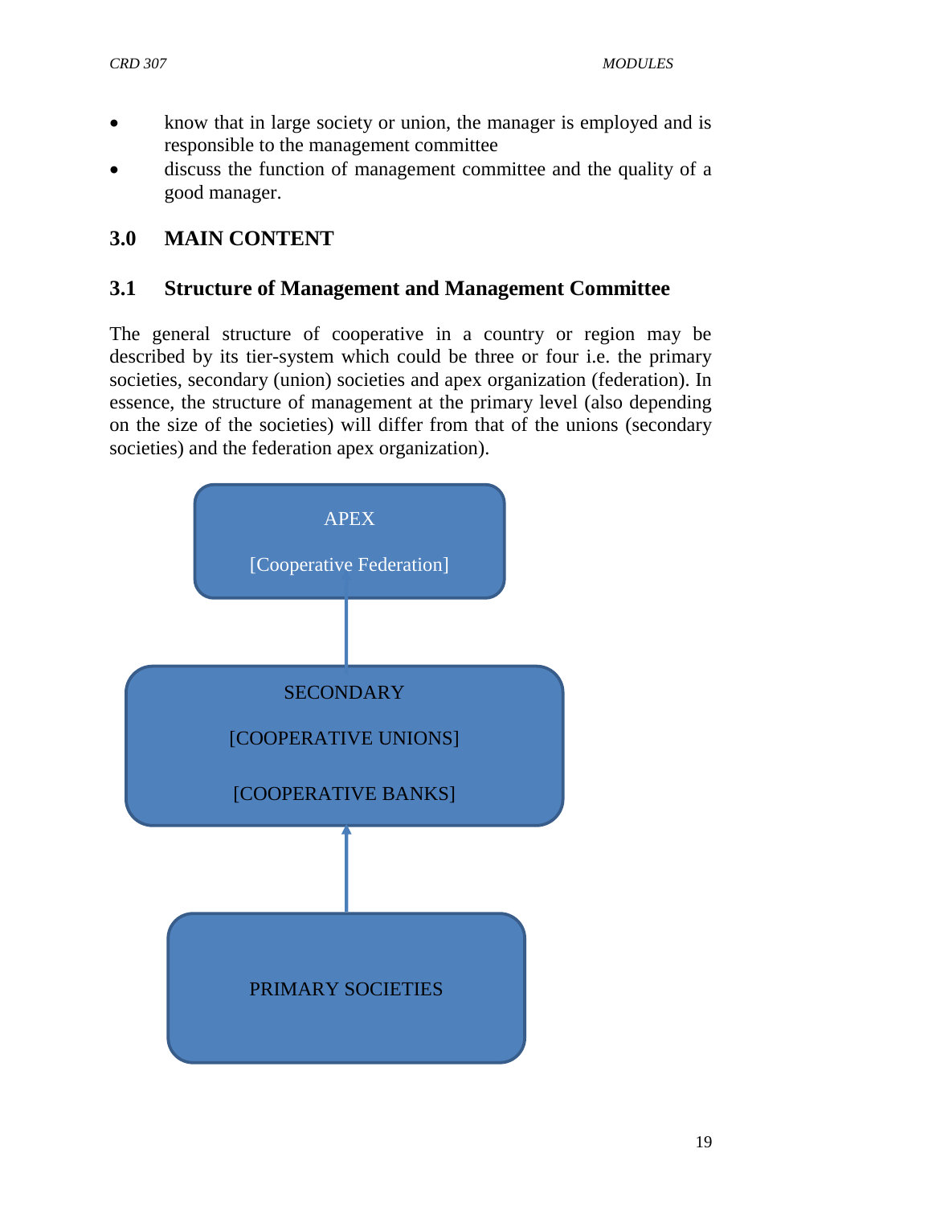- know that in large society or union, the manager is employed and is responsible to the management committee
- discuss the function of management committee and the quality of a good manager.

## 3.0 MAIN CONTENT

### 3.1 Structure of Management and Management Committee

The general structure of cooperative in a country or region may be described by its tier-system which could be three or four i.e. the primary societies, secondary (union) societies and apex organization (federation). In essence, the structure of management at the primary level (also depending on the size of the societies) will differ from that of the unions (secondary societies) and the federation apex organization).

APEX

[Cooperative Federation]

SECONDARY

[COOPERATIVE UNIONS]

[COOPERATIVE BANKS]

PRIMARY SOCIETIES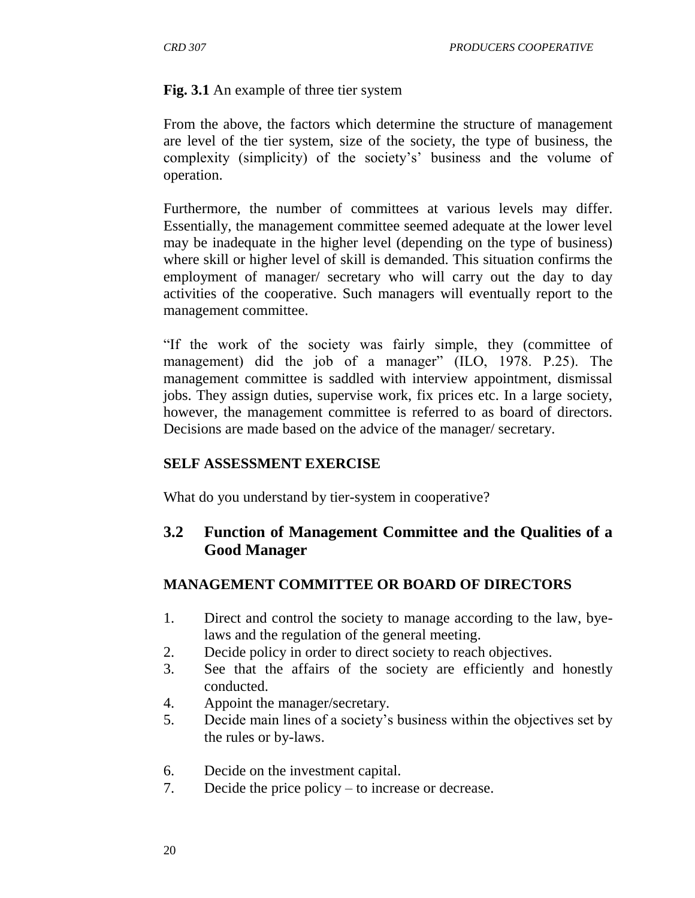**Fig. 3.1** An example of three tier system

From the above, the factors which determine the structure of management are level of the tier system, size of the society, the type of business, the complexity (simplicity) of the society's' business and the volume of operation.

Furthermore, the number of committees at various levels may differ. Essentially, the management committee seemed adequate at the lower level may be inadequate in the higher level (depending on the type of business) where skill or higher level of skill is demanded. This situation confirms the employment of manager/ secretary who will carry out the day to day activities of the cooperative. Such managers will eventually report to the management committee.

"If the work of the society was fairly simple, they (committee of management) did the job of a manager" (ILO, 1978. P.25). The management committee is saddled with interview appointment, dismissal jobs. They assign duties, supervise work, fix prices etc. In a large society, however, the management committee is referred to as board of directors. Decisions are made based on the advice of the manager/ secretary.

**SELF ASSESSMENT EXERCISE**

What do you understand by tier-system in cooperative?

## 3.2 Function of Management Committee and the Qualities of a Good Manager

**MANAGEMENT COMMITTEE OR BOARD OF DIRECTORS**

1. Direct and control the society to manage according to the law, bye-laws and the regulation of the general meeting.
2. Decide policy in order to direct society to reach objectives.
3. See that the affairs of the society are efficiently and honestly conducted.
4. Appoint the manager/secretary.
5. Decide main lines of a society's business within the objectives set by the rules or by-laws.
6. Decide on the investment capital.
7. Decide the price policy – to increase or decrease.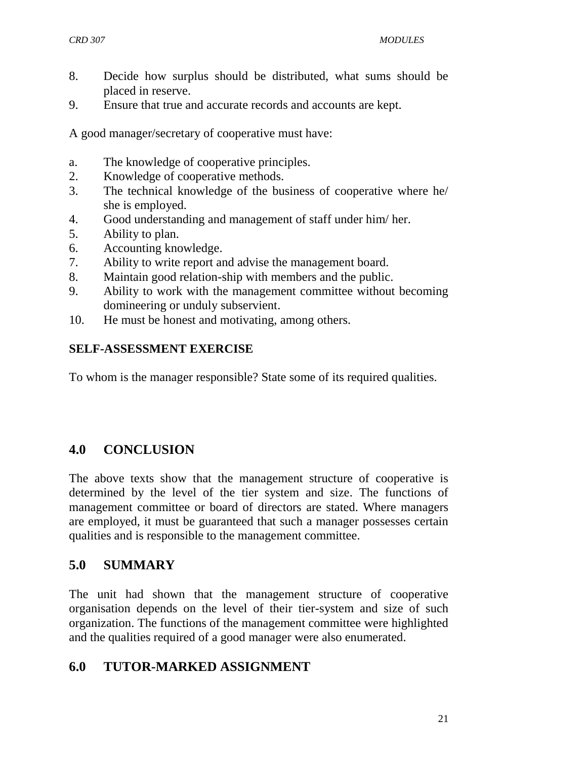8. Decide how surplus should be distributed, what sums should be placed in reserve.
9. Ensure that true and accurate records and accounts are kept.

A good manager/secretary of cooperative must have:

a. The knowledge of cooperative principles.
2. Knowledge of cooperative methods.
3. The technical knowledge of the business of cooperative where he/ she is employed.
4. Good understanding and management of staff under him/ her.
5. Ability to plan.
6. Accounting knowledge.
7. Ability to write report and advise the management board.
8. Maintain good relation-ship with members and the public.
9. Ability to work with the management committee without becoming domineering or unduly subservient.
10. He must be honest and motivating, among others.

**SELF-ASSESSMENT EXERCISE**

To whom is the manager responsible? State some of its required qualities.

## 4.0 CONCLUSION

The above texts show that the management structure of cooperative is determined by the level of the tier system and size. The functions of management committee or board of directors are stated. Where managers are employed, it must be guaranteed that such a manager possesses certain qualities and is responsible to the management committee.

## 5.0 SUMMARY

The unit had shown that the management structure of cooperative organisation depends on the level of their tier-system and size of such organization. The functions of the management committee were highlighted and the qualities required of a good manager were also enumerated.

## 6.0 TUTOR-MARKED ASSIGNMENT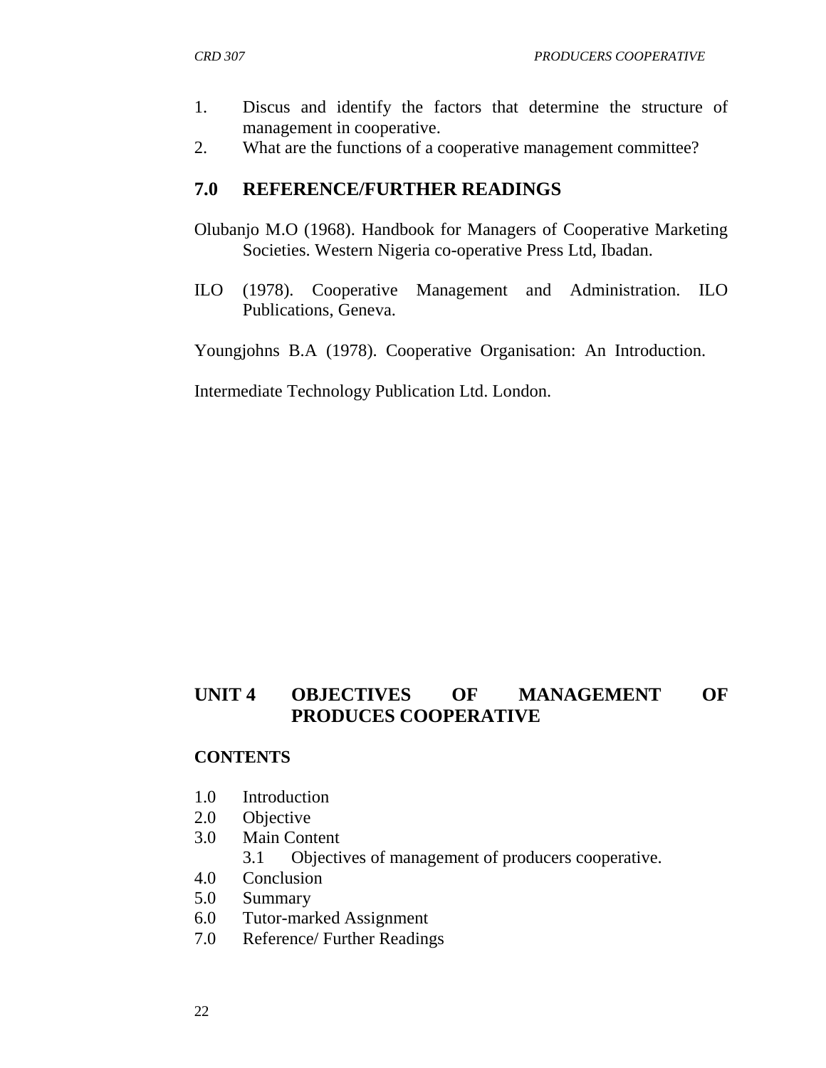1. Discus and identify the factors that determine the structure of management in cooperative.
2. What are the functions of a cooperative management committee?

## 7.0 REFERENCE/FURTHER READINGS

Olubanjo M.O (1968). Handbook for Managers of Cooperative Marketing Societies. Western Nigeria co-operative Press Ltd, Ibadan.

ILO (1978). Cooperative Management and Administration. ILO Publications, Geneva.

Youngjohns B.A (1978). Cooperative Organisation: An Introduction.

Intermediate Technology Publication Ltd. London.

# UNIT 4 OBJECTIVES OF MANAGEMENT OF PRODUCES COOPERATIVE

**CONTENTS**

1.0 Introduction
2.0 Objective
3.0 Main Content
    3.1 Objectives of management of producers cooperative.
4.0 Conclusion
5.0 Summary
6.0 Tutor-marked Assignment
7.0 Reference/ Further Readings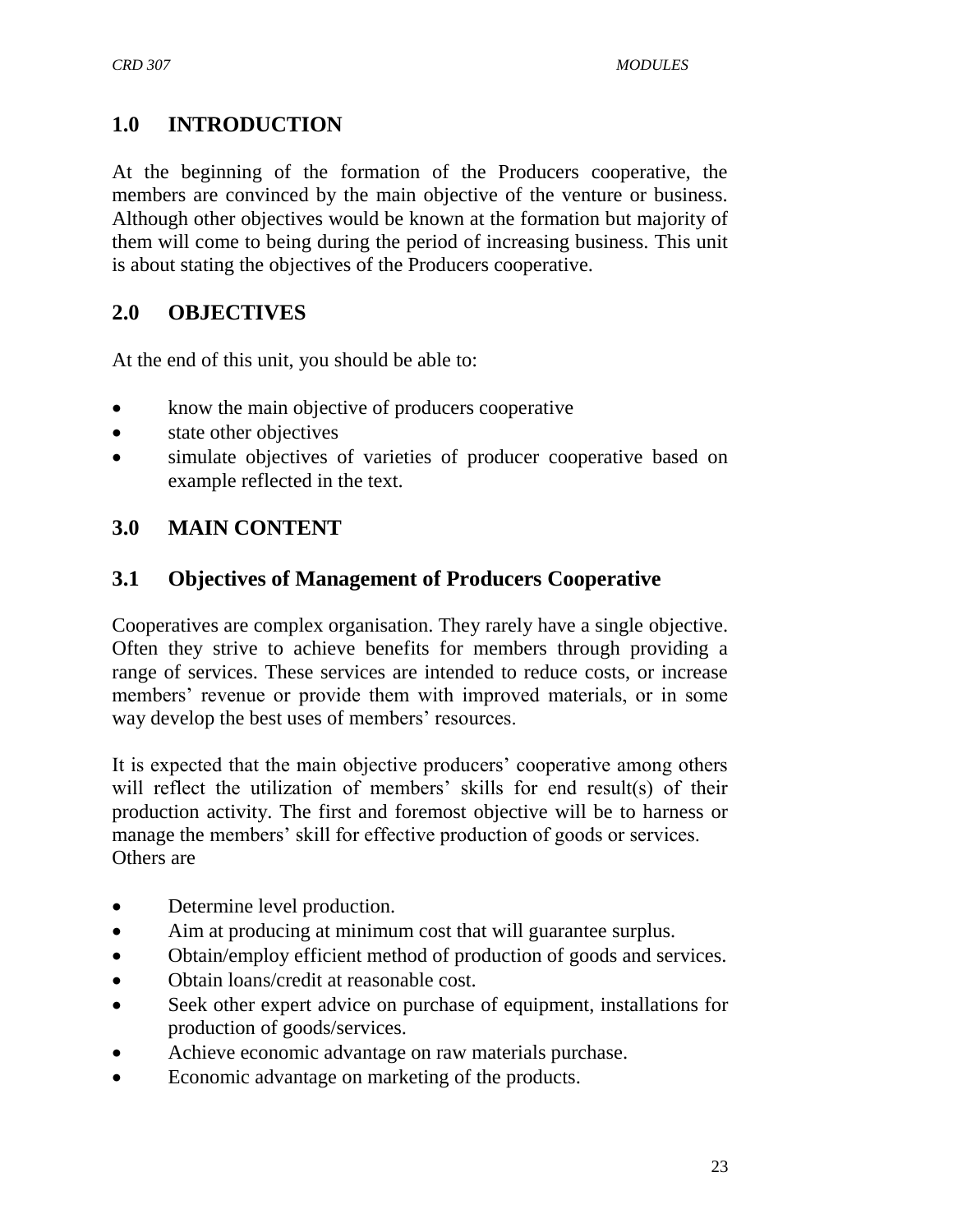## 1.0 INTRODUCTION

At the beginning of the formation of the Producers cooperative, the members are convinced by the main objective of the venture or business. Although other objectives would be known at the formation but majority of them will come to being during the period of increasing business. This unit is about stating the objectives of the Producers cooperative.

## 2.0 OBJECTIVES

At the end of this unit, you should be able to:

- know the main objective of producers cooperative
- state other objectives
- simulate objectives of varieties of producer cooperative based on example reflected in the text.

## 3.0 MAIN CONTENT

### 3.1 Objectives of Management of Producers Cooperative

Cooperatives are complex organisation. They rarely have a single objective. Often they strive to achieve benefits for members through providing a range of services. These services are intended to reduce costs, or increase members' revenue or provide them with improved materials, or in some way develop the best uses of members' resources.

It is expected that the main objective producers' cooperative among others will reflect the utilization of members' skills for end result(s) of their production activity. The first and foremost objective will be to harness or manage the members' skill for effective production of goods or services. Others are

- Determine level production.
- Aim at producing at minimum cost that will guarantee surplus.
- Obtain/employ efficient method of production of goods and services.
- Obtain loans/credit at reasonable cost.
- Seek other expert advice on purchase of equipment, installations for production of goods/services.
- Achieve economic advantage on raw materials purchase.
- Economic advantage on marketing of the products.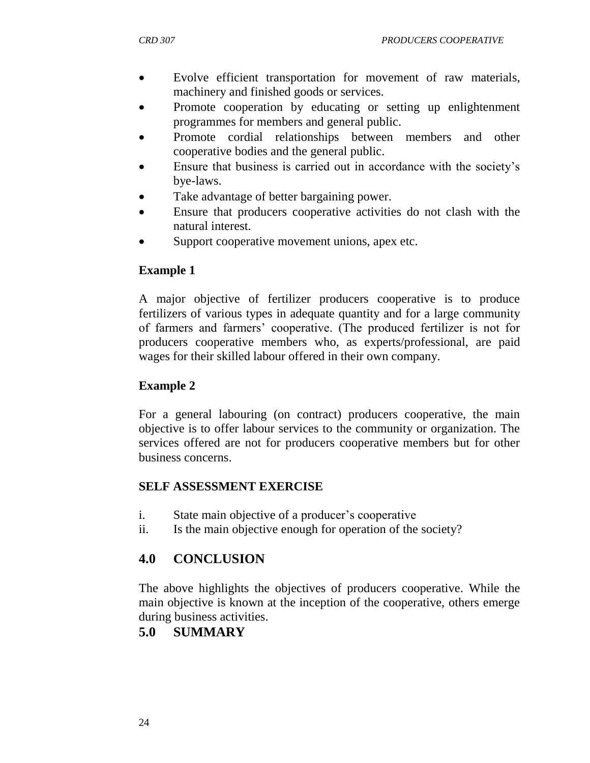- Evolve efficient transportation for movement of raw materials, machinery and finished goods or services.
- Promote cooperation by educating or setting up enlightenment programmes for members and general public.
- Promote cordial relationships between members and other cooperative bodies and the general public.
- Ensure that business is carried out in accordance with the society's bye-laws.
- Take advantage of better bargaining power.
- Ensure that producers cooperative activities do not clash with the natural interest.
- Support cooperative movement unions, apex etc.

**Example 1**

A major objective of fertilizer producers cooperative is to produce fertilizers of various types in adequate quantity and for a large community of farmers and farmers' cooperative. (The produced fertilizer is not for producers cooperative members who, as experts/professional, are paid wages for their skilled labour offered in their own company.

**Example 2**

For a general labouring (on contract) producers cooperative, the main objective is to offer labour services to the community or organization. The services offered are not for producers cooperative members but for other business concerns.

**SELF ASSESSMENT EXERCISE**

i. State main objective of a producer's cooperative
ii. Is the main objective enough for operation of the society?

## 4.0 CONCLUSION

The above highlights the objectives of producers cooperative. While the main objective is known at the inception of the cooperative, others emerge during business activities.

## 5.0 SUMMARY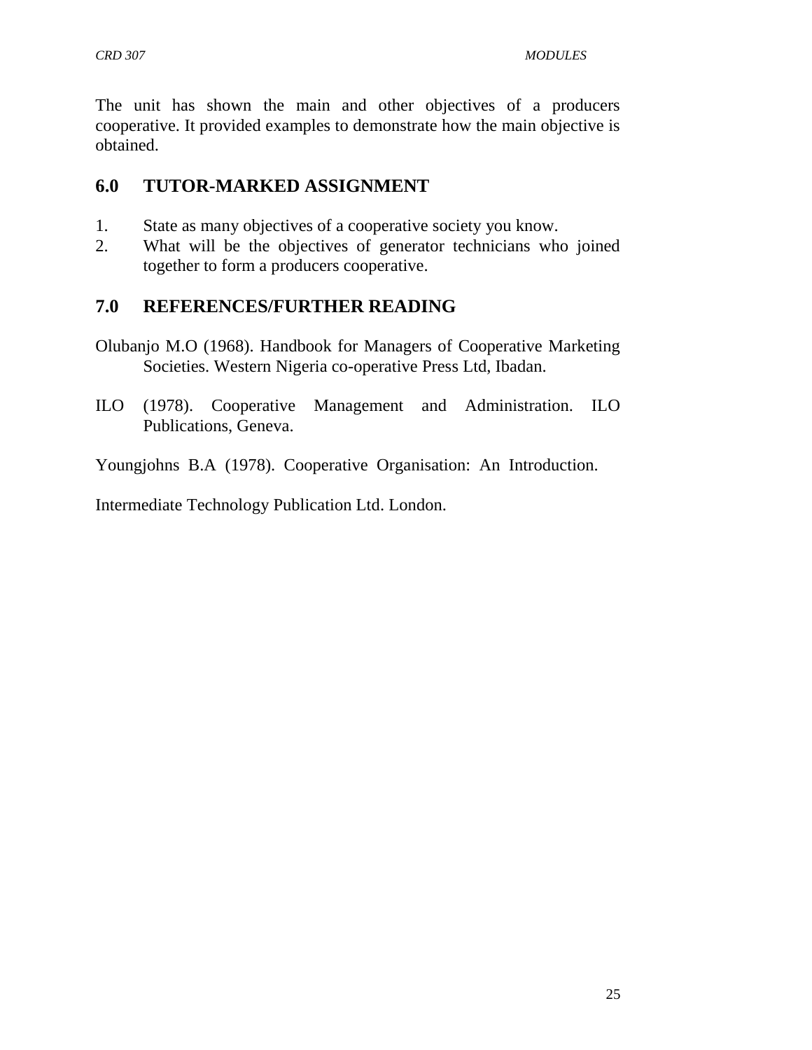The unit has shown the main and other objectives of a producers cooperative. It provided examples to demonstrate how the main objective is obtained.

## 6.0 TUTOR-MARKED ASSIGNMENT

1. State as many objectives of a cooperative society you know.
2. What will be the objectives of generator technicians who joined together to form a producers cooperative.

## 7.0 REFERENCES/FURTHER READING

Olubanjo M.O (1968). Handbook for Managers of Cooperative Marketing Societies. Western Nigeria co-operative Press Ltd, Ibadan.

ILO (1978). Cooperative Management and Administration. ILO Publications, Geneva.

Youngjohns B.A (1978). Cooperative Organisation: An Introduction.

Intermediate Technology Publication Ltd. London.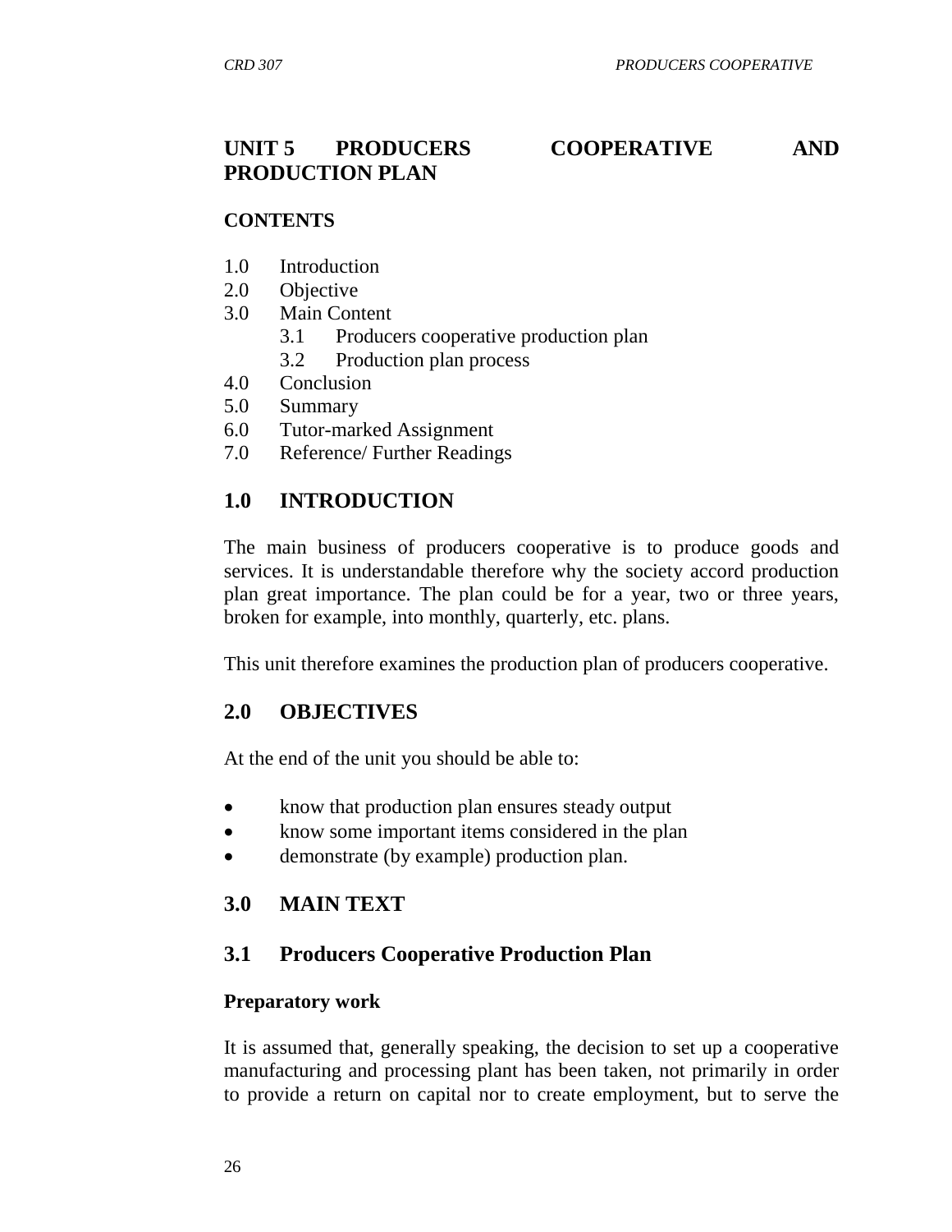# UNIT 5 PRODUCERS COOPERATIVE AND PRODUCTION PLAN

## CONTENTS

1.0 Introduction
2.0 Objective
3.0 Main Content
  3.1 Producers cooperative production plan
  3.2 Production plan process
4.0 Conclusion
5.0 Summary
6.0 Tutor-marked Assignment
7.0 Reference/ Further Readings

## 1.0 INTRODUCTION

The main business of producers cooperative is to produce goods and services. It is understandable therefore why the society accord production plan great importance. The plan could be for a year, two or three years, broken for example, into monthly, quarterly, etc. plans.

This unit therefore examines the production plan of producers cooperative.

## 2.0 OBJECTIVES

At the end of the unit you should be able to:

- know that production plan ensures steady output
- know some important items considered in the plan
- demonstrate (by example) production plan.

## 3.0 MAIN TEXT

### 3.1 Producers Cooperative Production Plan

**Preparatory work**

It is assumed that, generally speaking, the decision to set up a cooperative manufacturing and processing plant has been taken, not primarily in order to provide a return on capital nor to create employment, but to serve the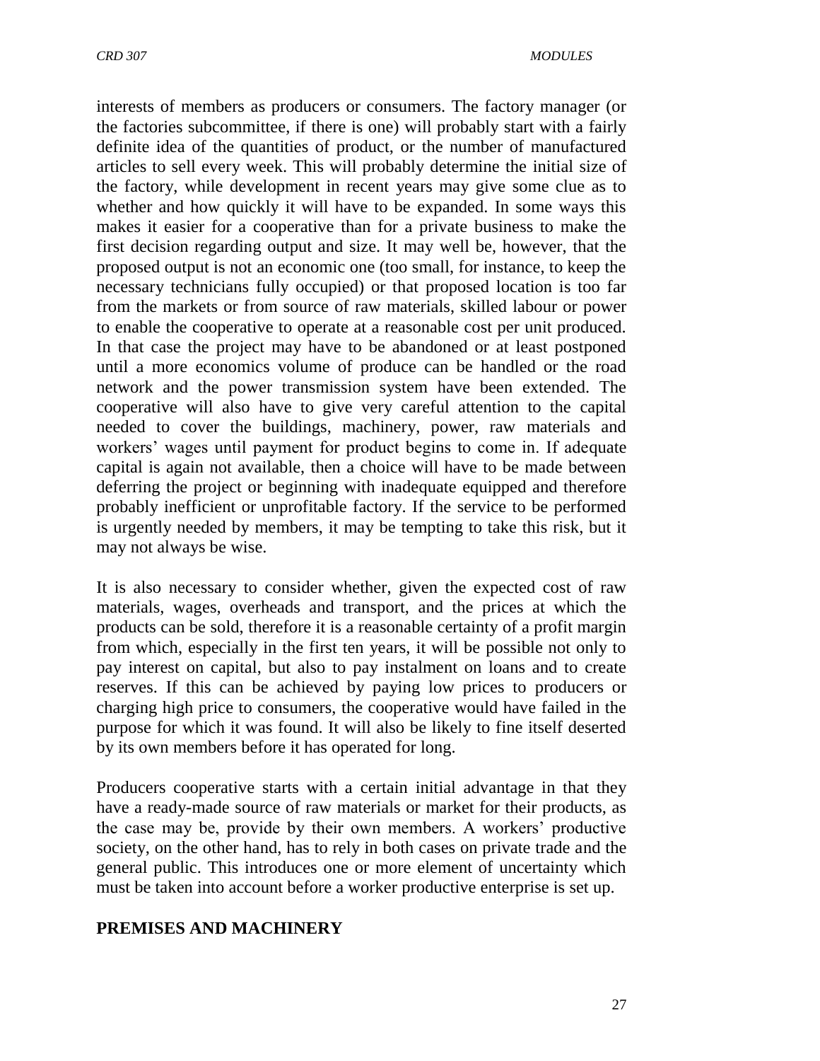interests of members as producers or consumers. The factory manager (or the factories subcommittee, if there is one) will probably start with a fairly definite idea of the quantities of product, or the number of manufactured articles to sell every week. This will probably determine the initial size of the factory, while development in recent years may give some clue as to whether and how quickly it will have to be expanded. In some ways this makes it easier for a cooperative than for a private business to make the first decision regarding output and size. It may well be, however, that the proposed output is not an economic one (too small, for instance, to keep the necessary technicians fully occupied) or that proposed location is too far from the markets or from source of raw materials, skilled labour or power to enable the cooperative to operate at a reasonable cost per unit produced. In that case the project may have to be abandoned or at least postponed until a more economics volume of produce can be handled or the road network and the power transmission system have been extended. The cooperative will also have to give very careful attention to the capital needed to cover the buildings, machinery, power, raw materials and workers' wages until payment for product begins to come in. If adequate capital is again not available, then a choice will have to be made between deferring the project or beginning with inadequate equipped and therefore probably inefficient or unprofitable factory. If the service to be performed is urgently needed by members, it may be tempting to take this risk, but it may not always be wise.

It is also necessary to consider whether, given the expected cost of raw materials, wages, overheads and transport, and the prices at which the products can be sold, therefore it is a reasonable certainty of a profit margin from which, especially in the first ten years, it will be possible not only to pay interest on capital, but also to pay instalment on loans and to create reserves. If this can be achieved by paying low prices to producers or charging high price to consumers, the cooperative would have failed in the purpose for which it was found. It will also be likely to fine itself deserted by its own members before it has operated for long.

Producers cooperative starts with a certain initial advantage in that they have a ready-made source of raw materials or market for their products, as the case may be, provide by their own members. A workers' productive society, on the other hand, has to rely in both cases on private trade and the general public. This introduces one or more element of uncertainty which must be taken into account before a worker productive enterprise is set up.

## PREMISES AND MACHINERY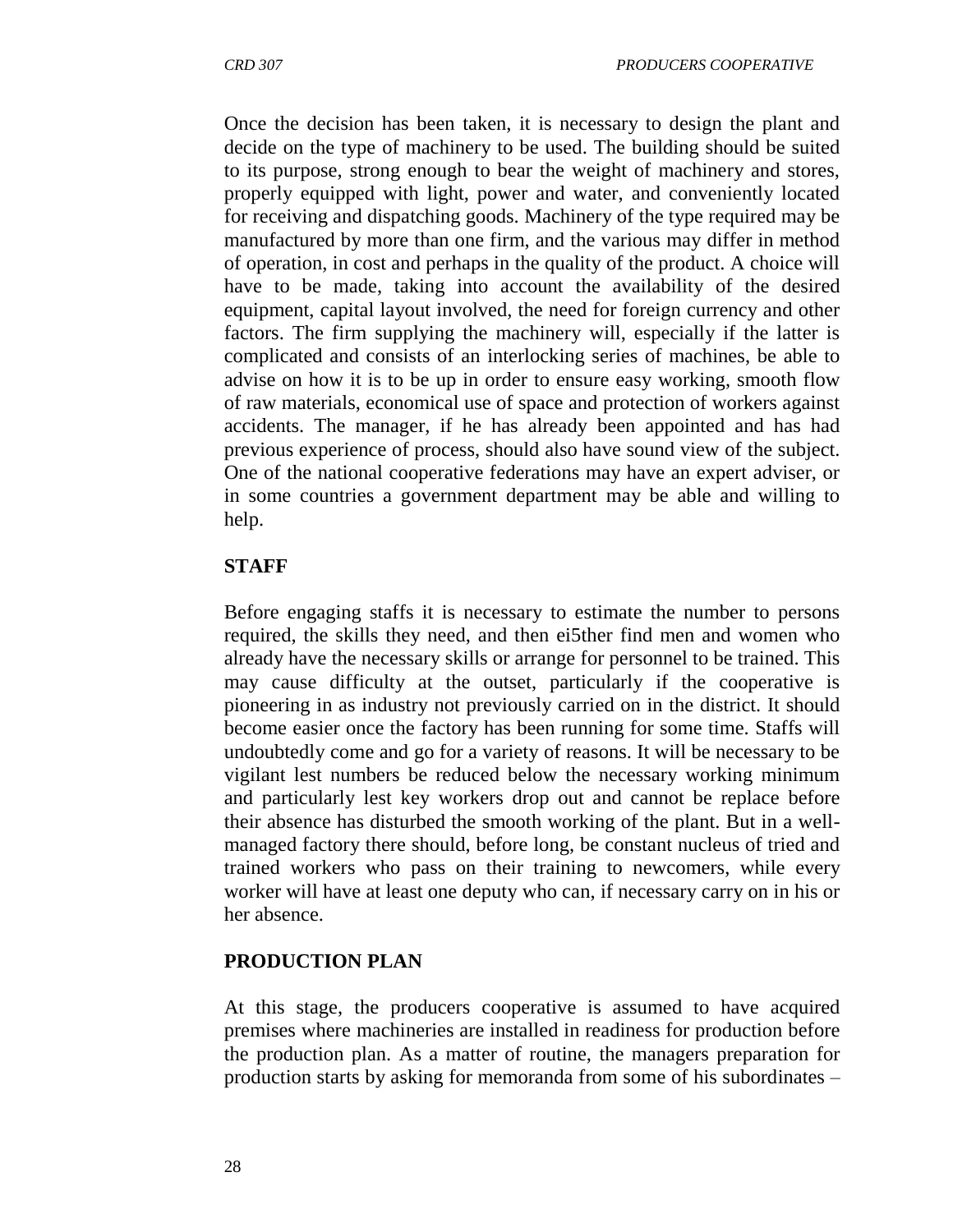Once the decision has been taken, it is necessary to design the plant and decide on the type of machinery to be used. The building should be suited to its purpose, strong enough to bear the weight of machinery and stores, properly equipped with light, power and water, and conveniently located for receiving and dispatching goods. Machinery of the type required may be manufactured by more than one firm, and the various may differ in method of operation, in cost and perhaps in the quality of the product. A choice will have to be made, taking into account the availability of the desired equipment, capital layout involved, the need for foreign currency and other factors. The firm supplying the machinery will, especially if the latter is complicated and consists of an interlocking series of machines, be able to advise on how it is to be up in order to ensure easy working, smooth flow of raw materials, economical use of space and protection of workers against accidents. The manager, if he has already been appointed and has had previous experience of process, should also have sound view of the subject. One of the national cooperative federations may have an expert adviser, or in some countries a government department may be able and willing to help.

**STAFF**

Before engaging staffs it is necessary to estimate the number to persons required, the skills they need, and then ei5ther find men and women who already have the necessary skills or arrange for personnel to be trained. This may cause difficulty at the outset, particularly if the cooperative is pioneering in as industry not previously carried on in the district. It should become easier once the factory has been running for some time. Staffs will undoubtedly come and go for a variety of reasons. It will be necessary to be vigilant lest numbers be reduced below the necessary working minimum and particularly lest key workers drop out and cannot be replace before their absence has disturbed the smooth working of the plant. But in a well-managed factory there should, before long, be constant nucleus of tried and trained workers who pass on their training to newcomers, while every worker will have at least one deputy who can, if necessary carry on in his or her absence.

**PRODUCTION PLAN**

At this stage, the producers cooperative is assumed to have acquired premises where machineries are installed in readiness for production before the production plan. As a matter of routine, the managers preparation for production starts by asking for memoranda from some of his subordinates –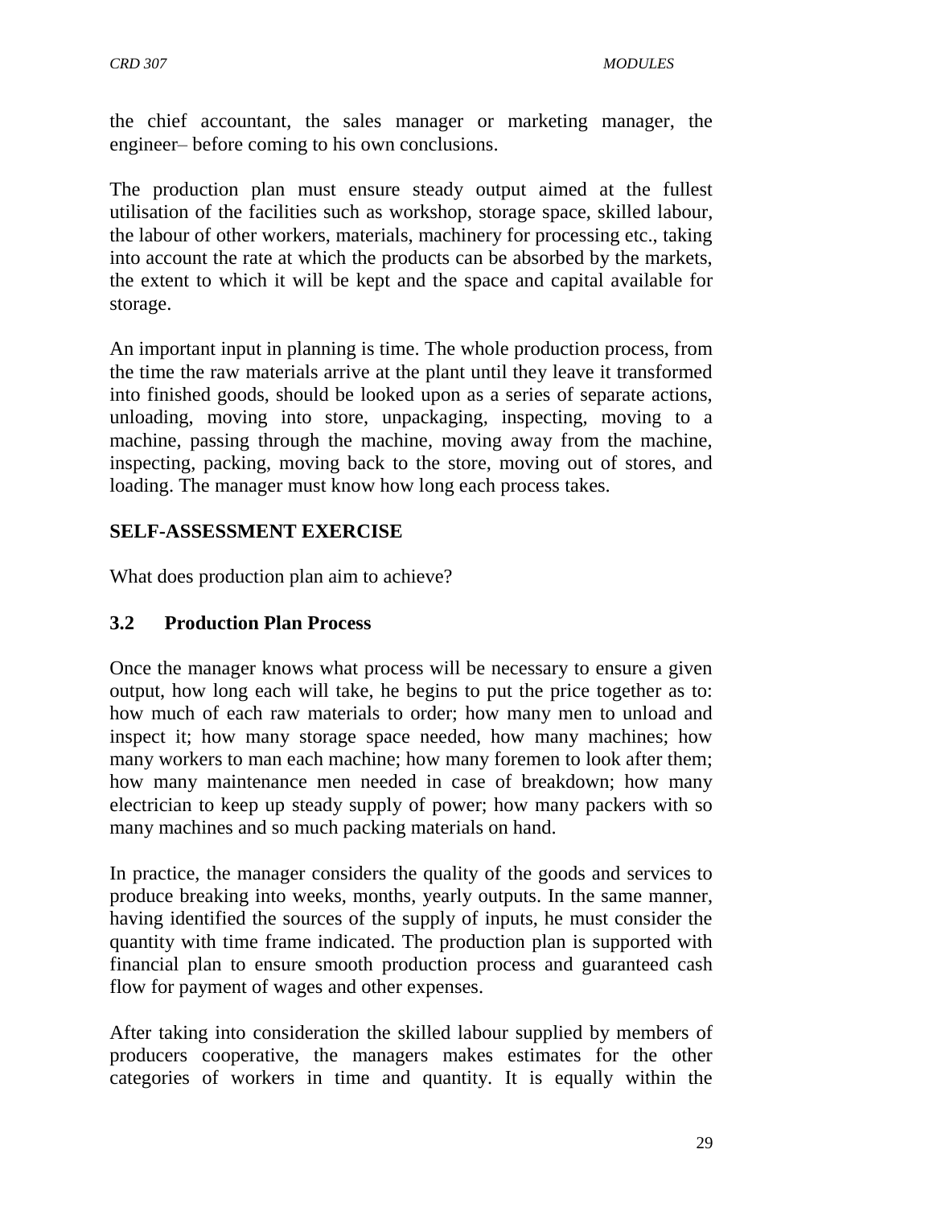the chief accountant, the sales manager or marketing manager, the engineer– before coming to his own conclusions.

The production plan must ensure steady output aimed at the fullest utilisation of the facilities such as workshop, storage space, skilled labour, the labour of other workers, materials, machinery for processing etc., taking into account the rate at which the products can be absorbed by the markets, the extent to which it will be kept and the space and capital available for storage.

An important input in planning is time. The whole production process, from the time the raw materials arrive at the plant until they leave it transformed into finished goods, should be looked upon as a series of separate actions, unloading, moving into store, unpackaging, inspecting, moving to a machine, passing through the machine, moving away from the machine, inspecting, packing, moving back to the store, moving out of stores, and loading. The manager must know how long each process takes.

**SELF-ASSESSMENT EXERCISE**

What does production plan aim to achieve?

### 3.2 Production Plan Process

Once the manager knows what process will be necessary to ensure a given output, how long each will take, he begins to put the price together as to: how much of each raw materials to order; how many men to unload and inspect it; how many storage space needed, how many machines; how many workers to man each machine; how many foremen to look after them; how many maintenance men needed in case of breakdown; how many electrician to keep up steady supply of power; how many packers with so many machines and so much packing materials on hand.

In practice, the manager considers the quality of the goods and services to produce breaking into weeks, months, yearly outputs. In the same manner, having identified the sources of the supply of inputs, he must consider the quantity with time frame indicated. The production plan is supported with financial plan to ensure smooth production process and guaranteed cash flow for payment of wages and other expenses.

After taking into consideration the skilled labour supplied by members of producers cooperative, the managers makes estimates for the other categories of workers in time and quantity. It is equally within the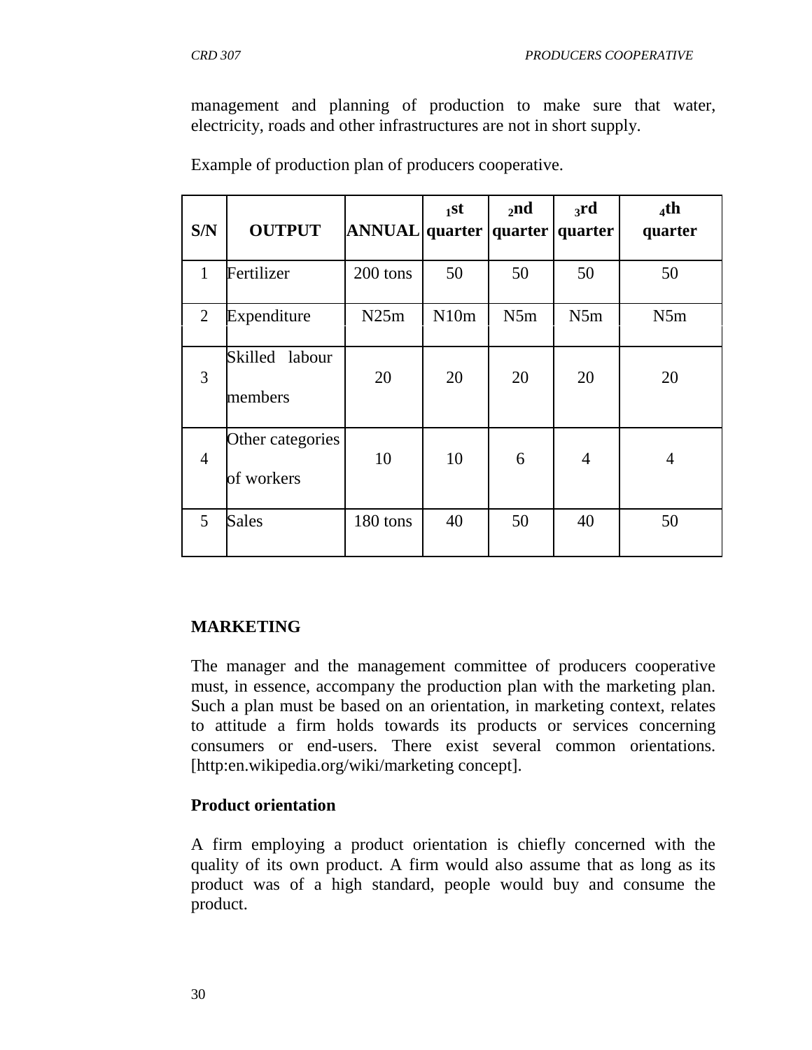management and planning of production to make sure that water, electricity, roads and other infrastructures are not in short supply.

Example of production plan of producers cooperative.

| S/N | OUTPUT | ANNUAL | 1st quarter | 2nd quarter | 3rd quarter | 4th quarter |
|---|---|---|---|---|---|---|
| 1 | Fertilizer | 200 tons | 50 | 50 | 50 | 50 |
| 2 | Expenditure | N25m | N10m | N5m | N5m | N5m |
| 3 | Skilled labour members | 20 | 20 | 20 | 20 | 20 |
| 4 | Other categories of workers | 10 | 10 | 6 | 4 | 4 |
| 5 | Sales | 180 tons | 40 | 50 | 40 | 50 |

## MARKETING

The manager and the management committee of producers cooperative must, in essence, accompany the production plan with the marketing plan. Such a plan must be based on an orientation, in marketing context, relates to attitude a firm holds towards its products or services concerning consumers or end-users. There exist several common orientations. [http:en.wikipedia.org/wiki/marketing concept].

### Product orientation

A firm employing a product orientation is chiefly concerned with the quality of its own product. A firm would also assume that as long as its product was of a high standard, people would buy and consume the product.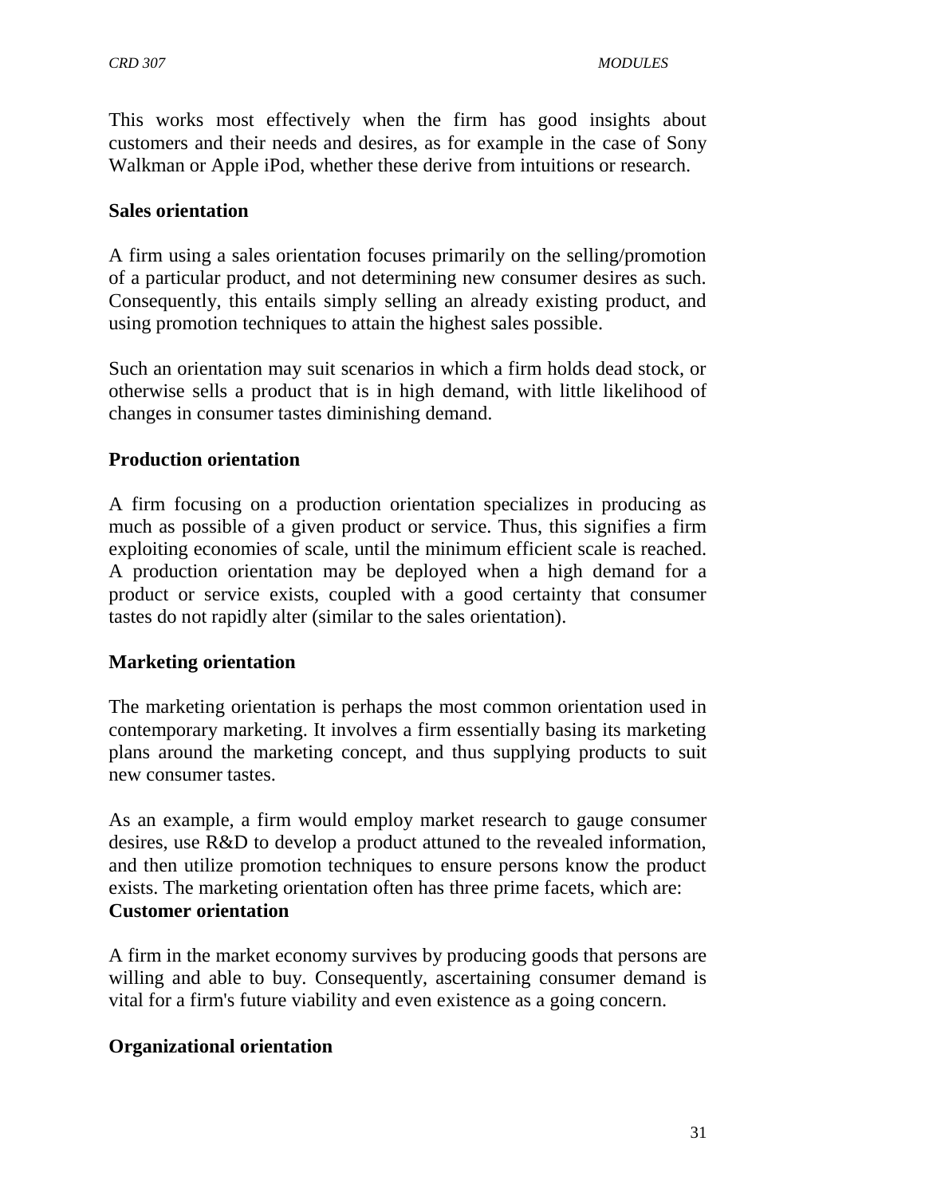This works most effectively when the firm has good insights about customers and their needs and desires, as for example in the case of Sony Walkman or Apple iPod, whether these derive from intuitions or research.

**Sales orientation**

A firm using a sales orientation focuses primarily on the selling/promotion of a particular product, and not determining new consumer desires as such. Consequently, this entails simply selling an already existing product, and using promotion techniques to attain the highest sales possible.

Such an orientation may suit scenarios in which a firm holds dead stock, or otherwise sells a product that is in high demand, with little likelihood of changes in consumer tastes diminishing demand.

**Production orientation**

A firm focusing on a production orientation specializes in producing as much as possible of a given product or service. Thus, this signifies a firm exploiting economies of scale, until the minimum efficient scale is reached. A production orientation may be deployed when a high demand for a product or service exists, coupled with a good certainty that consumer tastes do not rapidly alter (similar to the sales orientation).

**Marketing orientation**

The marketing orientation is perhaps the most common orientation used in contemporary marketing. It involves a firm essentially basing its marketing plans around the marketing concept, and thus supplying products to suit new consumer tastes.

As an example, a firm would employ market research to gauge consumer desires, use R&D to develop a product attuned to the revealed information, and then utilize promotion techniques to ensure persons know the product exists. The marketing orientation often has three prime facets, which are:

**Customer orientation**

A firm in the market economy survives by producing goods that persons are willing and able to buy. Consequently, ascertaining consumer demand is vital for a firm's future viability and even existence as a going concern.

**Organizational orientation**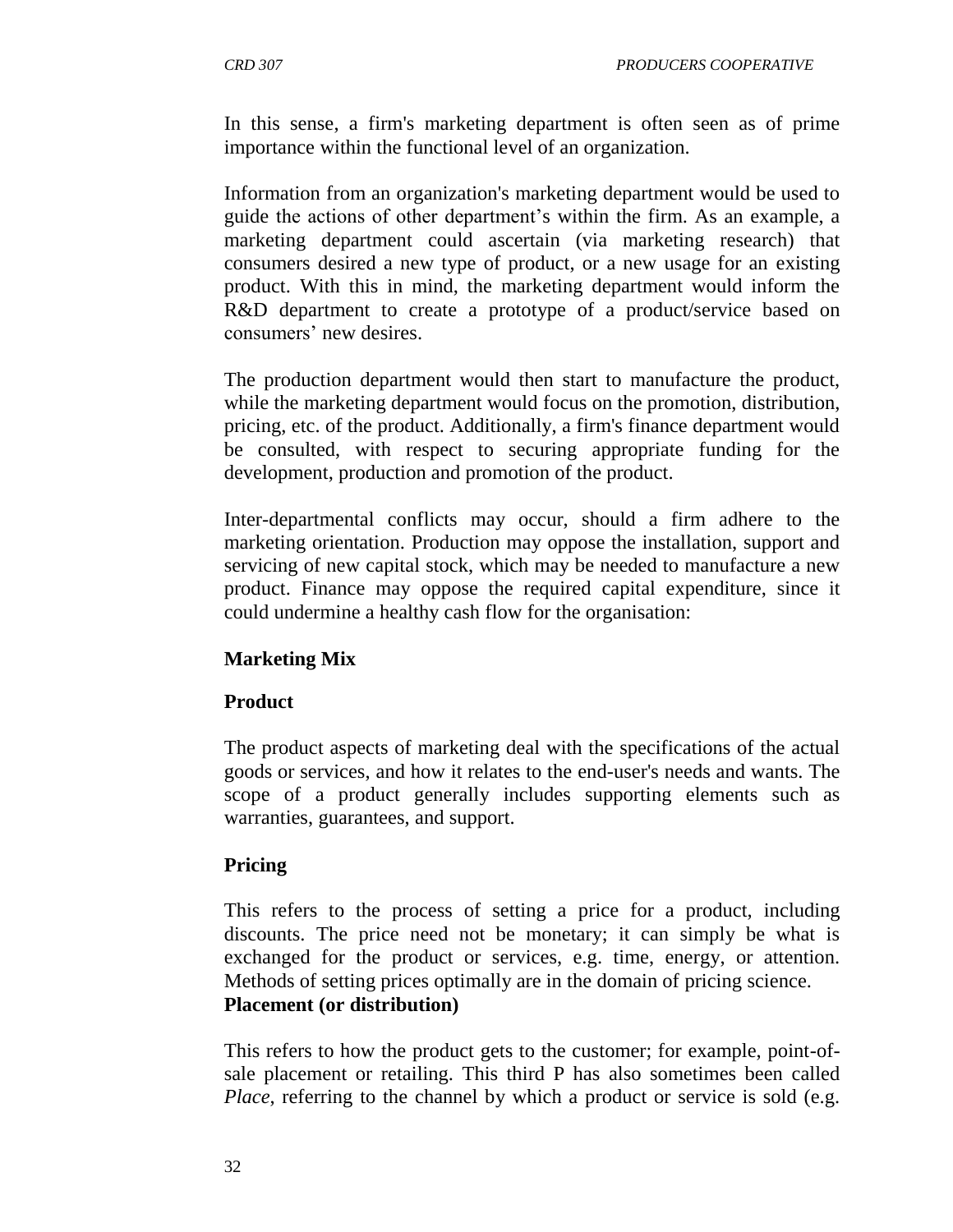In this sense, a firm's marketing department is often seen as of prime importance within the functional level of an organization.

Information from an organization's marketing department would be used to guide the actions of other department's within the firm. As an example, a marketing department could ascertain (via marketing research) that consumers desired a new type of product, or a new usage for an existing product. With this in mind, the marketing department would inform the R&D department to create a prototype of a product/service based on consumers' new desires.

The production department would then start to manufacture the product, while the marketing department would focus on the promotion, distribution, pricing, etc. of the product. Additionally, a firm's finance department would be consulted, with respect to securing appropriate funding for the development, production and promotion of the product.

Inter-departmental conflicts may occur, should a firm adhere to the marketing orientation. Production may oppose the installation, support and servicing of new capital stock, which may be needed to manufacture a new product. Finance may oppose the required capital expenditure, since it could undermine a healthy cash flow for the organisation:

**Marketing Mix**

**Product**

The product aspects of marketing deal with the specifications of the actual goods or services, and how it relates to the end-user's needs and wants. The scope of a product generally includes supporting elements such as warranties, guarantees, and support.

**Pricing**

This refers to the process of setting a price for a product, including discounts. The price need not be monetary; it can simply be what is exchanged for the product or services, e.g. time, energy, or attention. Methods of setting prices optimally are in the domain of pricing science.

**Placement (or distribution)**

This refers to how the product gets to the customer; for example, point-of-sale placement or retailing. This third P has also sometimes been called *Place*, referring to the channel by which a product or service is sold (e.g.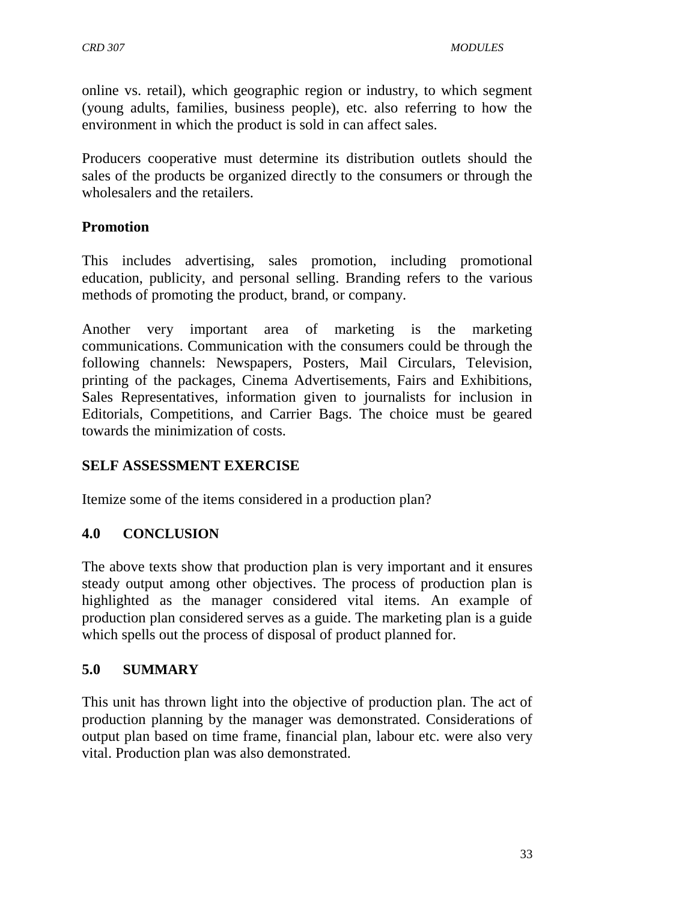online vs. retail), which geographic region or industry, to which segment (young adults, families, business people), etc. also referring to how the environment in which the product is sold in can affect sales.

Producers cooperative must determine its distribution outlets should the sales of the products be organized directly to the consumers or through the wholesalers and the retailers.

**Promotion**

This includes advertising, sales promotion, including promotional education, publicity, and personal selling. Branding refers to the various methods of promoting the product, brand, or company.

Another very important area of marketing is the marketing communications. Communication with the consumers could be through the following channels: Newspapers, Posters, Mail Circulars, Television, printing of the packages, Cinema Advertisements, Fairs and Exhibitions, Sales Representatives, information given to journalists for inclusion in Editorials, Competitions, and Carrier Bags. The choice must be geared towards the minimization of costs.

**SELF ASSESSMENT EXERCISE**

Itemize some of the items considered in a production plan?

## 4.0 CONCLUSION

The above texts show that production plan is very important and it ensures steady output among other objectives. The process of production plan is highlighted as the manager considered vital items. An example of production plan considered serves as a guide. The marketing plan is a guide which spells out the process of disposal of product planned for.

## 5.0 SUMMARY

This unit has thrown light into the objective of production plan. The act of production planning by the manager was demonstrated. Considerations of output plan based on time frame, financial plan, labour etc. were also very vital. Production plan was also demonstrated.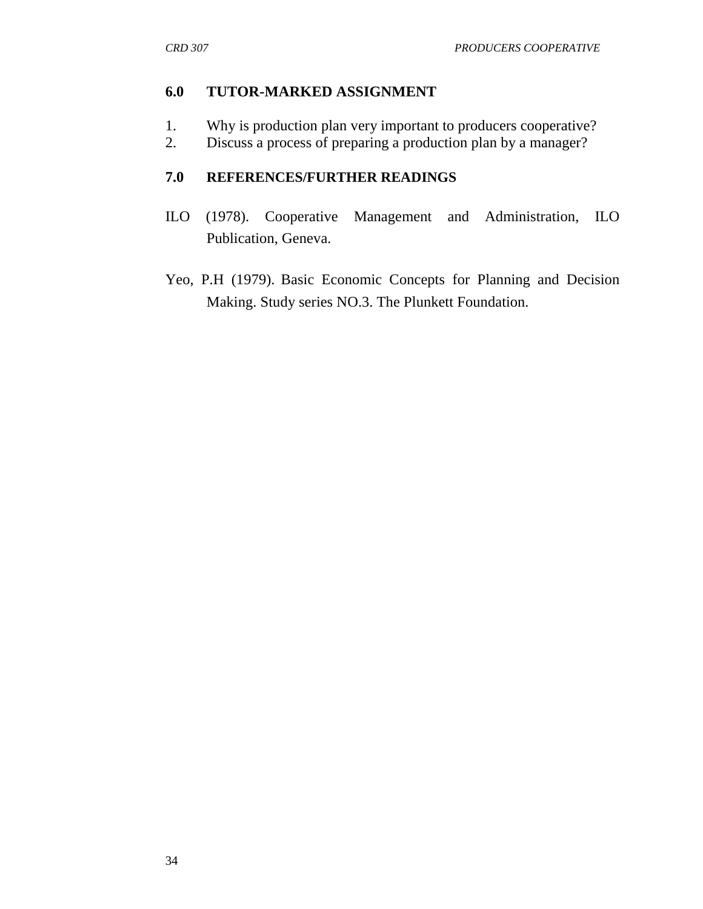## 6.0 TUTOR-MARKED ASSIGNMENT

1. Why is production plan very important to producers cooperative?
2. Discuss a process of preparing a production plan by a manager?

## 7.0 REFERENCES/FURTHER READINGS

ILO (1978). Cooperative Management and Administration, ILO Publication, Geneva.

Yeo, P.H (1979). Basic Economic Concepts for Planning and Decision Making. Study series NO.3. The Plunkett Foundation.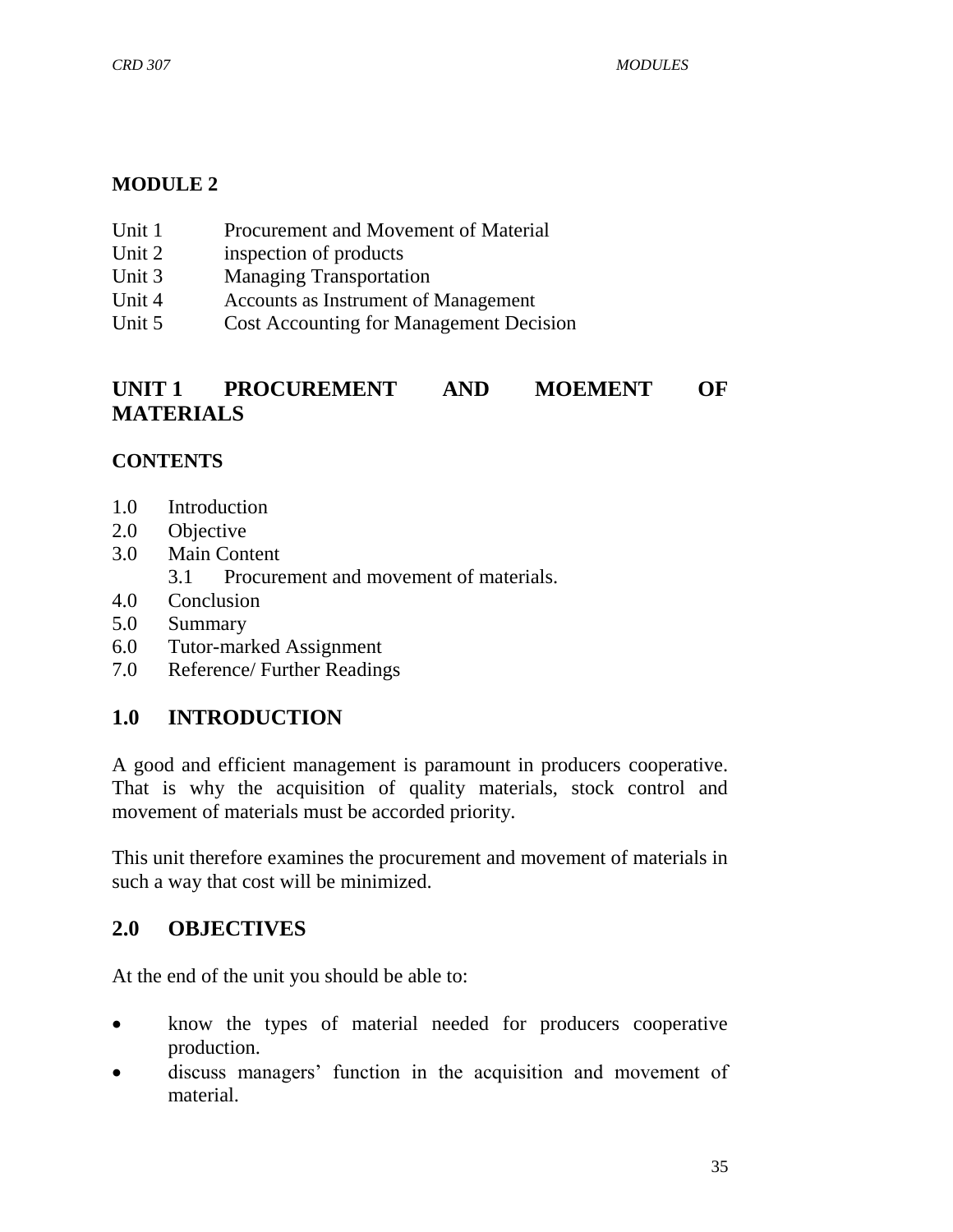# MODULE 2

Unit 1 Procurement and Movement of Material
Unit 2 inspection of products
Unit 3 Managing Transportation
Unit 4 Accounts as Instrument of Management
Unit 5 Cost Accounting for Management Decision

## UNIT 1 PROCUREMENT AND MOEMENT OF MATERIALS

### CONTENTS

1.0 Introduction
2.0 Objective
3.0 Main Content
    3.1 Procurement and movement of materials.
4.0 Conclusion
5.0 Summary
6.0 Tutor-marked Assignment
7.0 Reference/ Further Readings

## 1.0 INTRODUCTION

A good and efficient management is paramount in producers cooperative. That is why the acquisition of quality materials, stock control and movement of materials must be accorded priority.

This unit therefore examines the procurement and movement of materials in such a way that cost will be minimized.

## 2.0 OBJECTIVES

At the end of the unit you should be able to:

- know the types of material needed for producers cooperative production.
- discuss managers' function in the acquisition and movement of material.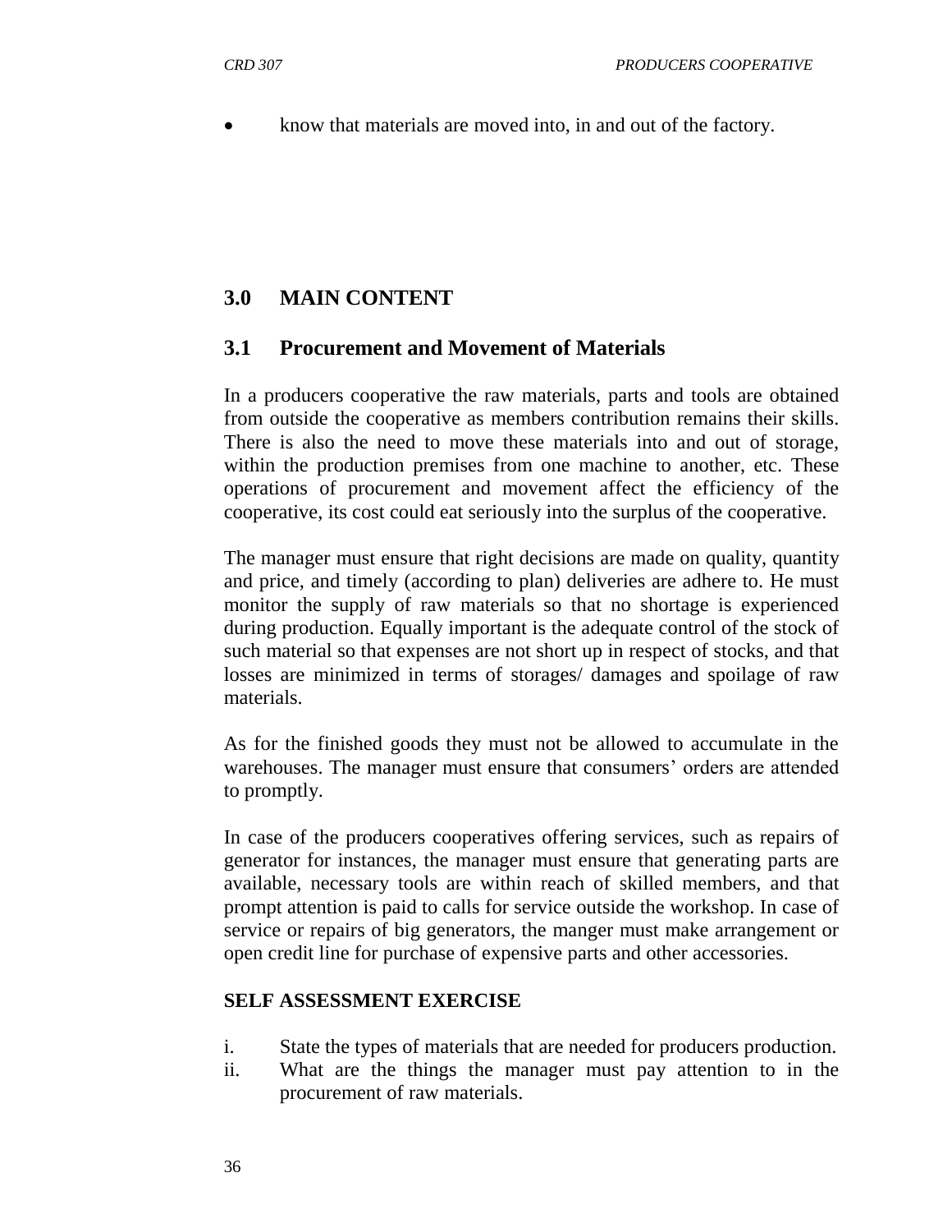- know that materials are moved into, in and out of the factory.

## 3.0 MAIN CONTENT

### 3.1 Procurement and Movement of Materials

In a producers cooperative the raw materials, parts and tools are obtained from outside the cooperative as members contribution remains their skills. There is also the need to move these materials into and out of storage, within the production premises from one machine to another, etc. These operations of procurement and movement affect the efficiency of the cooperative, its cost could eat seriously into the surplus of the cooperative.

The manager must ensure that right decisions are made on quality, quantity and price, and timely (according to plan) deliveries are adhere to. He must monitor the supply of raw materials so that no shortage is experienced during production. Equally important is the adequate control of the stock of such material so that expenses are not short up in respect of stocks, and that losses are minimized in terms of storages/ damages and spoilage of raw materials.

As for the finished goods they must not be allowed to accumulate in the warehouses. The manager must ensure that consumers' orders are attended to promptly.

In case of the producers cooperatives offering services, such as repairs of generator for instances, the manager must ensure that generating parts are available, necessary tools are within reach of skilled members, and that prompt attention is paid to calls for service outside the workshop. In case of service or repairs of big generators, the manger must make arrangement or open credit line for purchase of expensive parts and other accessories.

**SELF ASSESSMENT EXERCISE**

i. State the types of materials that are needed for producers production.
ii. What are the things the manager must pay attention to in the procurement of raw materials.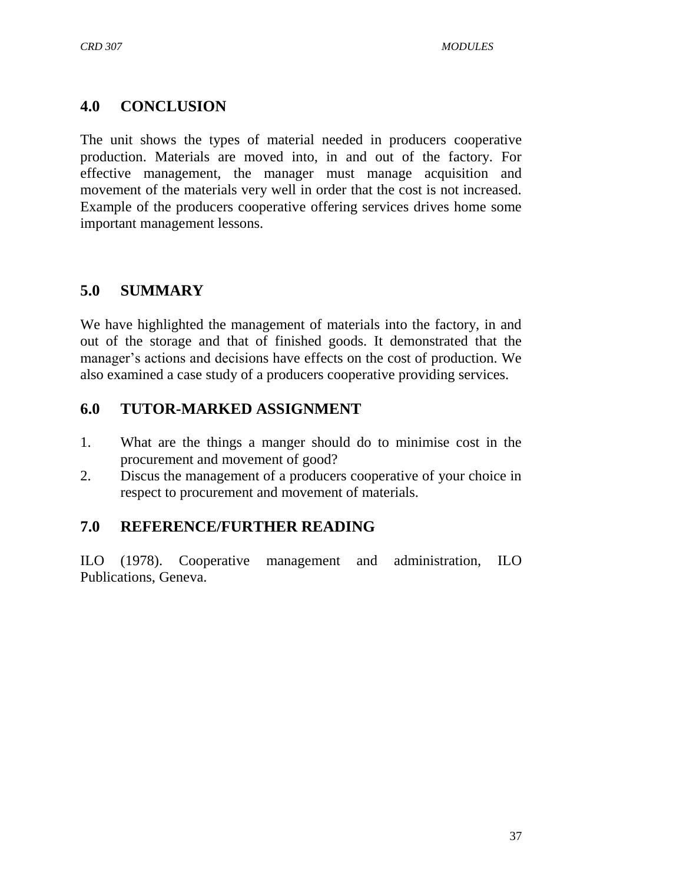## 4.0 CONCLUSION

The unit shows the types of material needed in producers cooperative production. Materials are moved into, in and out of the factory. For effective management, the manager must manage acquisition and movement of the materials very well in order that the cost is not increased. Example of the producers cooperative offering services drives home some important management lessons.

## 5.0 SUMMARY

We have highlighted the management of materials into the factory, in and out of the storage and that of finished goods. It demonstrated that the manager's actions and decisions have effects on the cost of production. We also examined a case study of a producers cooperative providing services.

## 6.0 TUTOR-MARKED ASSIGNMENT

1. What are the things a manger should do to minimise cost in the procurement and movement of good?
2. Discus the management of a producers cooperative of your choice in respect to procurement and movement of materials.

## 7.0 REFERENCE/FURTHER READING

ILO (1978). Cooperative management and administration, ILO Publications, Geneva.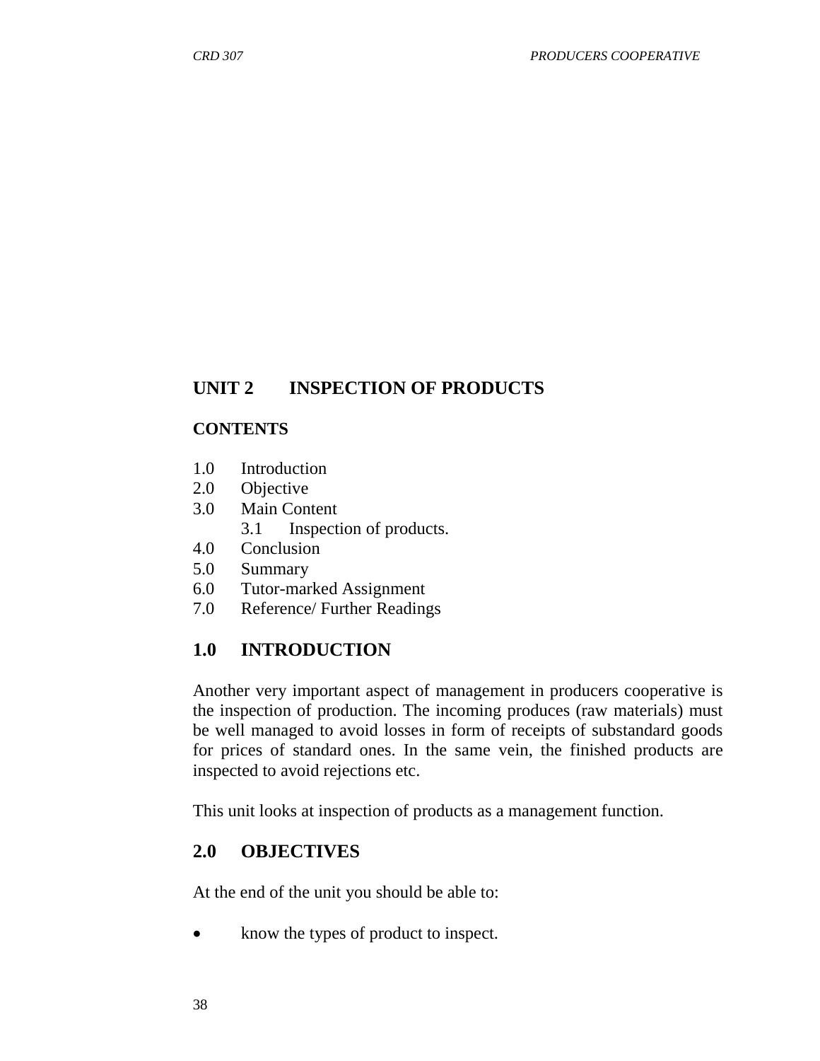## UNIT 2 INSPECTION OF PRODUCTS

**CONTENTS**

1.0 Introduction
2.0 Objective
3.0 Main Content
 3.1 Inspection of products.
4.0 Conclusion
5.0 Summary
6.0 Tutor-marked Assignment
7.0 Reference/ Further Readings

### 1.0 INTRODUCTION

Another very important aspect of management in producers cooperative is the inspection of production. The incoming produces (raw materials) must be well managed to avoid losses in form of receipts of substandard goods for prices of standard ones. In the same vein, the finished products are inspected to avoid rejections etc.

This unit looks at inspection of products as a management function.

### 2.0 OBJECTIVES

At the end of the unit you should be able to:

- know the types of product to inspect.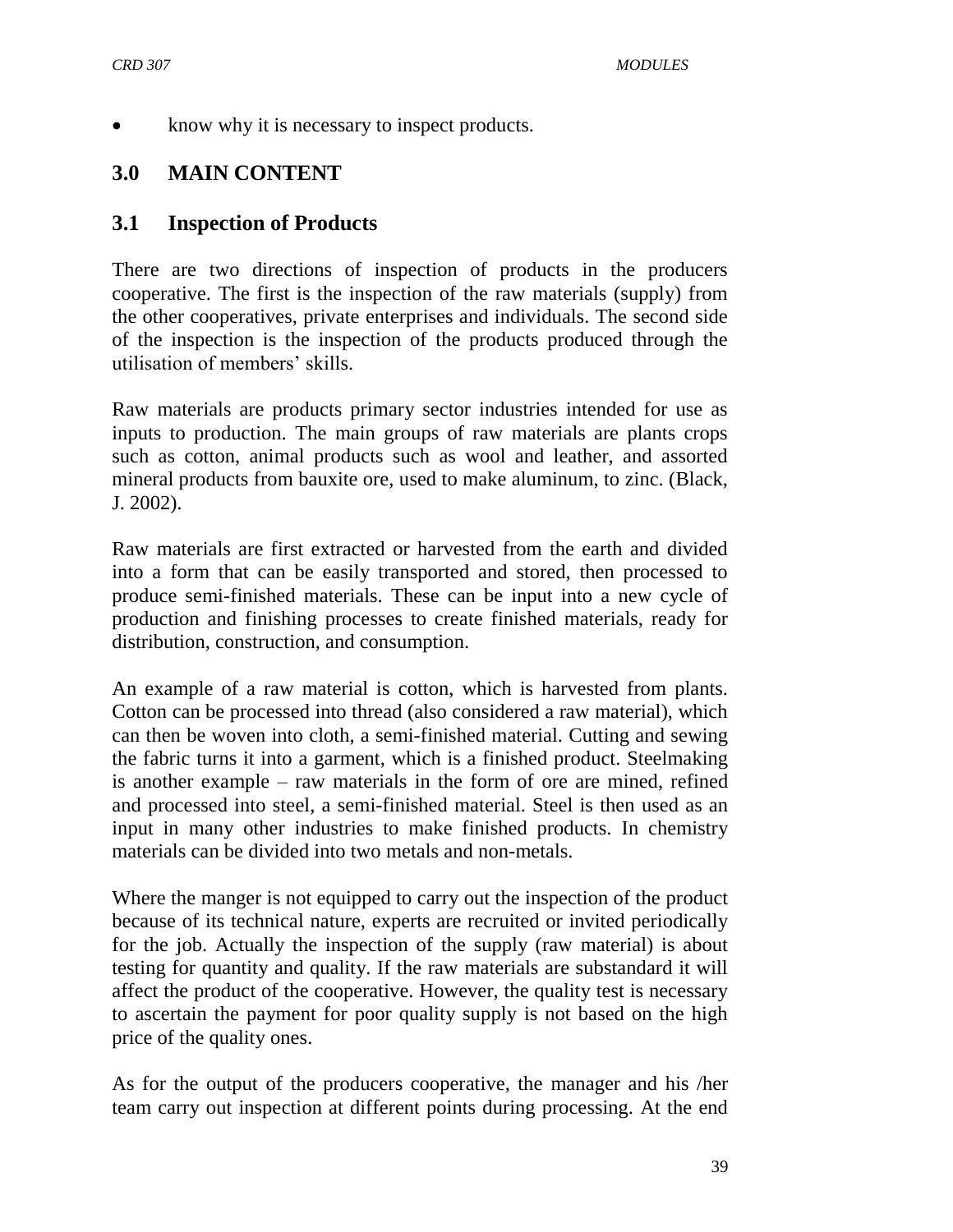- know why it is necessary to inspect products.

## 3.0 MAIN CONTENT

### 3.1 Inspection of Products

There are two directions of inspection of products in the producers cooperative. The first is the inspection of the raw materials (supply) from the other cooperatives, private enterprises and individuals. The second side of the inspection is the inspection of the products produced through the utilisation of members' skills.

Raw materials are products primary sector industries intended for use as inputs to production. The main groups of raw materials are plants crops such as cotton, animal products such as wool and leather, and assorted mineral products from bauxite ore, used to make aluminum, to zinc. (Black, J. 2002).

Raw materials are first extracted or harvested from the earth and divided into a form that can be easily transported and stored, then processed to produce semi-finished materials. These can be input into a new cycle of production and finishing processes to create finished materials, ready for distribution, construction, and consumption.

An example of a raw material is cotton, which is harvested from plants. Cotton can be processed into thread (also considered a raw material), which can then be woven into cloth, a semi-finished material. Cutting and sewing the fabric turns it into a garment, which is a finished product. Steelmaking is another example – raw materials in the form of ore are mined, refined and processed into steel, a semi-finished material. Steel is then used as an input in many other industries to make finished products. In chemistry materials can be divided into two metals and non-metals.

Where the manger is not equipped to carry out the inspection of the product because of its technical nature, experts are recruited or invited periodically for the job. Actually the inspection of the supply (raw material) is about testing for quantity and quality. If the raw materials are substandard it will affect the product of the cooperative. However, the quality test is necessary to ascertain the payment for poor quality supply is not based on the high price of the quality ones.

As for the output of the producers cooperative, the manager and his /her team carry out inspection at different points during processing. At the end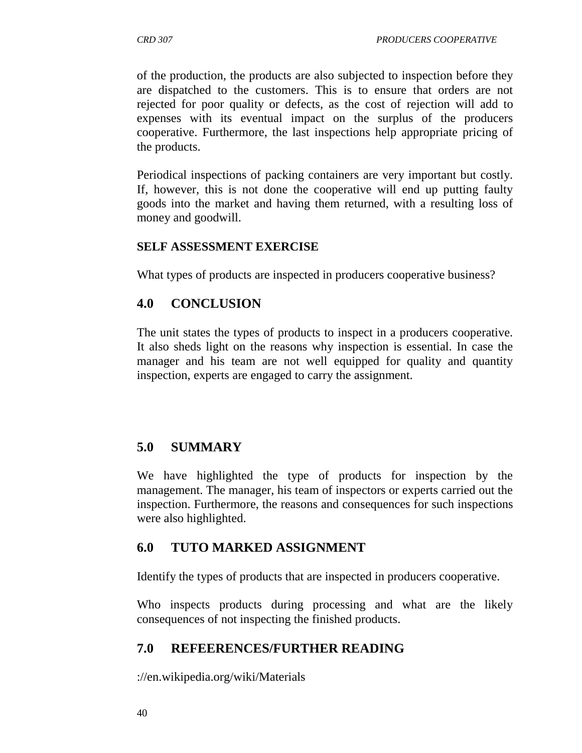of the production, the products are also subjected to inspection before they are dispatched to the customers. This is to ensure that orders are not rejected for poor quality or defects, as the cost of rejection will add to expenses with its eventual impact on the surplus of the producers cooperative. Furthermore, the last inspections help appropriate pricing of the products.

Periodical inspections of packing containers are very important but costly. If, however, this is not done the cooperative will end up putting faulty goods into the market and having them returned, with a resulting loss of money and goodwill.

**SELF ASSESSMENT EXERCISE**

What types of products are inspected in producers cooperative business?

## 4.0 CONCLUSION

The unit states the types of products to inspect in a producers cooperative. It also sheds light on the reasons why inspection is essential. In case the manager and his team are not well equipped for quality and quantity inspection, experts are engaged to carry the assignment.

## 5.0 SUMMARY

We have highlighted the type of products for inspection by the management. The manager, his team of inspectors or experts carried out the inspection. Furthermore, the reasons and consequences for such inspections were also highlighted.

## 6.0 TUTO MARKED ASSIGNMENT

Identify the types of products that are inspected in producers cooperative.

Who inspects products during processing and what are the likely consequences of not inspecting the finished products.

## 7.0 REFEERENCES/FURTHER READING

://en.wikipedia.org/wiki/Materials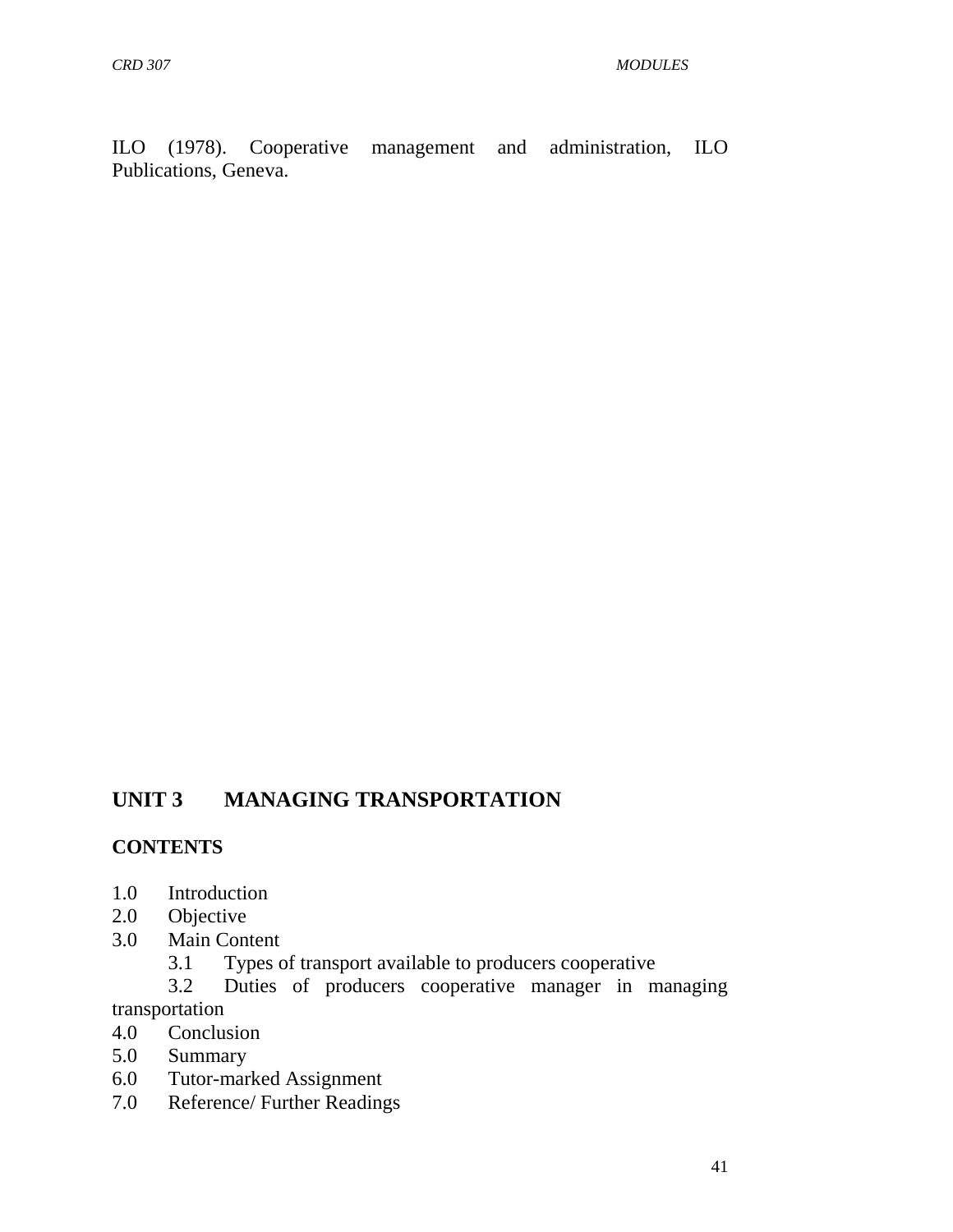ILO (1978). Cooperative management and administration, ILO Publications, Geneva.

## UNIT 3 MANAGING TRANSPORTATION

### CONTENTS

1.0 Introduction
2.0 Objective
3.0 Main Content
    3.1 Types of transport available to producers cooperative
    3.2 Duties of producers cooperative manager in managing transportation
4.0 Conclusion
5.0 Summary
6.0 Tutor-marked Assignment
7.0 Reference/ Further Readings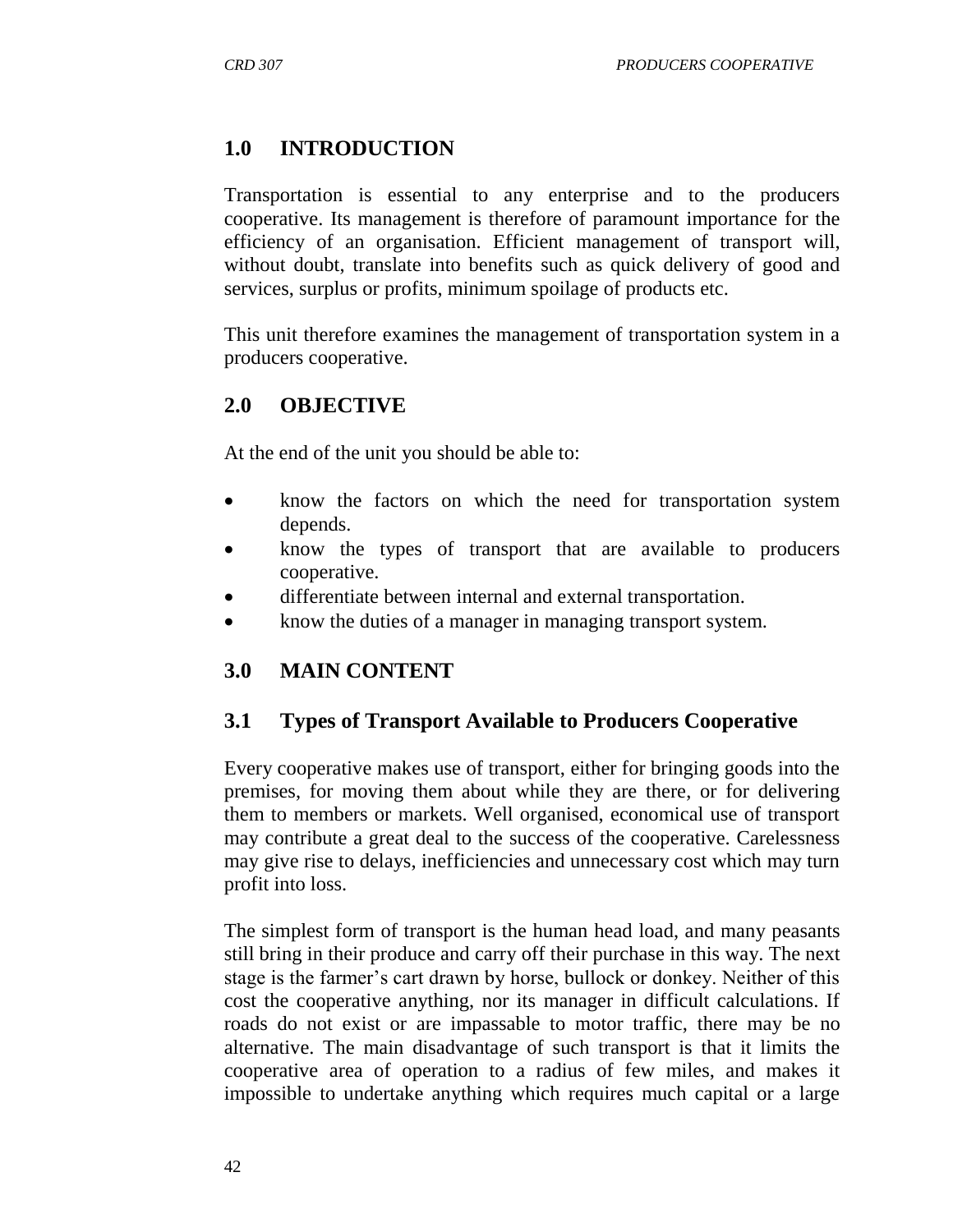## 1.0 INTRODUCTION

Transportation is essential to any enterprise and to the producers cooperative. Its management is therefore of paramount importance for the efficiency of an organisation. Efficient management of transport will, without doubt, translate into benefits such as quick delivery of good and services, surplus or profits, minimum spoilage of products etc.

This unit therefore examines the management of transportation system in a producers cooperative.

## 2.0 OBJECTIVE

At the end of the unit you should be able to:

- know the factors on which the need for transportation system depends.
- know the types of transport that are available to producers cooperative.
- differentiate between internal and external transportation.
- know the duties of a manager in managing transport system.

## 3.0 MAIN CONTENT

### 3.1 Types of Transport Available to Producers Cooperative

Every cooperative makes use of transport, either for bringing goods into the premises, for moving them about while they are there, or for delivering them to members or markets. Well organised, economical use of transport may contribute a great deal to the success of the cooperative. Carelessness may give rise to delays, inefficiencies and unnecessary cost which may turn profit into loss.

The simplest form of transport is the human head load, and many peasants still bring in their produce and carry off their purchase in this way. The next stage is the farmer's cart drawn by horse, bullock or donkey. Neither of this cost the cooperative anything, nor its manager in difficult calculations. If roads do not exist or are impassable to motor traffic, there may be no alternative. The main disadvantage of such transport is that it limits the cooperative area of operation to a radius of few miles, and makes it impossible to undertake anything which requires much capital or a large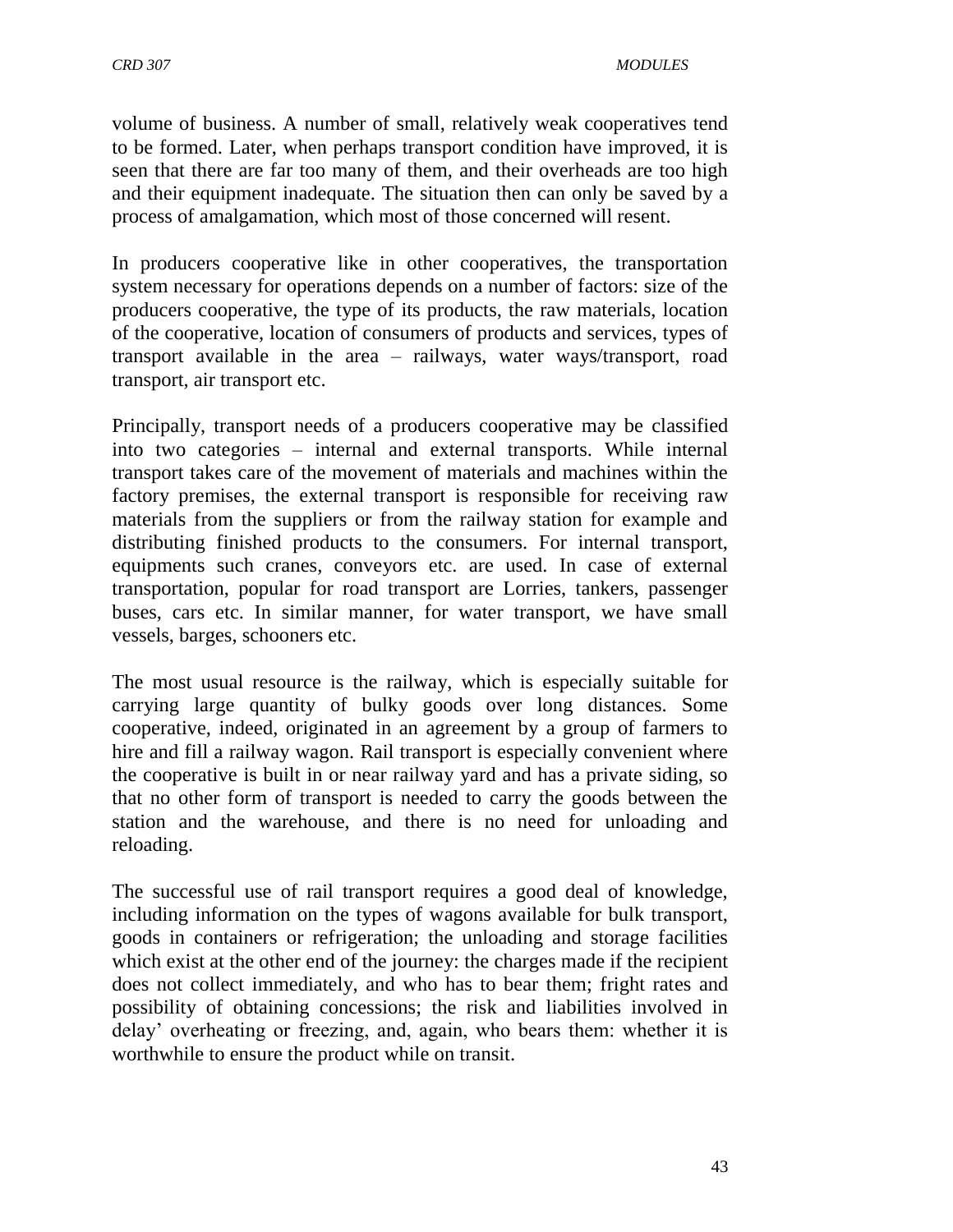volume of business. A number of small, relatively weak cooperatives tend to be formed. Later, when perhaps transport condition have improved, it is seen that there are far too many of them, and their overheads are too high and their equipment inadequate. The situation then can only be saved by a process of amalgamation, which most of those concerned will resent.

In producers cooperative like in other cooperatives, the transportation system necessary for operations depends on a number of factors: size of the producers cooperative, the type of its products, the raw materials, location of the cooperative, location of consumers of products and services, types of transport available in the area – railways, water ways/transport, road transport, air transport etc.

Principally, transport needs of a producers cooperative may be classified into two categories – internal and external transports. While internal transport takes care of the movement of materials and machines within the factory premises, the external transport is responsible for receiving raw materials from the suppliers or from the railway station for example and distributing finished products to the consumers. For internal transport, equipments such cranes, conveyors etc. are used. In case of external transportation, popular for road transport are Lorries, tankers, passenger buses, cars etc. In similar manner, for water transport, we have small vessels, barges, schooners etc.

The most usual resource is the railway, which is especially suitable for carrying large quantity of bulky goods over long distances. Some cooperative, indeed, originated in an agreement by a group of farmers to hire and fill a railway wagon. Rail transport is especially convenient where the cooperative is built in or near railway yard and has a private siding, so that no other form of transport is needed to carry the goods between the station and the warehouse, and there is no need for unloading and reloading.

The successful use of rail transport requires a good deal of knowledge, including information on the types of wagons available for bulk transport, goods in containers or refrigeration; the unloading and storage facilities which exist at the other end of the journey: the charges made if the recipient does not collect immediately, and who has to bear them; fright rates and possibility of obtaining concessions; the risk and liabilities involved in delay' overheating or freezing, and, again, who bears them: whether it is worthwhile to ensure the product while on transit.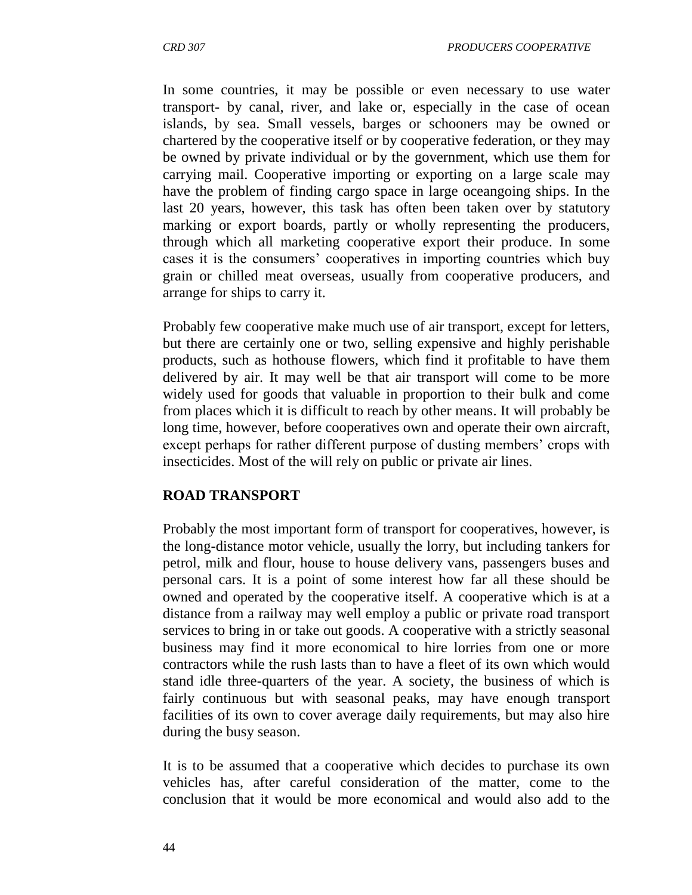In some countries, it may be possible or even necessary to use water transport- by canal, river, and lake or, especially in the case of ocean islands, by sea. Small vessels, barges or schooners may be owned or chartered by the cooperative itself or by cooperative federation, or they may be owned by private individual or by the government, which use them for carrying mail. Cooperative importing or exporting on a large scale may have the problem of finding cargo space in large oceangoing ships. In the last 20 years, however, this task has often been taken over by statutory marking or export boards, partly or wholly representing the producers, through which all marketing cooperative export their produce. In some cases it is the consumers' cooperatives in importing countries which buy grain or chilled meat overseas, usually from cooperative producers, and arrange for ships to carry it.

Probably few cooperative make much use of air transport, except for letters, but there are certainly one or two, selling expensive and highly perishable products, such as hothouse flowers, which find it profitable to have them delivered by air. It may well be that air transport will come to be more widely used for goods that valuable in proportion to their bulk and come from places which it is difficult to reach by other means. It will probably be long time, however, before cooperatives own and operate their own aircraft, except perhaps for rather different purpose of dusting members' crops with insecticides. Most of the will rely on public or private air lines.

## ROAD TRANSPORT

Probably the most important form of transport for cooperatives, however, is the long-distance motor vehicle, usually the lorry, but including tankers for petrol, milk and flour, house to house delivery vans, passengers buses and personal cars. It is a point of some interest how far all these should be owned and operated by the cooperative itself. A cooperative which is at a distance from a railway may well employ a public or private road transport services to bring in or take out goods. A cooperative with a strictly seasonal business may find it more economical to hire lorries from one or more contractors while the rush lasts than to have a fleet of its own which would stand idle three-quarters of the year. A society, the business of which is fairly continuous but with seasonal peaks, may have enough transport facilities of its own to cover average daily requirements, but may also hire during the busy season.

It is to be assumed that a cooperative which decides to purchase its own vehicles has, after careful consideration of the matter, come to the conclusion that it would be more economical and would also add to the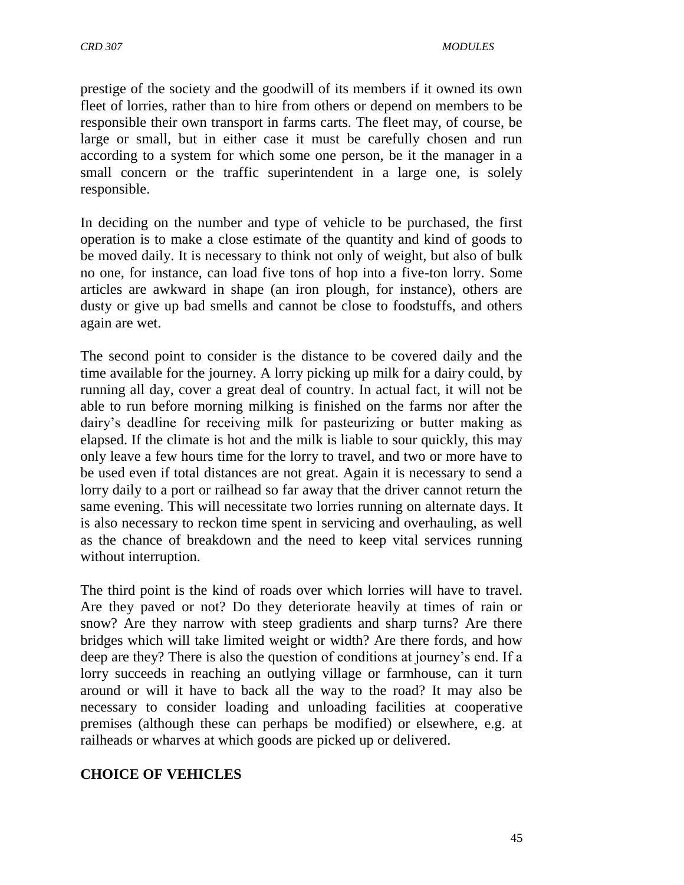prestige of the society and the goodwill of its members if it owned its own fleet of lorries, rather than to hire from others or depend on members to be responsible their own transport in farms carts. The fleet may, of course, be large or small, but in either case it must be carefully chosen and run according to a system for which some one person, be it the manager in a small concern or the traffic superintendent in a large one, is solely responsible.

In deciding on the number and type of vehicle to be purchased, the first operation is to make a close estimate of the quantity and kind of goods to be moved daily. It is necessary to think not only of weight, but also of bulk no one, for instance, can load five tons of hop into a five-ton lorry. Some articles are awkward in shape (an iron plough, for instance), others are dusty or give up bad smells and cannot be close to foodstuffs, and others again are wet.

The second point to consider is the distance to be covered daily and the time available for the journey. A lorry picking up milk for a dairy could, by running all day, cover a great deal of country. In actual fact, it will not be able to run before morning milking is finished on the farms nor after the dairy's deadline for receiving milk for pasteurizing or butter making as elapsed. If the climate is hot and the milk is liable to sour quickly, this may only leave a few hours time for the lorry to travel, and two or more have to be used even if total distances are not great. Again it is necessary to send a lorry daily to a port or railhead so far away that the driver cannot return the same evening. This will necessitate two lorries running on alternate days. It is also necessary to reckon time spent in servicing and overhauling, as well as the chance of breakdown and the need to keep vital services running without interruption.

The third point is the kind of roads over which lorries will have to travel. Are they paved or not? Do they deteriorate heavily at times of rain or snow? Are they narrow with steep gradients and sharp turns? Are there bridges which will take limited weight or width? Are there fords, and how deep are they? There is also the question of conditions at journey's end. If a lorry succeeds in reaching an outlying village or farmhouse, can it turn around or will it have to back all the way to the road? It may also be necessary to consider loading and unloading facilities at cooperative premises (although these can perhaps be modified) or elsewhere, e.g. at railheads or wharves at which goods are picked up or delivered.

## CHOICE OF VEHICLES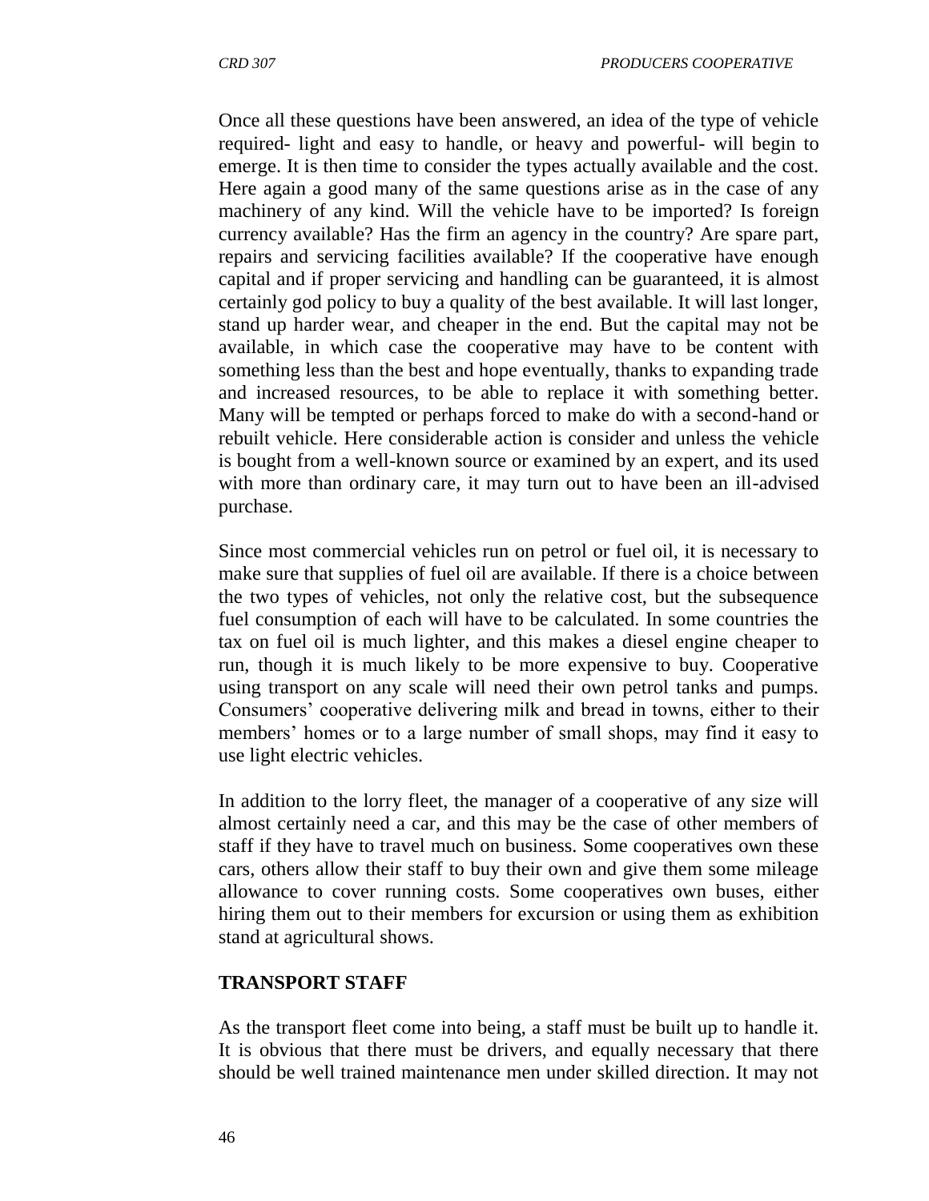Once all these questions have been answered, an idea of the type of vehicle required- light and easy to handle, or heavy and powerful- will begin to emerge. It is then time to consider the types actually available and the cost. Here again a good many of the same questions arise as in the case of any machinery of any kind. Will the vehicle have to be imported? Is foreign currency available? Has the firm an agency in the country? Are spare part, repairs and servicing facilities available? If the cooperative have enough capital and if proper servicing and handling can be guaranteed, it is almost certainly god policy to buy a quality of the best available. It will last longer, stand up harder wear, and cheaper in the end. But the capital may not be available, in which case the cooperative may have to be content with something less than the best and hope eventually, thanks to expanding trade and increased resources, to be able to replace it with something better. Many will be tempted or perhaps forced to make do with a second-hand or rebuilt vehicle. Here considerable action is consider and unless the vehicle is bought from a well-known source or examined by an expert, and its used with more than ordinary care, it may turn out to have been an ill-advised purchase.

Since most commercial vehicles run on petrol or fuel oil, it is necessary to make sure that supplies of fuel oil are available. If there is a choice between the two types of vehicles, not only the relative cost, but the subsequence fuel consumption of each will have to be calculated. In some countries the tax on fuel oil is much lighter, and this makes a diesel engine cheaper to run, though it is much likely to be more expensive to buy. Cooperative using transport on any scale will need their own petrol tanks and pumps. Consumers' cooperative delivering milk and bread in towns, either to their members' homes or to a large number of small shops, may find it easy to use light electric vehicles.

In addition to the lorry fleet, the manager of a cooperative of any size will almost certainly need a car, and this may be the case of other members of staff if they have to travel much on business. Some cooperatives own these cars, others allow their staff to buy their own and give them some mileage allowance to cover running costs. Some cooperatives own buses, either hiring them out to their members for excursion or using them as exhibition stand at agricultural shows.

**TRANSPORT STAFF**

As the transport fleet come into being, a staff must be built up to handle it. It is obvious that there must be drivers, and equally necessary that there should be well trained maintenance men under skilled direction. It may not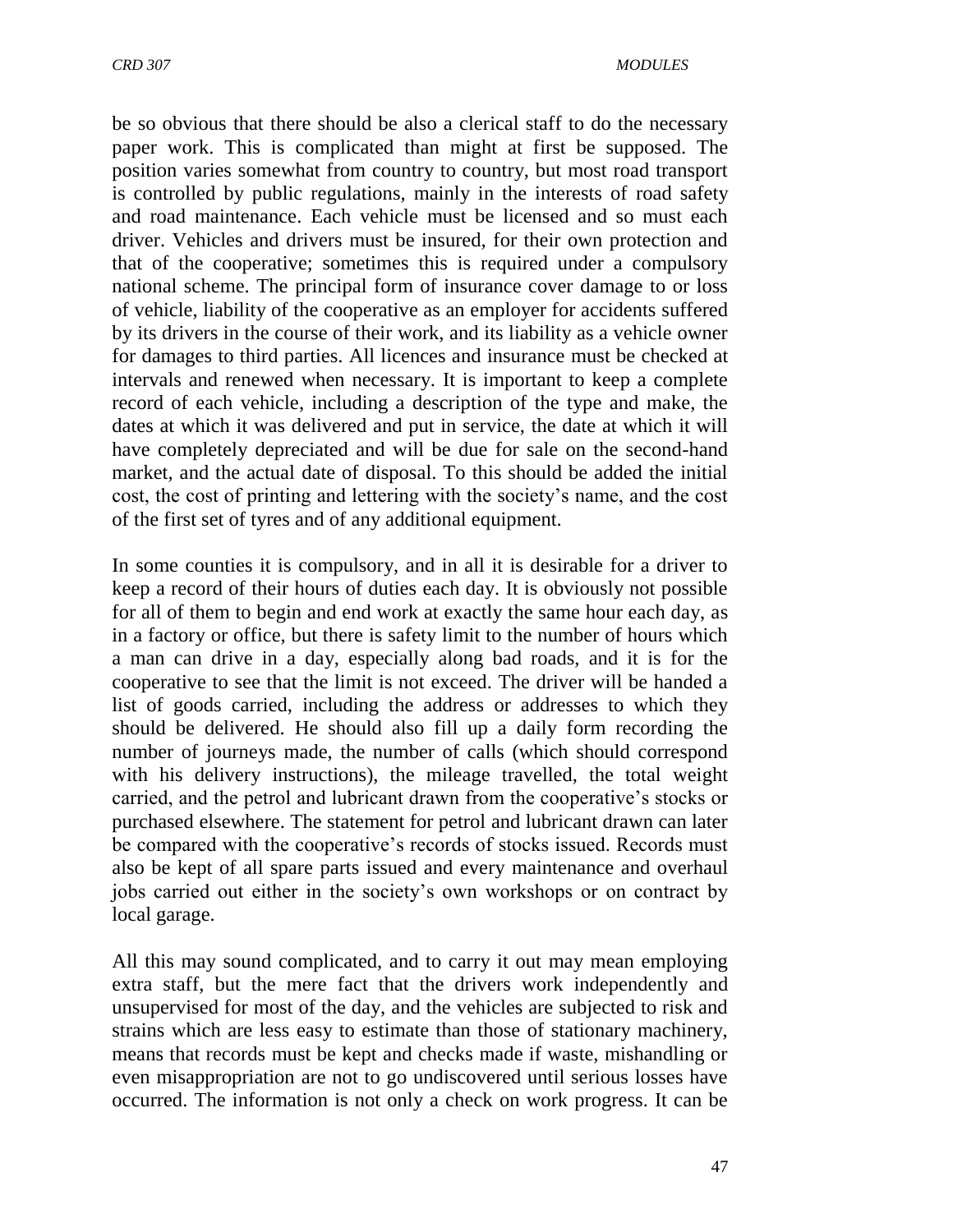be so obvious that there should be also a clerical staff to do the necessary paper work. This is complicated than might at first be supposed. The position varies somewhat from country to country, but most road transport is controlled by public regulations, mainly in the interests of road safety and road maintenance. Each vehicle must be licensed and so must each driver. Vehicles and drivers must be insured, for their own protection and that of the cooperative; sometimes this is required under a compulsory national scheme. The principal form of insurance cover damage to or loss of vehicle, liability of the cooperative as an employer for accidents suffered by its drivers in the course of their work, and its liability as a vehicle owner for damages to third parties. All licences and insurance must be checked at intervals and renewed when necessary. It is important to keep a complete record of each vehicle, including a description of the type and make, the dates at which it was delivered and put in service, the date at which it will have completely depreciated and will be due for sale on the second-hand market, and the actual date of disposal. To this should be added the initial cost, the cost of printing and lettering with the society's name, and the cost of the first set of tyres and of any additional equipment.

In some counties it is compulsory, and in all it is desirable for a driver to keep a record of their hours of duties each day. It is obviously not possible for all of them to begin and end work at exactly the same hour each day, as in a factory or office, but there is safety limit to the number of hours which a man can drive in a day, especially along bad roads, and it is for the cooperative to see that the limit is not exceed. The driver will be handed a list of goods carried, including the address or addresses to which they should be delivered. He should also fill up a daily form recording the number of journeys made, the number of calls (which should correspond with his delivery instructions), the mileage travelled, the total weight carried, and the petrol and lubricant drawn from the cooperative's stocks or purchased elsewhere. The statement for petrol and lubricant drawn can later be compared with the cooperative's records of stocks issued. Records must also be kept of all spare parts issued and every maintenance and overhaul jobs carried out either in the society's own workshops or on contract by local garage.

All this may sound complicated, and to carry it out may mean employing extra staff, but the mere fact that the drivers work independently and unsupervised for most of the day, and the vehicles are subjected to risk and strains which are less easy to estimate than those of stationary machinery, means that records must be kept and checks made if waste, mishandling or even misappropriation are not to go undiscovered until serious losses have occurred. The information is not only a check on work progress. It can be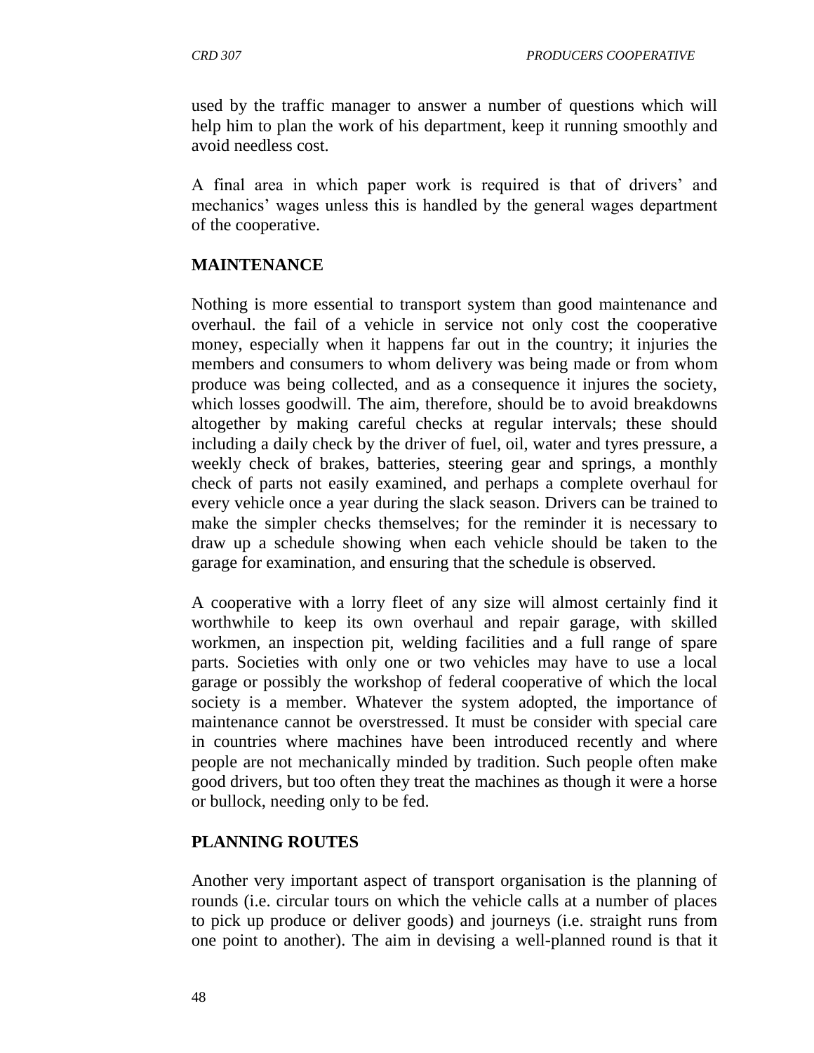used by the traffic manager to answer a number of questions which will help him to plan the work of his department, keep it running smoothly and avoid needless cost.

A final area in which paper work is required is that of drivers' and mechanics' wages unless this is handled by the general wages department of the cooperative.

**MAINTENANCE**

Nothing is more essential to transport system than good maintenance and overhaul. the fail of a vehicle in service not only cost the cooperative money, especially when it happens far out in the country; it injuries the members and consumers to whom delivery was being made or from whom produce was being collected, and as a consequence it injures the society, which losses goodwill. The aim, therefore, should be to avoid breakdowns altogether by making careful checks at regular intervals; these should including a daily check by the driver of fuel, oil, water and tyres pressure, a weekly check of brakes, batteries, steering gear and springs, a monthly check of parts not easily examined, and perhaps a complete overhaul for every vehicle once a year during the slack season. Drivers can be trained to make the simpler checks themselves; for the reminder it is necessary to draw up a schedule showing when each vehicle should be taken to the garage for examination, and ensuring that the schedule is observed.

A cooperative with a lorry fleet of any size will almost certainly find it worthwhile to keep its own overhaul and repair garage, with skilled workmen, an inspection pit, welding facilities and a full range of spare parts. Societies with only one or two vehicles may have to use a local garage or possibly the workshop of federal cooperative of which the local society is a member. Whatever the system adopted, the importance of maintenance cannot be overstressed. It must be consider with special care in countries where machines have been introduced recently and where people are not mechanically minded by tradition. Such people often make good drivers, but too often they treat the machines as though it were a horse or bullock, needing only to be fed.

**PLANNING ROUTES**

Another very important aspect of transport organisation is the planning of rounds (i.e. circular tours on which the vehicle calls at a number of places to pick up produce or deliver goods) and journeys (i.e. straight runs from one point to another). The aim in devising a well-planned round is that it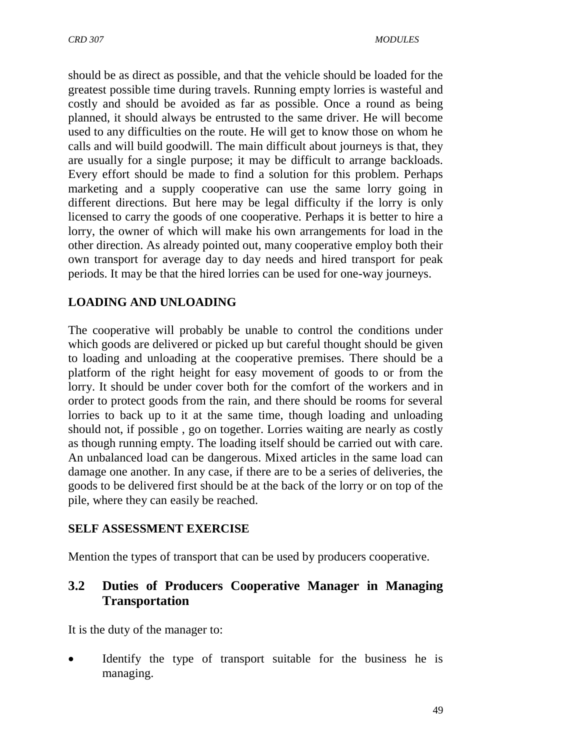should be as direct as possible, and that the vehicle should be loaded for the greatest possible time during travels. Running empty lorries is wasteful and costly and should be avoided as far as possible. Once a round as being planned, it should always be entrusted to the same driver. He will become used to any difficulties on the route. He will get to know those on whom he calls and will build goodwill. The main difficult about journeys is that, they are usually for a single purpose; it may be difficult to arrange backloads. Every effort should be made to find a solution for this problem. Perhaps marketing and a supply cooperative can use the same lorry going in different directions. But here may be legal difficulty if the lorry is only licensed to carry the goods of one cooperative. Perhaps it is better to hire a lorry, the owner of which will make his own arrangements for load in the other direction. As already pointed out, many cooperative employ both their own transport for average day to day needs and hired transport for peak periods. It may be that the hired lorries can be used for one-way journeys.

**LOADING AND UNLOADING**

The cooperative will probably be unable to control the conditions under which goods are delivered or picked up but careful thought should be given to loading and unloading at the cooperative premises. There should be a platform of the right height for easy movement of goods to or from the lorry. It should be under cover both for the comfort of the workers and in order to protect goods from the rain, and there should be rooms for several lorries to back up to it at the same time, though loading and unloading should not, if possible , go on together. Lorries waiting are nearly as costly as though running empty. The loading itself should be carried out with care. An unbalanced load can be dangerous. Mixed articles in the same load can damage one another. In any case, if there are to be a series of deliveries, the goods to be delivered first should be at the back of the lorry or on top of the pile, where they can easily be reached.

**SELF ASSESSMENT EXERCISE**

Mention the types of transport that can be used by producers cooperative.

## 3.2 Duties of Producers Cooperative Manager in Managing Transportation

It is the duty of the manager to:

- Identify the type of transport suitable for the business he is managing.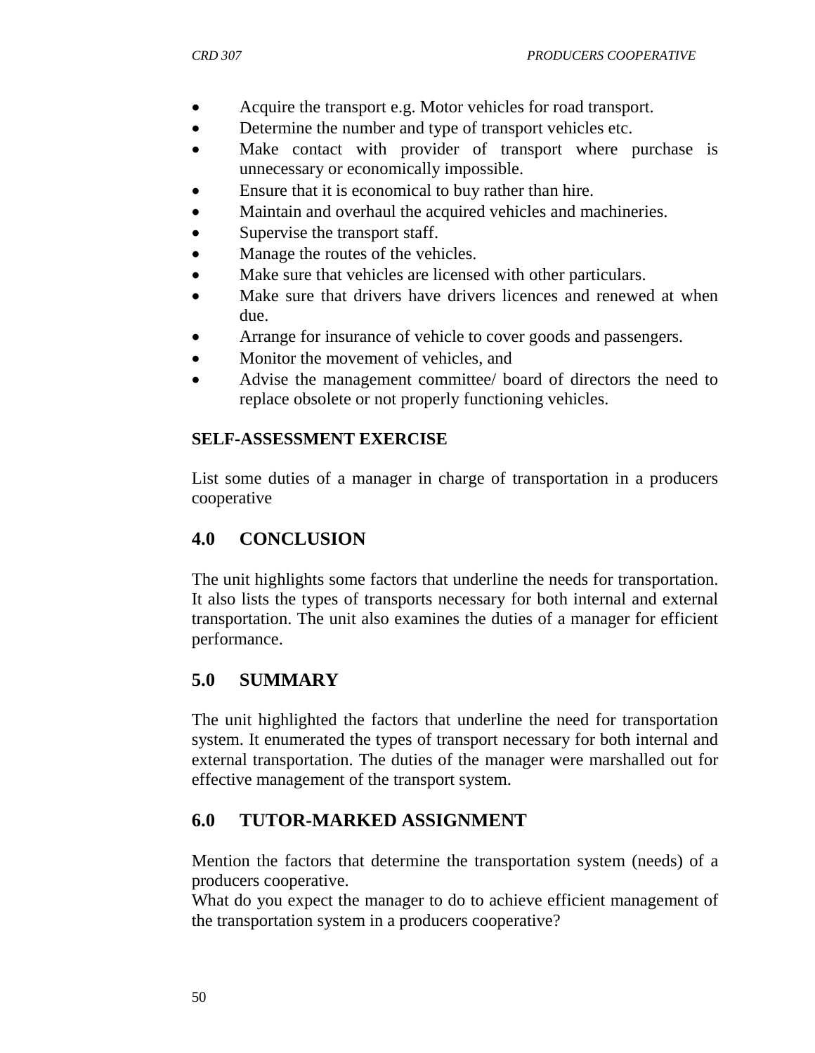- Acquire the transport e.g. Motor vehicles for road transport.
- Determine the number and type of transport vehicles etc.
- Make contact with provider of transport where purchase is unnecessary or economically impossible.
- Ensure that it is economical to buy rather than hire.
- Maintain and overhaul the acquired vehicles and machineries.
- Supervise the transport staff.
- Manage the routes of the vehicles.
- Make sure that vehicles are licensed with other particulars.
- Make sure that drivers have drivers licences and renewed at when due.
- Arrange for insurance of vehicle to cover goods and passengers.
- Monitor the movement of vehicles, and
- Advise the management committee/ board of directors the need to replace obsolete or not properly functioning vehicles.

**SELF-ASSESSMENT EXERCISE**

List some duties of a manager in charge of transportation in a producers cooperative

## 4.0 CONCLUSION

The unit highlights some factors that underline the needs for transportation. It also lists the types of transports necessary for both internal and external transportation. The unit also examines the duties of a manager for efficient performance.

## 5.0 SUMMARY

The unit highlighted the factors that underline the need for transportation system. It enumerated the types of transport necessary for both internal and external transportation. The duties of the manager were marshalled out for effective management of the transport system.

## 6.0 TUTOR-MARKED ASSIGNMENT

Mention the factors that determine the transportation system (needs) of a producers cooperative.
What do you expect the manager to do to achieve efficient management of the transportation system in a producers cooperative?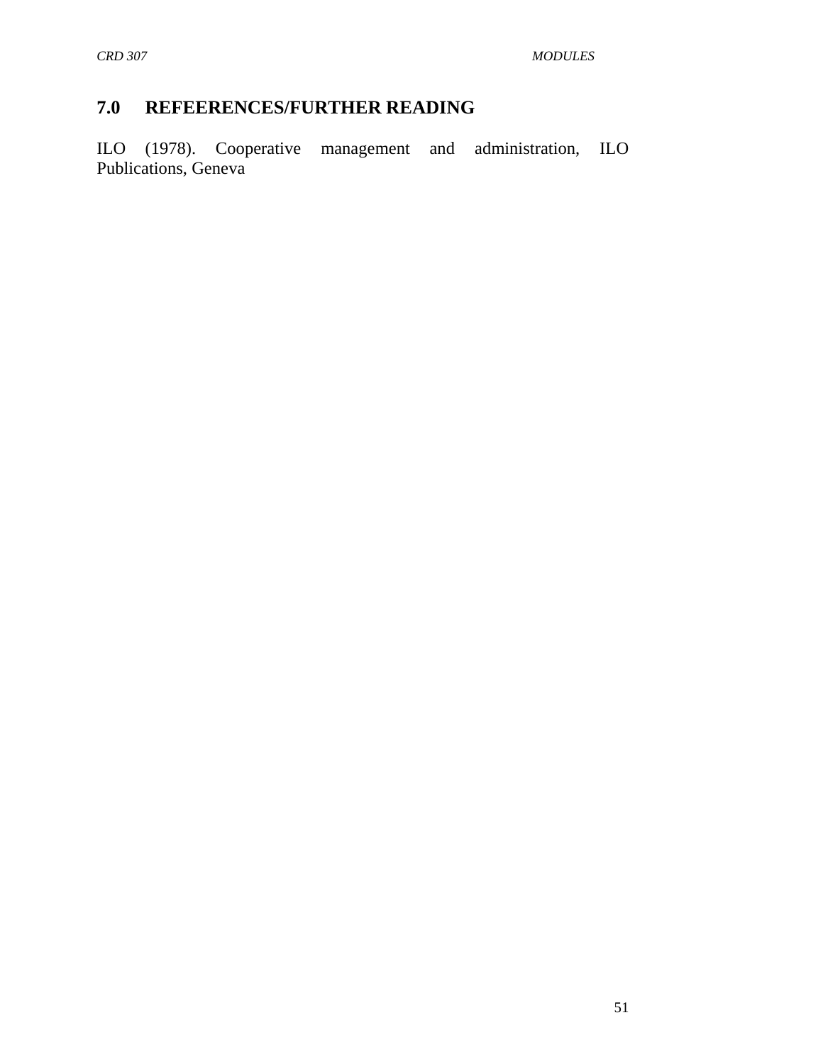## 7.0 REFEERENCES/FURTHER READING

ILO (1978). Cooperative management and administration, ILO Publications, Geneva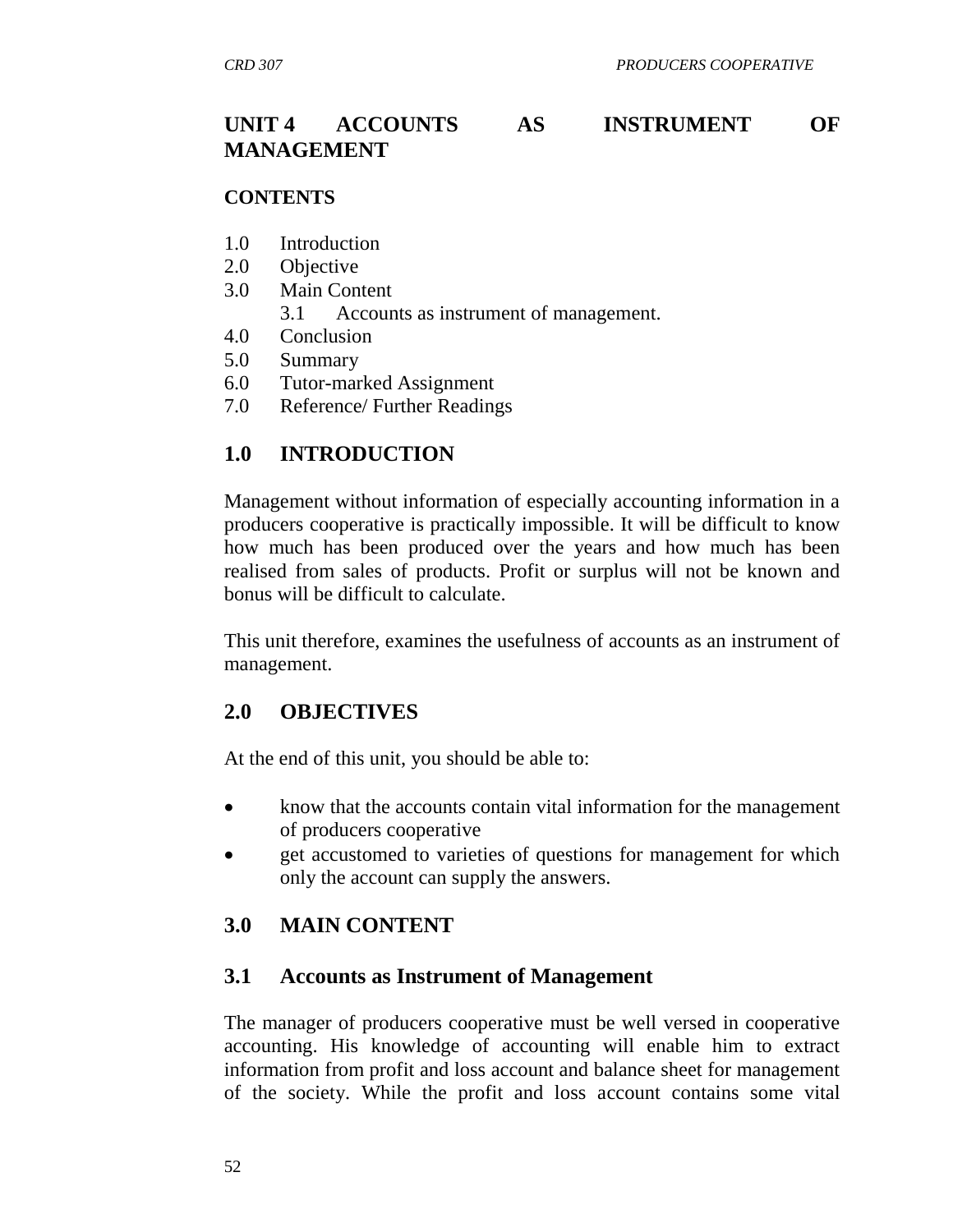## UNIT 4 ACCOUNTS AS INSTRUMENT OF MANAGEMENT

**CONTENTS**

1.0 Introduction
2.0 Objective
3.0 Main Content
    3.1 Accounts as instrument of management.
4.0 Conclusion
5.0 Summary
6.0 Tutor-marked Assignment
7.0 Reference/ Further Readings

### 1.0 INTRODUCTION

Management without information of especially accounting information in a producers cooperative is practically impossible. It will be difficult to know how much has been produced over the years and how much has been realised from sales of products. Profit or surplus will not be known and bonus will be difficult to calculate.

This unit therefore, examines the usefulness of accounts as an instrument of management.

### 2.0 OBJECTIVES

At the end of this unit, you should be able to:

- know that the accounts contain vital information for the management of producers cooperative
- get accustomed to varieties of questions for management for which only the account can supply the answers.

### 3.0 MAIN CONTENT

#### 3.1 Accounts as Instrument of Management

The manager of producers cooperative must be well versed in cooperative accounting. His knowledge of accounting will enable him to extract information from profit and loss account and balance sheet for management of the society. While the profit and loss account contains some vital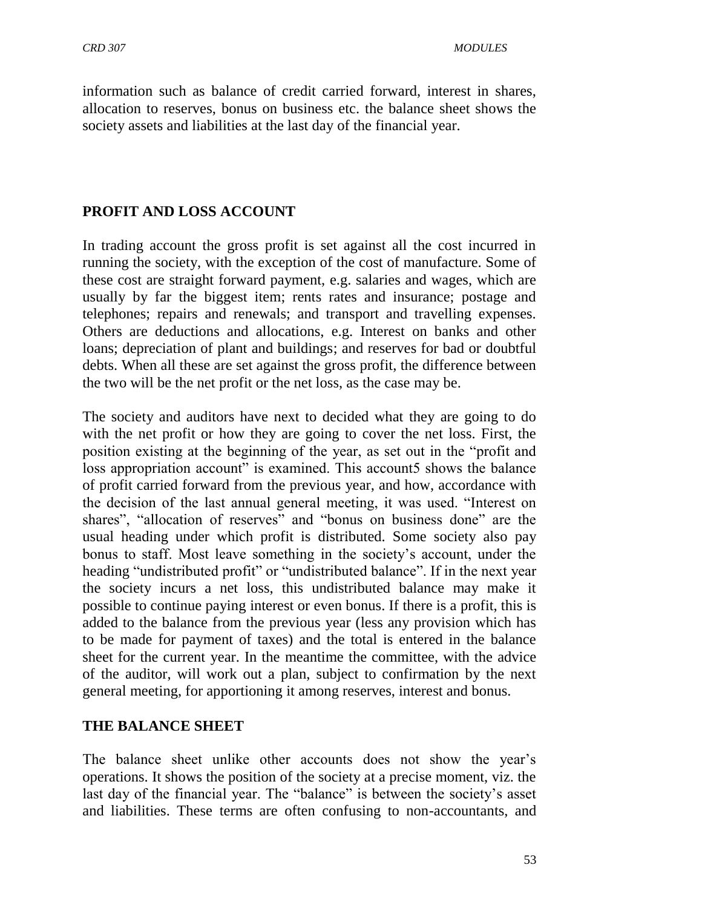information such as balance of credit carried forward, interest in shares, allocation to reserves, bonus on business etc. the balance sheet shows the society assets and liabilities at the last day of the financial year.

## PROFIT AND LOSS ACCOUNT

In trading account the gross profit is set against all the cost incurred in running the society, with the exception of the cost of manufacture. Some of these cost are straight forward payment, e.g. salaries and wages, which are usually by far the biggest item; rents rates and insurance; postage and telephones; repairs and renewals; and transport and travelling expenses. Others are deductions and allocations, e.g. Interest on banks and other loans; depreciation of plant and buildings; and reserves for bad or doubtful debts. When all these are set against the gross profit, the difference between the two will be the net profit or the net loss, as the case may be.

The society and auditors have next to decided what they are going to do with the net profit or how they are going to cover the net loss. First, the position existing at the beginning of the year, as set out in the "profit and loss appropriation account" is examined. This account5 shows the balance of profit carried forward from the previous year, and how, accordance with the decision of the last annual general meeting, it was used. "Interest on shares", "allocation of reserves" and "bonus on business done" are the usual heading under which profit is distributed. Some society also pay bonus to staff. Most leave something in the society's account, under the heading "undistributed profit" or "undistributed balance". If in the next year the society incurs a net loss, this undistributed balance may make it possible to continue paying interest or even bonus. If there is a profit, this is added to the balance from the previous year (less any provision which has to be made for payment of taxes) and the total is entered in the balance sheet for the current year. In the meantime the committee, with the advice of the auditor, will work out a plan, subject to confirmation by the next general meeting, for apportioning it among reserves, interest and bonus.

## THE BALANCE SHEET

The balance sheet unlike other accounts does not show the year's operations. It shows the position of the society at a precise moment, viz. the last day of the financial year. The "balance" is between the society's asset and liabilities. These terms are often confusing to non-accountants, and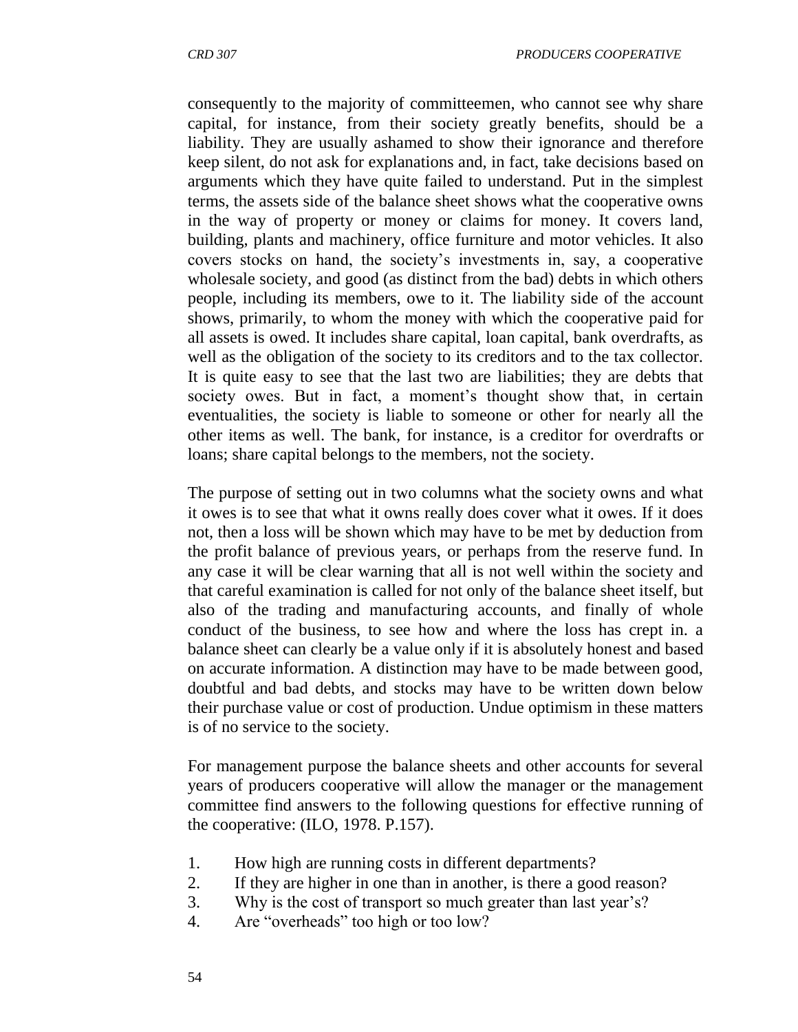consequently to the majority of committeemen, who cannot see why share capital, for instance, from their society greatly benefits, should be a liability. They are usually ashamed to show their ignorance and therefore keep silent, do not ask for explanations and, in fact, take decisions based on arguments which they have quite failed to understand. Put in the simplest terms, the assets side of the balance sheet shows what the cooperative owns in the way of property or money or claims for money. It covers land, building, plants and machinery, office furniture and motor vehicles. It also covers stocks on hand, the society's investments in, say, a cooperative wholesale society, and good (as distinct from the bad) debts in which others people, including its members, owe to it. The liability side of the account shows, primarily, to whom the money with which the cooperative paid for all assets is owed. It includes share capital, loan capital, bank overdrafts, as well as the obligation of the society to its creditors and to the tax collector. It is quite easy to see that the last two are liabilities; they are debts that society owes. But in fact, a moment's thought show that, in certain eventualities, the society is liable to someone or other for nearly all the other items as well. The bank, for instance, is a creditor for overdrafts or loans; share capital belongs to the members, not the society.

The purpose of setting out in two columns what the society owns and what it owes is to see that what it owns really does cover what it owes. If it does not, then a loss will be shown which may have to be met by deduction from the profit balance of previous years, or perhaps from the reserve fund. In any case it will be clear warning that all is not well within the society and that careful examination is called for not only of the balance sheet itself, but also of the trading and manufacturing accounts, and finally of whole conduct of the business, to see how and where the loss has crept in. a balance sheet can clearly be a value only if it is absolutely honest and based on accurate information. A distinction may have to be made between good, doubtful and bad debts, and stocks may have to be written down below their purchase value or cost of production. Undue optimism in these matters is of no service to the society.

For management purpose the balance sheets and other accounts for several years of producers cooperative will allow the manager or the management committee find answers to the following questions for effective running of the cooperative: (ILO, 1978. P.157).

1. How high are running costs in different departments?
2. If they are higher in one than in another, is there a good reason?
3. Why is the cost of transport so much greater than last year's?
4. Are "overheads" too high or too low?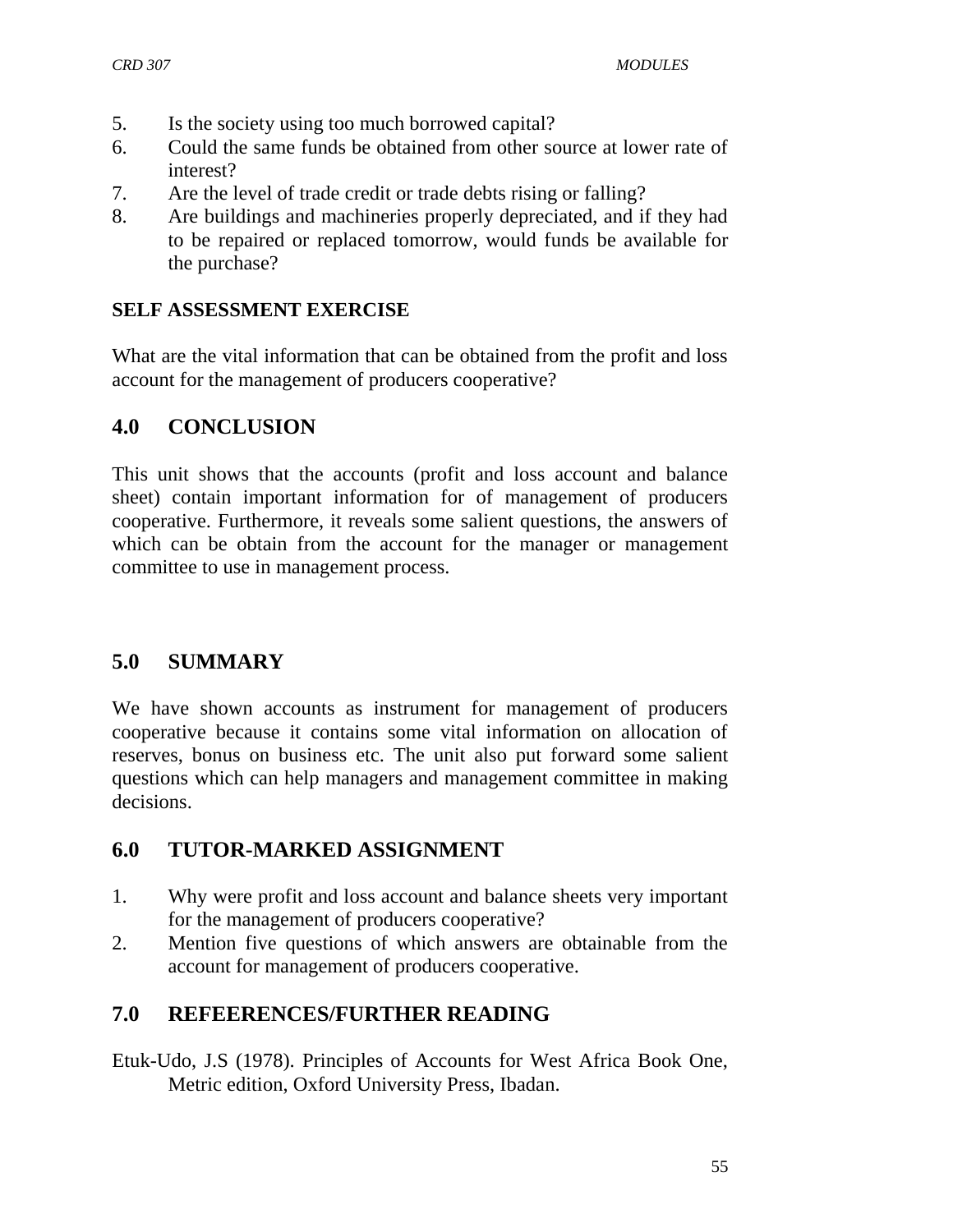5. Is the society using too much borrowed capital?
6. Could the same funds be obtained from other source at lower rate of interest?
7. Are the level of trade credit or trade debts rising or falling?
8. Are buildings and machineries properly depreciated, and if they had to be repaired or replaced tomorrow, would funds be available for the purchase?

**SELF ASSESSMENT EXERCISE**

What are the vital information that can be obtained from the profit and loss account for the management of producers cooperative?

## 4.0 CONCLUSION

This unit shows that the accounts (profit and loss account and balance sheet) contain important information for of management of producers cooperative. Furthermore, it reveals some salient questions, the answers of which can be obtain from the account for the manager or management committee to use in management process.

## 5.0 SUMMARY

We have shown accounts as instrument for management of producers cooperative because it contains some vital information on allocation of reserves, bonus on business etc. The unit also put forward some salient questions which can help managers and management committee in making decisions.

## 6.0 TUTOR-MARKED ASSIGNMENT

1. Why were profit and loss account and balance sheets very important for the management of producers cooperative?
2. Mention five questions of which answers are obtainable from the account for management of producers cooperative.

## 7.0 REFEERENCES/FURTHER READING

Etuk-Udo, J.S (1978). Principles of Accounts for West Africa Book One, Metric edition, Oxford University Press, Ibadan.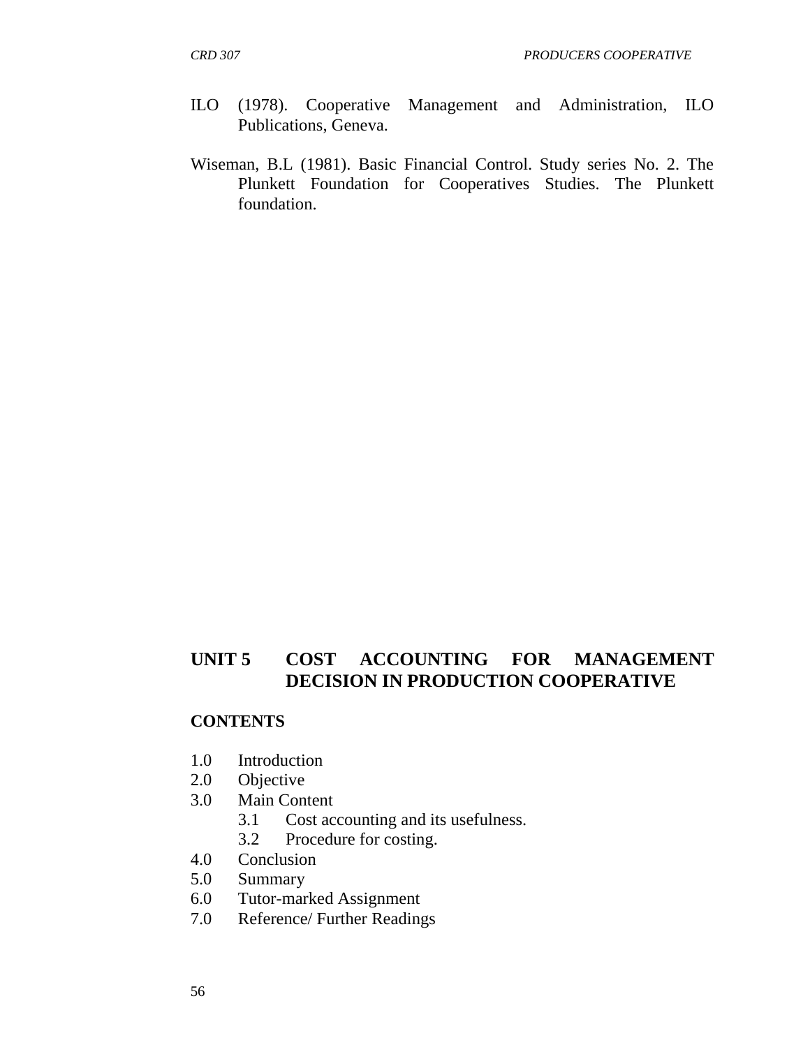ILO (1978). Cooperative Management and Administration, ILO Publications, Geneva.

Wiseman, B.L (1981). Basic Financial Control. Study series No. 2. The Plunkett Foundation for Cooperatives Studies. The Plunkett foundation.

# UNIT 5 COST ACCOUNTING FOR MANAGEMENT DECISION IN PRODUCTION COOPERATIVE

**CONTENTS**

1.0 Introduction
2.0 Objective
3.0 Main Content
   3.1 Cost accounting and its usefulness.
   3.2 Procedure for costing.
4.0 Conclusion
5.0 Summary
6.0 Tutor-marked Assignment
7.0 Reference/ Further Readings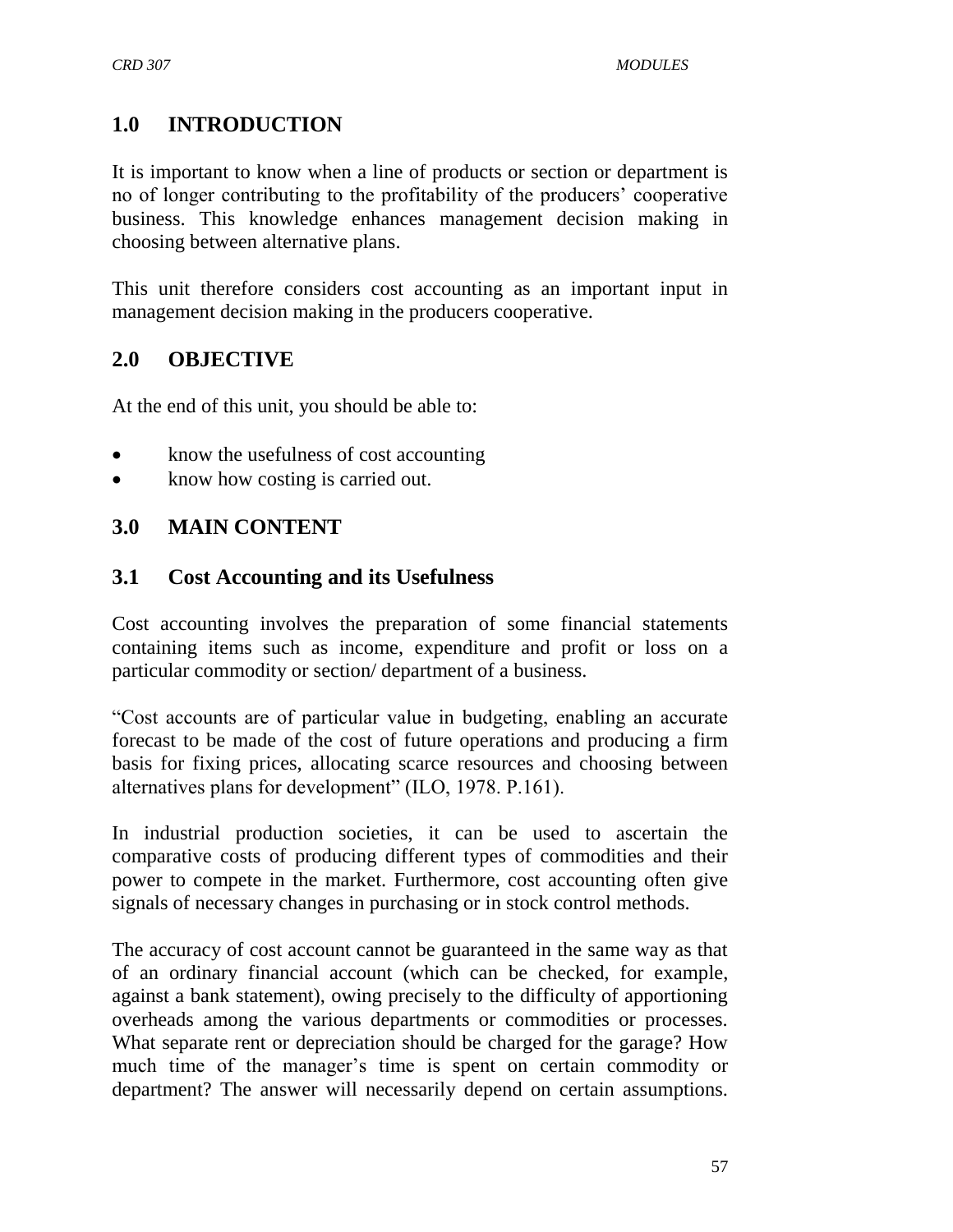## 1.0 INTRODUCTION

It is important to know when a line of products or section or department is no of longer contributing to the profitability of the producers' cooperative business. This knowledge enhances management decision making in choosing between alternative plans.

This unit therefore considers cost accounting as an important input in management decision making in the producers cooperative.

## 2.0 OBJECTIVE

At the end of this unit, you should be able to:

- know the usefulness of cost accounting
- know how costing is carried out.

## 3.0 MAIN CONTENT

### 3.1 Cost Accounting and its Usefulness

Cost accounting involves the preparation of some financial statements containing items such as income, expenditure and profit or loss on a particular commodity or section/ department of a business.

"Cost accounts are of particular value in budgeting, enabling an accurate forecast to be made of the cost of future operations and producing a firm basis for fixing prices, allocating scarce resources and choosing between alternatives plans for development" (ILO, 1978. P.161).

In industrial production societies, it can be used to ascertain the comparative costs of producing different types of commodities and their power to compete in the market. Furthermore, cost accounting often give signals of necessary changes in purchasing or in stock control methods.

The accuracy of cost account cannot be guaranteed in the same way as that of an ordinary financial account (which can be checked, for example, against a bank statement), owing precisely to the difficulty of apportioning overheads among the various departments or commodities or processes. What separate rent or depreciation should be charged for the garage? How much time of the manager's time is spent on certain commodity or department? The answer will necessarily depend on certain assumptions.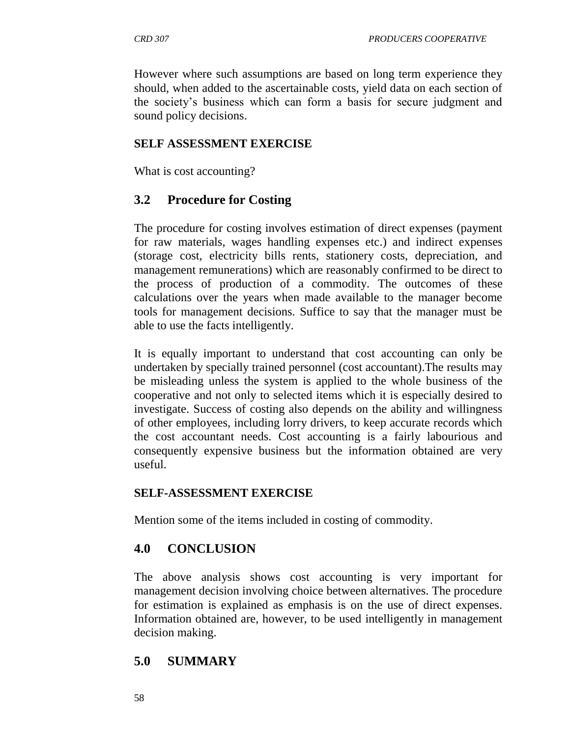However where such assumptions are based on long term experience they should, when added to the ascertainable costs, yield data on each section of the society's business which can form a basis for secure judgment and sound policy decisions.

**SELF ASSESSMENT EXERCISE**

What is cost accounting?

## 3.2 Procedure for Costing

The procedure for costing involves estimation of direct expenses (payment for raw materials, wages handling expenses etc.) and indirect expenses (storage cost, electricity bills rents, stationery costs, depreciation, and management remunerations) which are reasonably confirmed to be direct to the process of production of a commodity. The outcomes of these calculations over the years when made available to the manager become tools for management decisions. Suffice to say that the manager must be able to use the facts intelligently.

It is equally important to understand that cost accounting can only be undertaken by specially trained personnel (cost accountant).The results may be misleading unless the system is applied to the whole business of the cooperative and not only to selected items which it is especially desired to investigate. Success of costing also depends on the ability and willingness of other employees, including lorry drivers, to keep accurate records which the cost accountant needs. Cost accounting is a fairly labourious and consequently expensive business but the information obtained are very useful.

**SELF-ASSESSMENT EXERCISE**

Mention some of the items included in costing of commodity.

## 4.0 CONCLUSION

The above analysis shows cost accounting is very important for management decision involving choice between alternatives. The procedure for estimation is explained as emphasis is on the use of direct expenses. Information obtained are, however, to be used intelligently in management decision making.

## 5.0 SUMMARY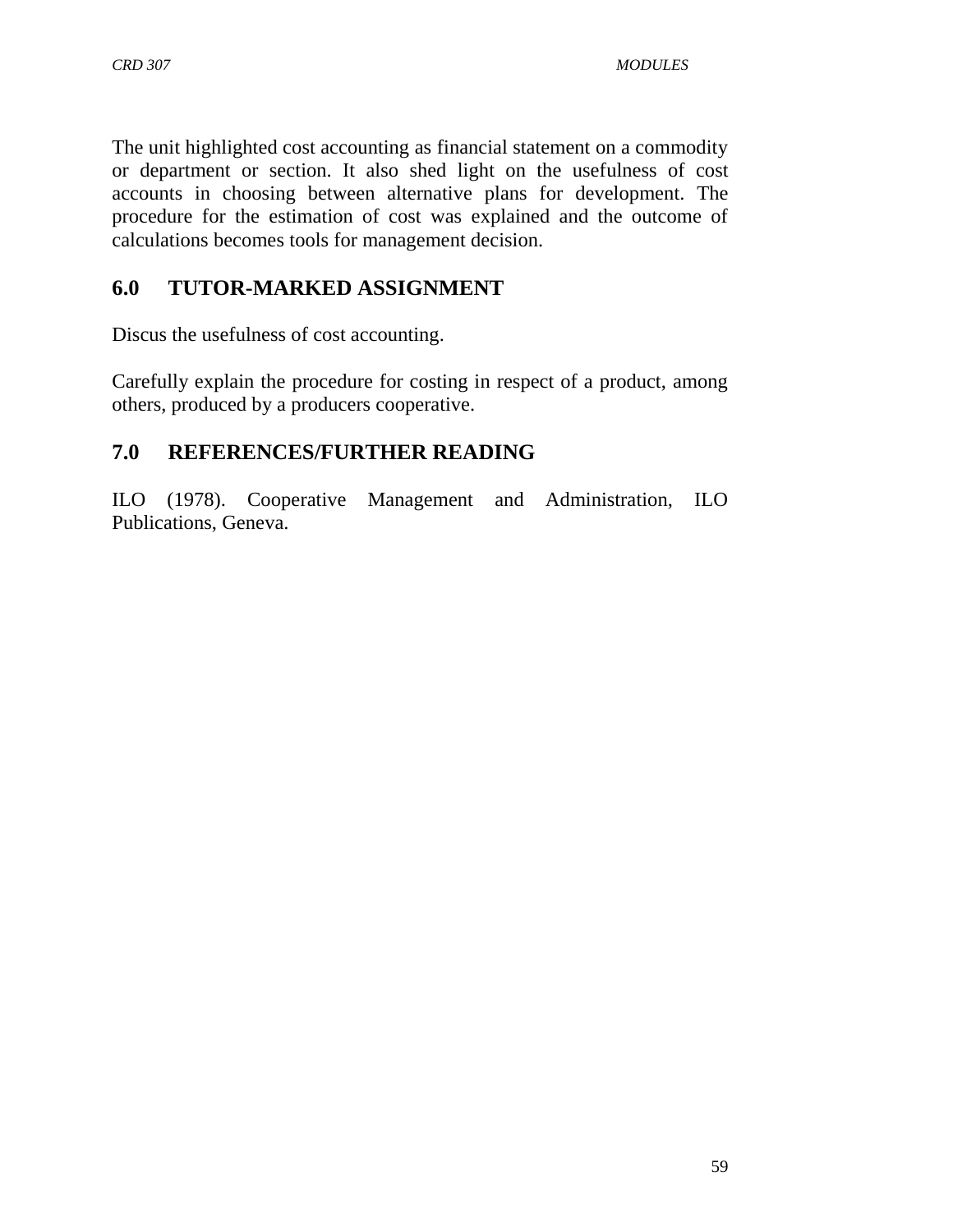The unit highlighted cost accounting as financial statement on a commodity or department or section. It also shed light on the usefulness of cost accounts in choosing between alternative plans for development. The procedure for the estimation of cost was explained and the outcome of calculations becomes tools for management decision.

## 6.0 TUTOR-MARKED ASSIGNMENT

Discus the usefulness of cost accounting.

Carefully explain the procedure for costing in respect of a product, among others, produced by a producers cooperative.

## 7.0 REFERENCES/FURTHER READING

ILO (1978). Cooperative Management and Administration, ILO Publications, Geneva.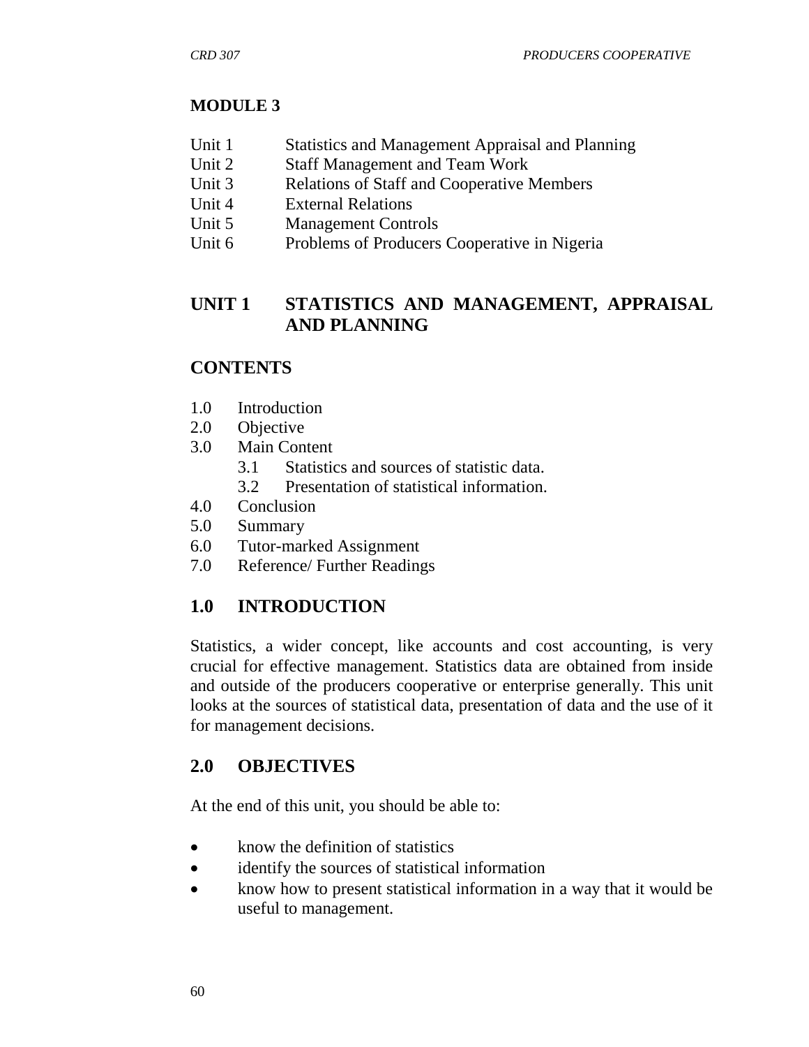## MODULE 3

| | |
|---|---|
| Unit 1 | Statistics and Management Appraisal and Planning |
| Unit 2 | Staff Management and Team Work |
| Unit 3 | Relations of Staff and Cooperative Members |
| Unit 4 | External Relations |
| Unit 5 | Management Controls |
| Unit 6 | Problems of Producers Cooperative in Nigeria |

## UNIT 1 STATISTICS AND MANAGEMENT, APPRAISAL AND PLANNING

### CONTENTS

- 1.0 Introduction
- 2.0 Objective
- 3.0 Main Content
  - 3.1 Statistics and sources of statistic data.
  - 3.2 Presentation of statistical information.
- 4.0 Conclusion
- 5.0 Summary
- 6.0 Tutor-marked Assignment
- 7.0 Reference/ Further Readings

### 1.0 INTRODUCTION

Statistics, a wider concept, like accounts and cost accounting, is very crucial for effective management. Statistics data are obtained from inside and outside of the producers cooperative or enterprise generally. This unit looks at the sources of statistical data, presentation of data and the use of it for management decisions.

### 2.0 OBJECTIVES

At the end of this unit, you should be able to:

- know the definition of statistics
- identify the sources of statistical information
- know how to present statistical information in a way that it would be useful to management.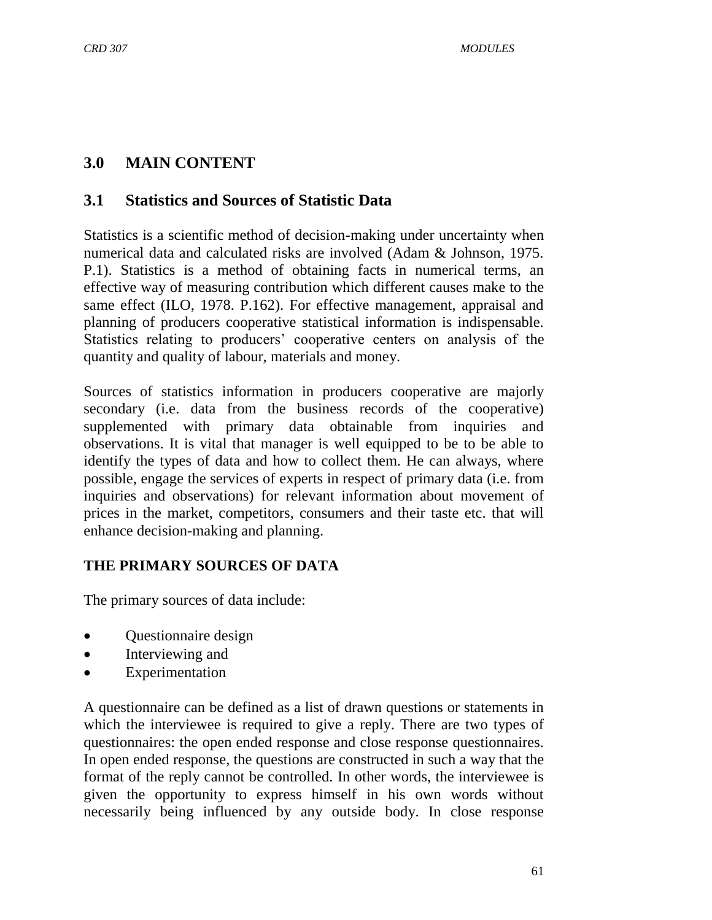## 3.0 MAIN CONTENT

### 3.1 Statistics and Sources of Statistic Data

Statistics is a scientific method of decision-making under uncertainty when numerical data and calculated risks are involved (Adam & Johnson, 1975. P.1). Statistics is a method of obtaining facts in numerical terms, an effective way of measuring contribution which different causes make to the same effect (ILO, 1978. P.162). For effective management, appraisal and planning of producers cooperative statistical information is indispensable. Statistics relating to producers' cooperative centers on analysis of the quantity and quality of labour, materials and money.

Sources of statistics information in producers cooperative are majorly secondary (i.e. data from the business records of the cooperative) supplemented with primary data obtainable from inquiries and observations. It is vital that manager is well equipped to be to be able to identify the types of data and how to collect them. He can always, where possible, engage the services of experts in respect of primary data (i.e. from inquiries and observations) for relevant information about movement of prices in the market, competitors, consumers and their taste etc. that will enhance decision-making and planning.

**THE PRIMARY SOURCES OF DATA**

The primary sources of data include:

- Questionnaire design
- Interviewing and
- Experimentation

A questionnaire can be defined as a list of drawn questions or statements in which the interviewee is required to give a reply. There are two types of questionnaires: the open ended response and close response questionnaires. In open ended response, the questions are constructed in such a way that the format of the reply cannot be controlled. In other words, the interviewee is given the opportunity to express himself in his own words without necessarily being influenced by any outside body. In close response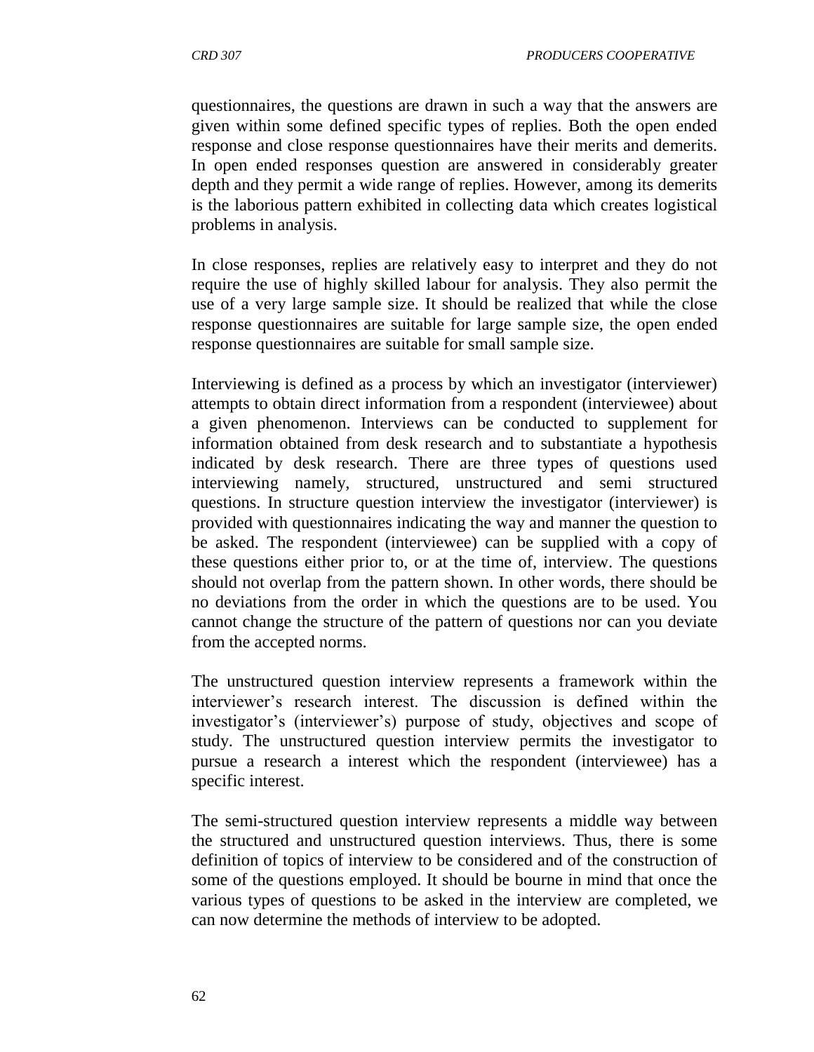questionnaires, the questions are drawn in such a way that the answers are given within some defined specific types of replies. Both the open ended response and close response questionnaires have their merits and demerits. In open ended responses question are answered in considerably greater depth and they permit a wide range of replies. However, among its demerits is the laborious pattern exhibited in collecting data which creates logistical problems in analysis.

In close responses, replies are relatively easy to interpret and they do not require the use of highly skilled labour for analysis. They also permit the use of a very large sample size. It should be realized that while the close response questionnaires are suitable for large sample size, the open ended response questionnaires are suitable for small sample size.

Interviewing is defined as a process by which an investigator (interviewer) attempts to obtain direct information from a respondent (interviewee) about a given phenomenon. Interviews can be conducted to supplement for information obtained from desk research and to substantiate a hypothesis indicated by desk research. There are three types of questions used interviewing namely, structured, unstructured and semi structured questions. In structure question interview the investigator (interviewer) is provided with questionnaires indicating the way and manner the question to be asked. The respondent (interviewee) can be supplied with a copy of these questions either prior to, or at the time of, interview. The questions should not overlap from the pattern shown. In other words, there should be no deviations from the order in which the questions are to be used. You cannot change the structure of the pattern of questions nor can you deviate from the accepted norms.

The unstructured question interview represents a framework within the interviewer's research interest. The discussion is defined within the investigator's (interviewer's) purpose of study, objectives and scope of study. The unstructured question interview permits the investigator to pursue a research a interest which the respondent (interviewee) has a specific interest.

The semi-structured question interview represents a middle way between the structured and unstructured question interviews. Thus, there is some definition of topics of interview to be considered and of the construction of some of the questions employed. It should be bourne in mind that once the various types of questions to be asked in the interview are completed, we can now determine the methods of interview to be adopted.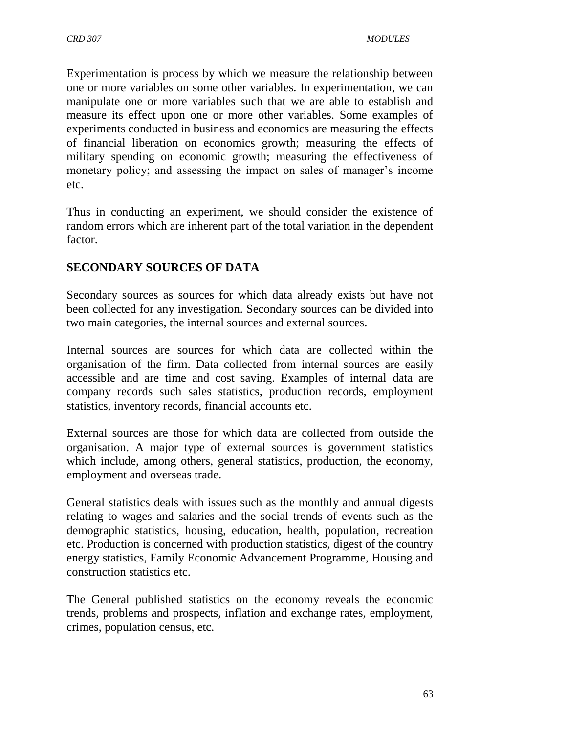Experimentation is process by which we measure the relationship between one or more variables on some other variables. In experimentation, we can manipulate one or more variables such that we are able to establish and measure its effect upon one or more other variables. Some examples of experiments conducted in business and economics are measuring the effects of financial liberation on economics growth; measuring the effects of military spending on economic growth; measuring the effectiveness of monetary policy; and assessing the impact on sales of manager's income etc.

Thus in conducting an experiment, we should consider the existence of random errors which are inherent part of the total variation in the dependent factor.

## SECONDARY SOURCES OF DATA

Secondary sources as sources for which data already exists but have not been collected for any investigation. Secondary sources can be divided into two main categories, the internal sources and external sources.

Internal sources are sources for which data are collected within the organisation of the firm. Data collected from internal sources are easily accessible and are time and cost saving. Examples of internal data are company records such sales statistics, production records, employment statistics, inventory records, financial accounts etc.

External sources are those for which data are collected from outside the organisation. A major type of external sources is government statistics which include, among others, general statistics, production, the economy, employment and overseas trade.

General statistics deals with issues such as the monthly and annual digests relating to wages and salaries and the social trends of events such as the demographic statistics, housing, education, health, population, recreation etc. Production is concerned with production statistics, digest of the country energy statistics, Family Economic Advancement Programme, Housing and construction statistics etc.

The General published statistics on the economy reveals the economic trends, problems and prospects, inflation and exchange rates, employment, crimes, population census, etc.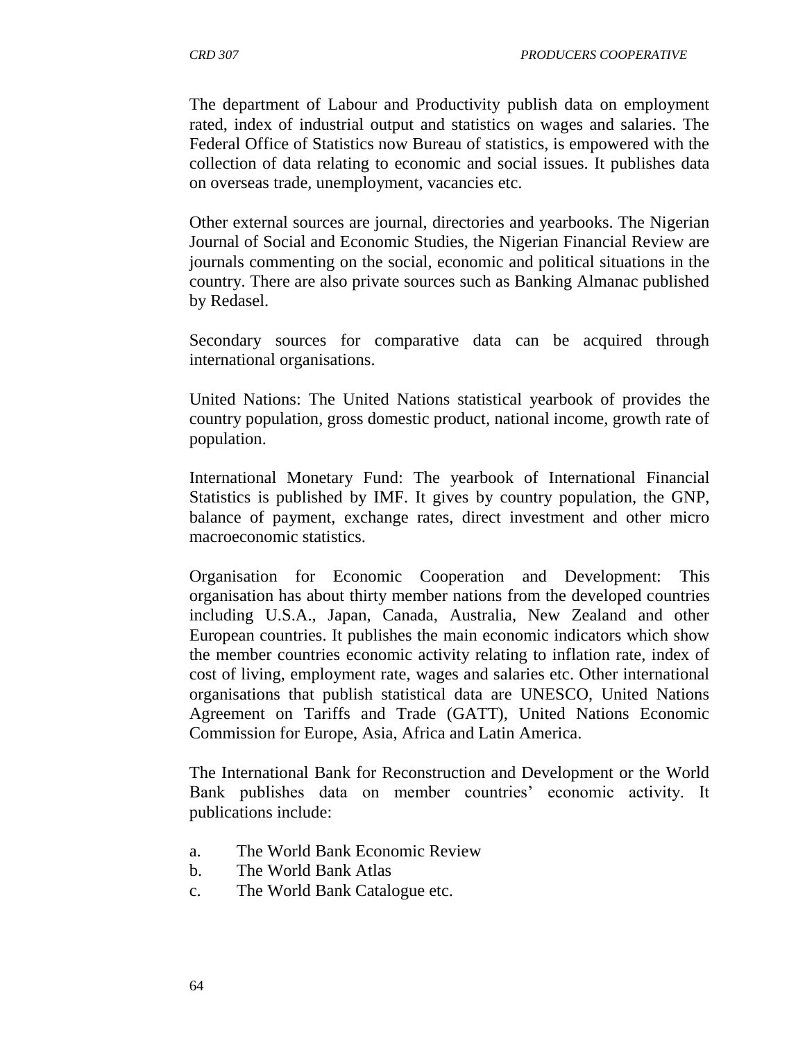The department of Labour and Productivity publish data on employment rated, index of industrial output and statistics on wages and salaries. The Federal Office of Statistics now Bureau of statistics, is empowered with the collection of data relating to economic and social issues. It publishes data on overseas trade, unemployment, vacancies etc.

Other external sources are journal, directories and yearbooks. The Nigerian Journal of Social and Economic Studies, the Nigerian Financial Review are journals commenting on the social, economic and political situations in the country. There are also private sources such as Banking Almanac published by Redasel.

Secondary sources for comparative data can be acquired through international organisations.

United Nations: The United Nations statistical yearbook of provides the country population, gross domestic product, national income, growth rate of population.

International Monetary Fund: The yearbook of International Financial Statistics is published by IMF. It gives by country population, the GNP, balance of payment, exchange rates, direct investment and other micro macroeconomic statistics.

Organisation for Economic Cooperation and Development: This organisation has about thirty member nations from the developed countries including U.S.A., Japan, Canada, Australia, New Zealand and other European countries. It publishes the main economic indicators which show the member countries economic activity relating to inflation rate, index of cost of living, employment rate, wages and salaries etc. Other international organisations that publish statistical data are UNESCO, United Nations Agreement on Tariffs and Trade (GATT), United Nations Economic Commission for Europe, Asia, Africa and Latin America.

The International Bank for Reconstruction and Development or the World Bank publishes data on member countries' economic activity. It publications include:

a. The World Bank Economic Review
b. The World Bank Atlas
c. The World Bank Catalogue etc.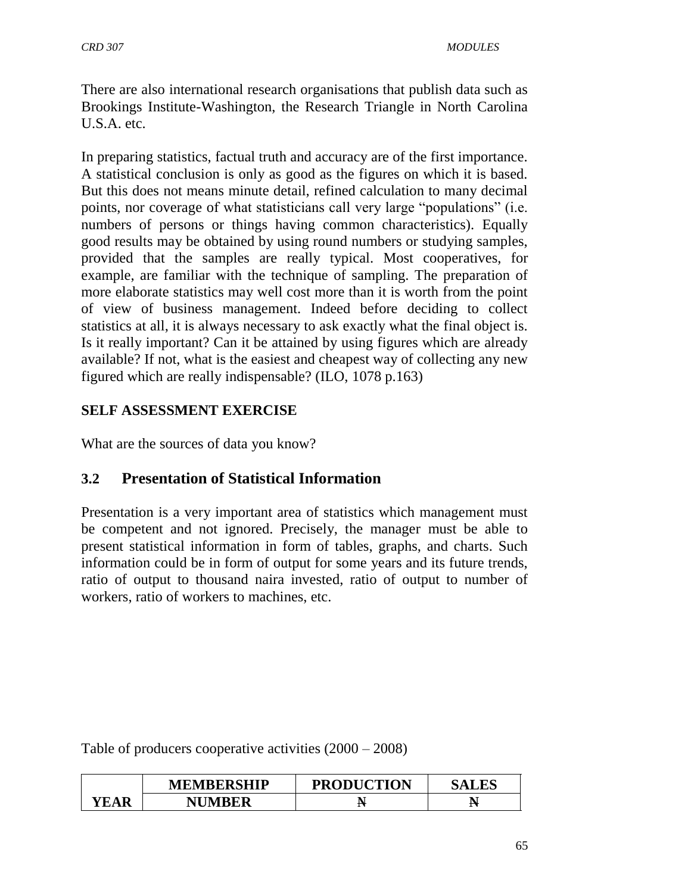There are also international research organisations that publish data such as Brookings Institute-Washington, the Research Triangle in North Carolina U.S.A. etc.

In preparing statistics, factual truth and accuracy are of the first importance. A statistical conclusion is only as good as the figures on which it is based. But this does not means minute detail, refined calculation to many decimal points, nor coverage of what statisticians call very large "populations" (i.e. numbers of persons or things having common characteristics). Equally good results may be obtained by using round numbers or studying samples, provided that the samples are really typical. Most cooperatives, for example, are familiar with the technique of sampling. The preparation of more elaborate statistics may well cost more than it is worth from the point of view of business management. Indeed before deciding to collect statistics at all, it is always necessary to ask exactly what the final object is. Is it really important? Can it be attained by using figures which are already available? If not, what is the easiest and cheapest way of collecting any new figured which are really indispensable? (ILO, 1078 p.163)

**SELF ASSESSMENT EXERCISE**

What are the sources of data you know?

## 3.2 Presentation of Statistical Information

Presentation is a very important area of statistics which management must be competent and not ignored. Precisely, the manager must be able to present statistical information in form of tables, graphs, and charts. Such information could be in form of output for some years and its future trends, ratio of output to thousand naira invested, ratio of output to number of workers, ratio of workers to machines, etc.

Table of producers cooperative activities (2000 – 2008)

| | MEMBERSHIP | PRODUCTION | SALES |
|---|---|---|---|
| YEAR | NUMBER | ₦ | ₦ |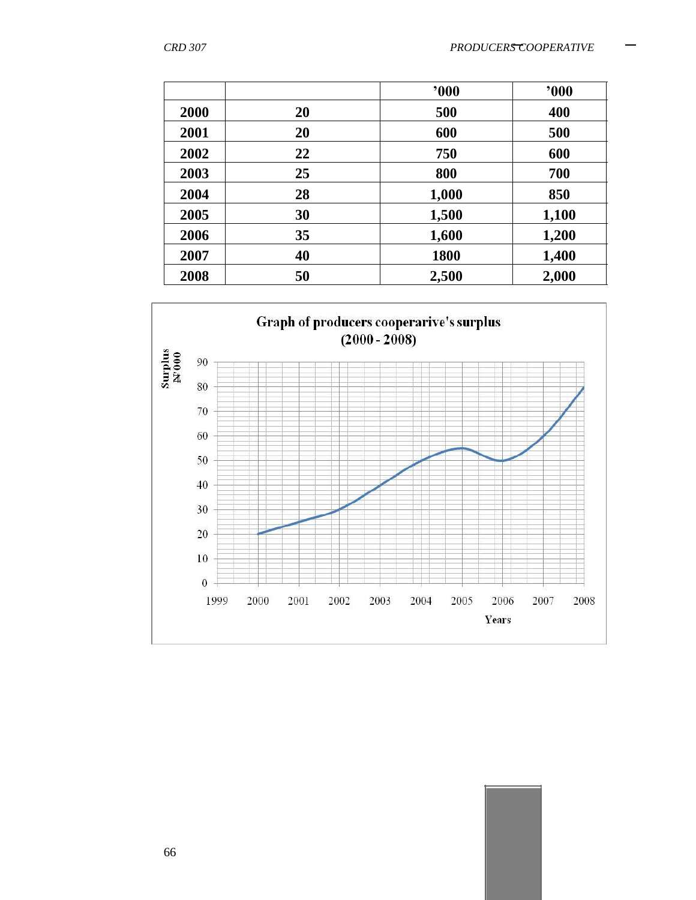| | | '000 | '000 |
|---|---|---|---|
| 2000 | 20 | 500 | 400 |
| 2001 | 20 | 600 | 500 |
| 2002 | 22 | 750 | 600 |
| 2003 | 25 | 800 | 700 |
| 2004 | 28 | 1,000 | 850 |
| 2005 | 30 | 1,500 | 1,100 |
| 2006 | 35 | 1,600 | 1,200 |
| 2007 | 40 | 1800 | 1,400 |
| 2008 | 50 | 2,500 | 2,000 |

**Graph of producers cooperarive's surplus (2000 - 2008)**

Surplus ₦'000

Years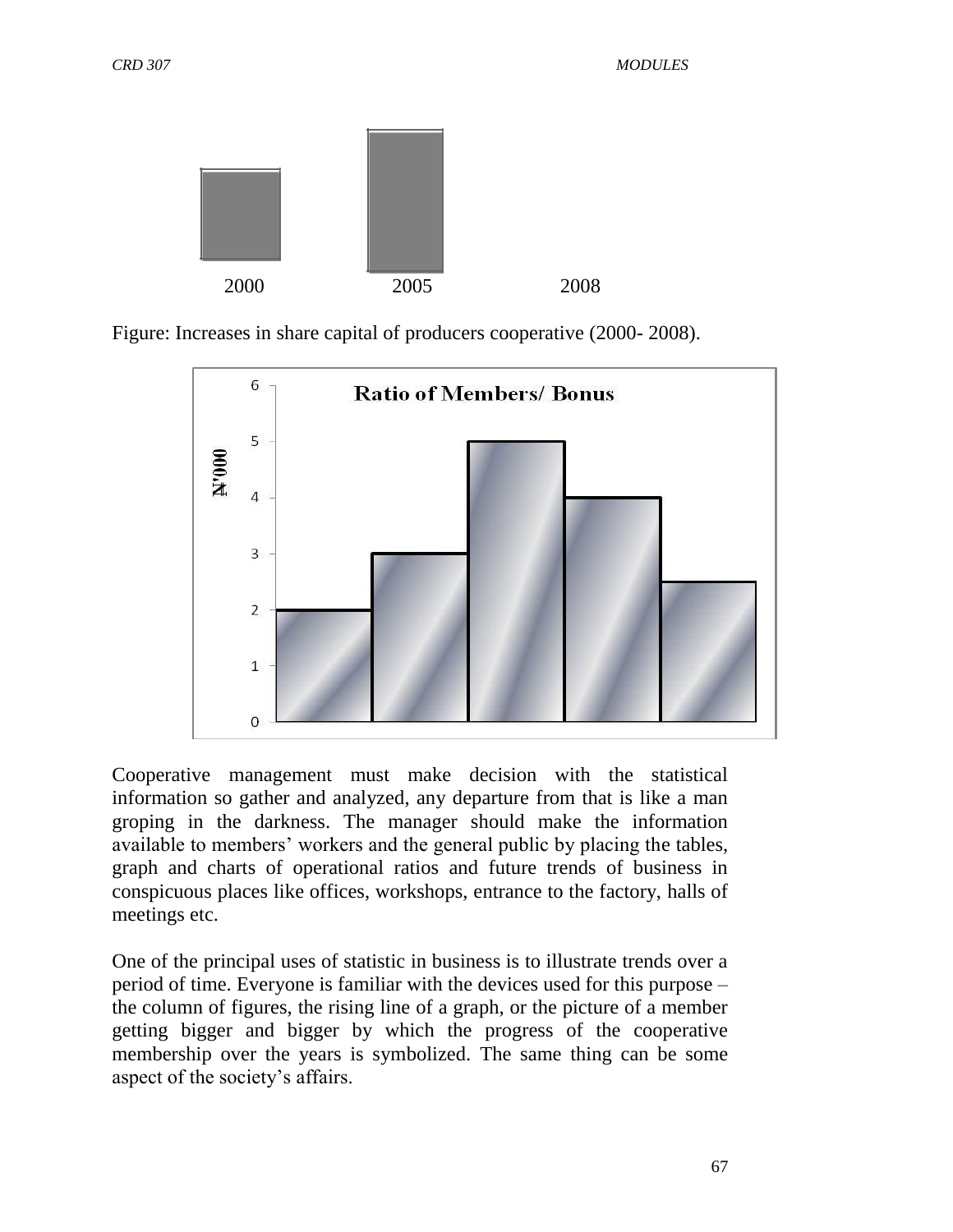2000 2005 2008

Figure: Increases in share capital of producers cooperative (2000- 2008).

**Ratio of Members/ Bonus**

N'000

Cooperative management must make decision with the statistical information so gather and analyzed, any departure from that is like a man groping in the darkness. The manager should make the information available to members' workers and the general public by placing the tables, graph and charts of operational ratios and future trends of business in conspicuous places like offices, workshops, entrance to the factory, halls of meetings etc.

One of the principal uses of statistic in business is to illustrate trends over a period of time. Everyone is familiar with the devices used for this purpose – the column of figures, the rising line of a graph, or the picture of a member getting bigger and bigger by which the progress of the cooperative membership over the years is symbolized. The same thing can be some aspect of the society's affairs.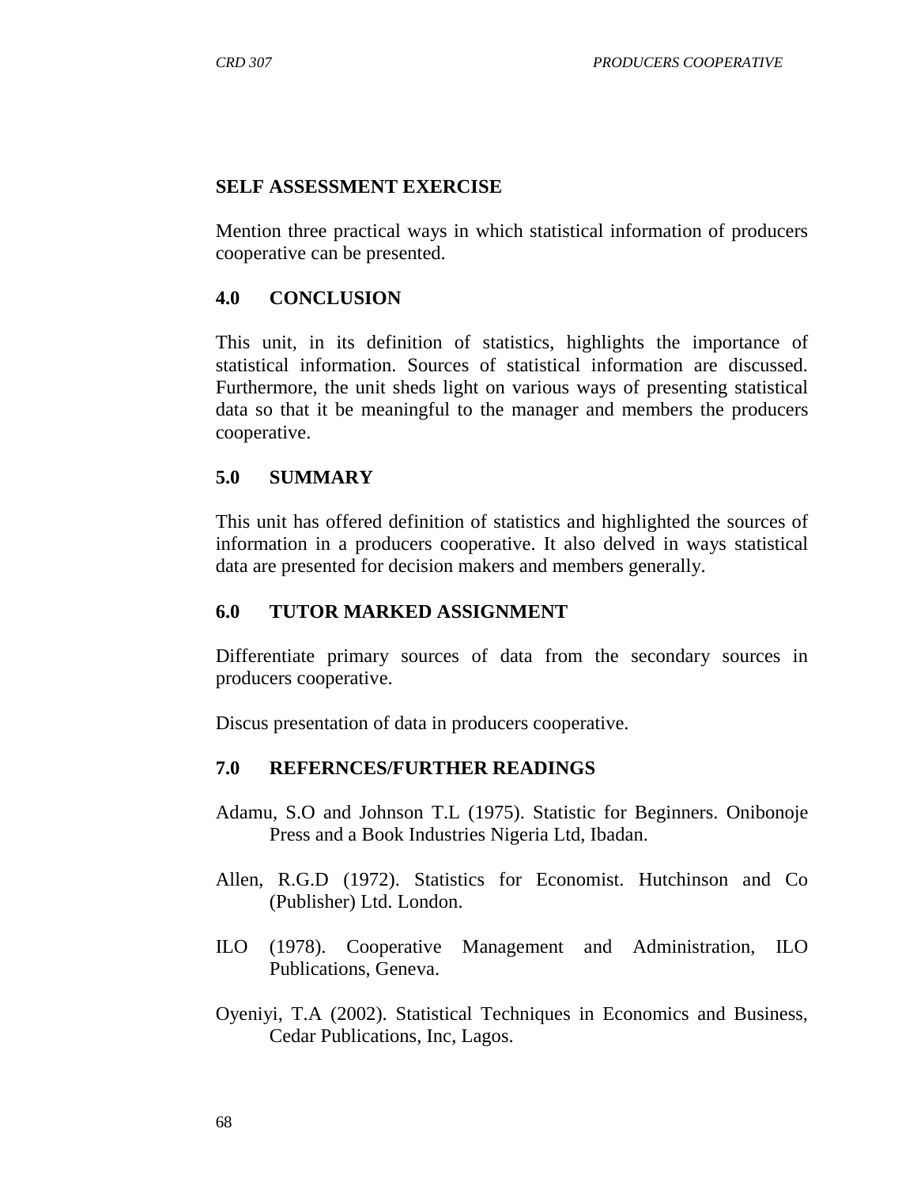## SELF ASSESSMENT EXERCISE

Mention three practical ways in which statistical information of producers cooperative can be presented.

## 4.0 CONCLUSION

This unit, in its definition of statistics, highlights the importance of statistical information. Sources of statistical information are discussed. Furthermore, the unit sheds light on various ways of presenting statistical data so that it be meaningful to the manager and members the producers cooperative.

## 5.0 SUMMARY

This unit has offered definition of statistics and highlighted the sources of information in a producers cooperative. It also delved in ways statistical data are presented for decision makers and members generally.

## 6.0 TUTOR MARKED ASSIGNMENT

Differentiate primary sources of data from the secondary sources in producers cooperative.

Discus presentation of data in producers cooperative.

## 7.0 REFERNCES/FURTHER READINGS

Adamu, S.O and Johnson T.L (1975). Statistic for Beginners. Onibonoje Press and a Book Industries Nigeria Ltd, Ibadan.

Allen, R.G.D (1972). Statistics for Economist. Hutchinson and Co (Publisher) Ltd. London.

ILO (1978). Cooperative Management and Administration, ILO Publications, Geneva.

Oyeniyi, T.A (2002). Statistical Techniques in Economics and Business, Cedar Publications, Inc, Lagos.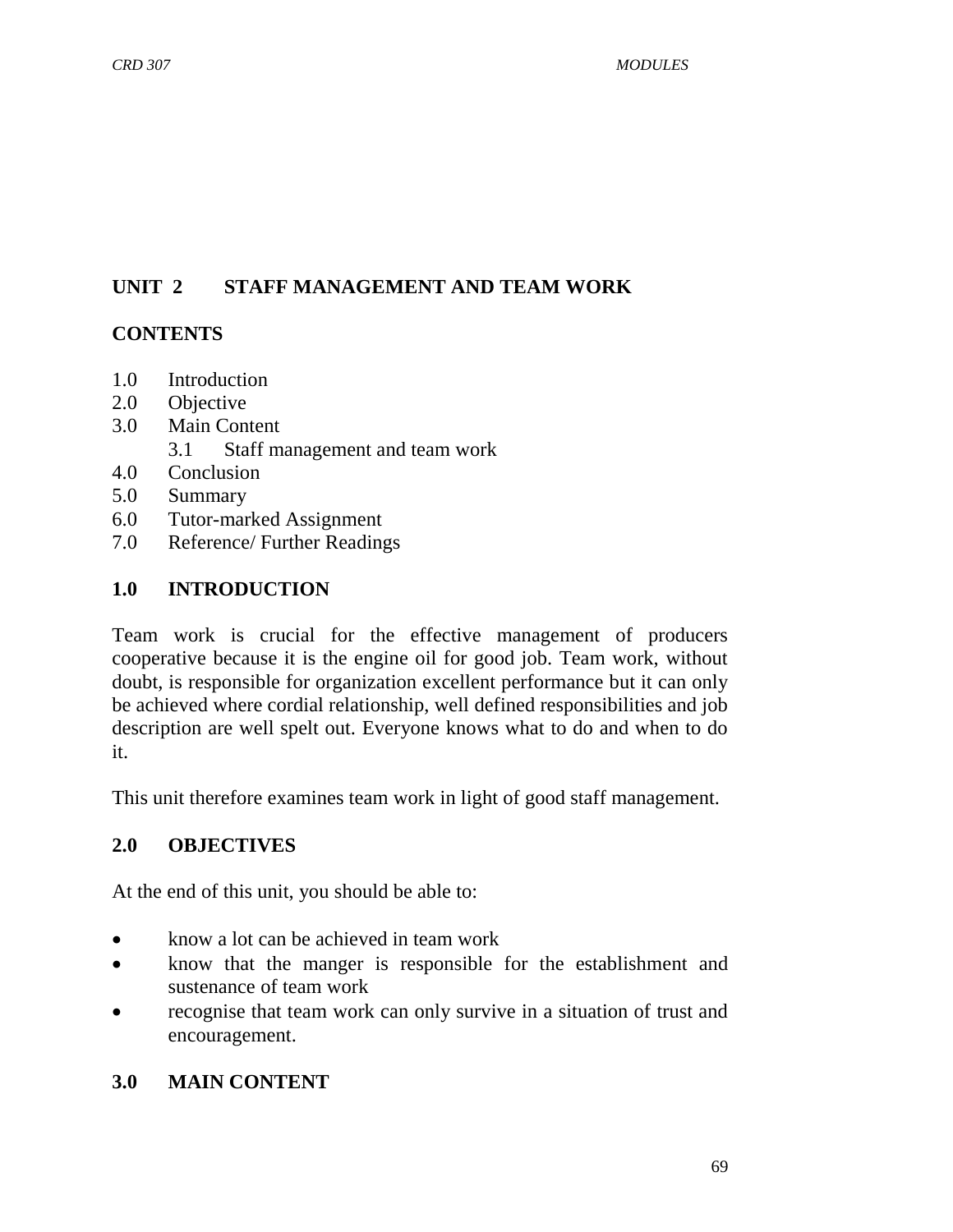# UNIT 2 STAFF MANAGEMENT AND TEAM WORK

## CONTENTS

1.0 Introduction
2.0 Objective
3.0 Main Content
    3.1 Staff management and team work
4.0 Conclusion
5.0 Summary
6.0 Tutor-marked Assignment
7.0 Reference/ Further Readings

## 1.0 INTRODUCTION

Team work is crucial for the effective management of producers cooperative because it is the engine oil for good job. Team work, without doubt, is responsible for organization excellent performance but it can only be achieved where cordial relationship, well defined responsibilities and job description are well spelt out. Everyone knows what to do and when to do it.

This unit therefore examines team work in light of good staff management.

## 2.0 OBJECTIVES

At the end of this unit, you should be able to:

- know a lot can be achieved in team work
- know that the manger is responsible for the establishment and sustenance of team work
- recognise that team work can only survive in a situation of trust and encouragement.

## 3.0 MAIN CONTENT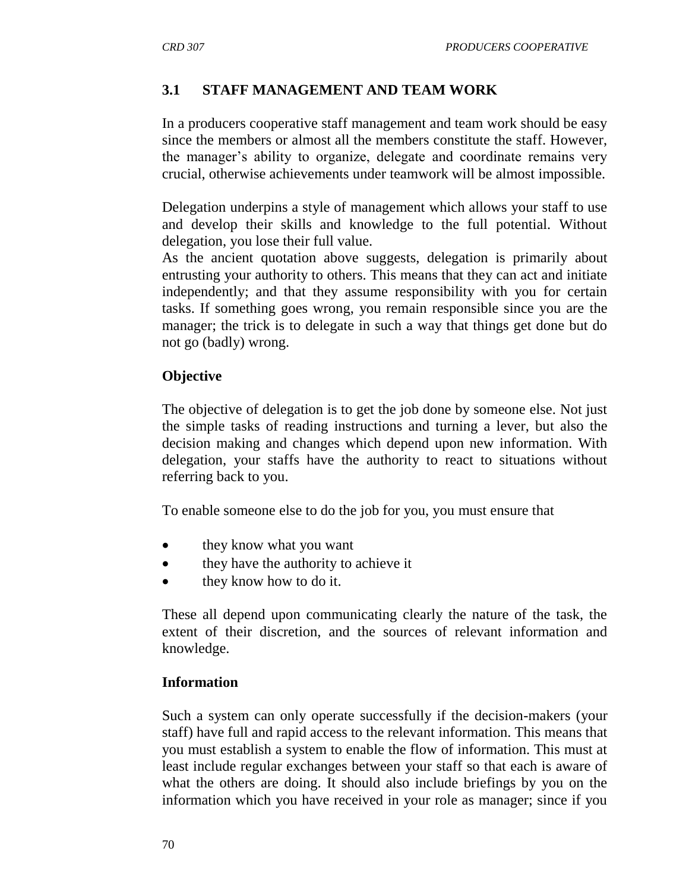## 3.1 STAFF MANAGEMENT AND TEAM WORK

In a producers cooperative staff management and team work should be easy since the members or almost all the members constitute the staff. However, the manager's ability to organize, delegate and coordinate remains very crucial, otherwise achievements under teamwork will be almost impossible.

Delegation underpins a style of management which allows your staff to use and develop their skills and knowledge to the full potential. Without delegation, you lose their full value.
As the ancient quotation above suggests, delegation is primarily about entrusting your authority to others. This means that they can act and initiate independently; and that they assume responsibility with you for certain tasks. If something goes wrong, you remain responsible since you are the manager; the trick is to delegate in such a way that things get done but do not go (badly) wrong.

**Objective**

The objective of delegation is to get the job done by someone else. Not just the simple tasks of reading instructions and turning a lever, but also the decision making and changes which depend upon new information. With delegation, your staffs have the authority to react to situations without referring back to you.

To enable someone else to do the job for you, you must ensure that

- they know what you want
- they have the authority to achieve it
- they know how to do it.

These all depend upon communicating clearly the nature of the task, the extent of their discretion, and the sources of relevant information and knowledge.

**Information**

Such a system can only operate successfully if the decision-makers (your staff) have full and rapid access to the relevant information. This means that you must establish a system to enable the flow of information. This must at least include regular exchanges between your staff so that each is aware of what the others are doing. It should also include briefings by you on the information which you have received in your role as manager; since if you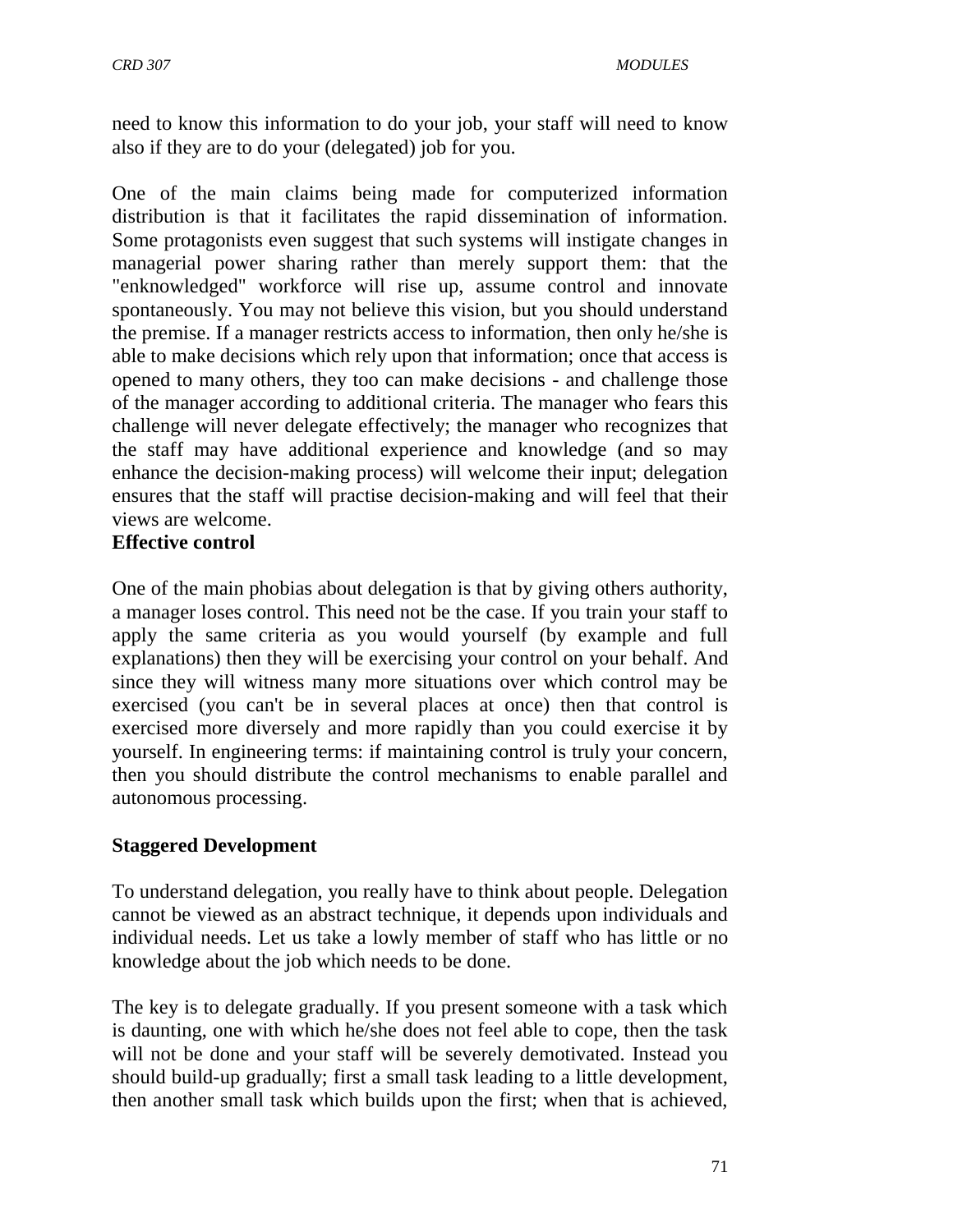need to know this information to do your job, your staff will need to know also if they are to do your (delegated) job for you.

One of the main claims being made for computerized information distribution is that it facilitates the rapid dissemination of information. Some protagonists even suggest that such systems will instigate changes in managerial power sharing rather than merely support them: that the "enknowledged" workforce will rise up, assume control and innovate spontaneously. You may not believe this vision, but you should understand the premise. If a manager restricts access to information, then only he/she is able to make decisions which rely upon that information; once that access is opened to many others, they too can make decisions - and challenge those of the manager according to additional criteria. The manager who fears this challenge will never delegate effectively; the manager who recognizes that the staff may have additional experience and knowledge (and so may enhance the decision-making process) will welcome their input; delegation ensures that the staff will practise decision-making and will feel that their views are welcome.

**Effective control**

One of the main phobias about delegation is that by giving others authority, a manager loses control. This need not be the case. If you train your staff to apply the same criteria as you would yourself (by example and full explanations) then they will be exercising your control on your behalf. And since they will witness many more situations over which control may be exercised (you can't be in several places at once) then that control is exercised more diversely and more rapidly than you could exercise it by yourself. In engineering terms: if maintaining control is truly your concern, then you should distribute the control mechanisms to enable parallel and autonomous processing.

**Staggered Development**

To understand delegation, you really have to think about people. Delegation cannot be viewed as an abstract technique, it depends upon individuals and individual needs. Let us take a lowly member of staff who has little or no knowledge about the job which needs to be done.

The key is to delegate gradually. If you present someone with a task which is daunting, one with which he/she does not feel able to cope, then the task will not be done and your staff will be severely demotivated. Instead you should build-up gradually; first a small task leading to a little development, then another small task which builds upon the first; when that is achieved,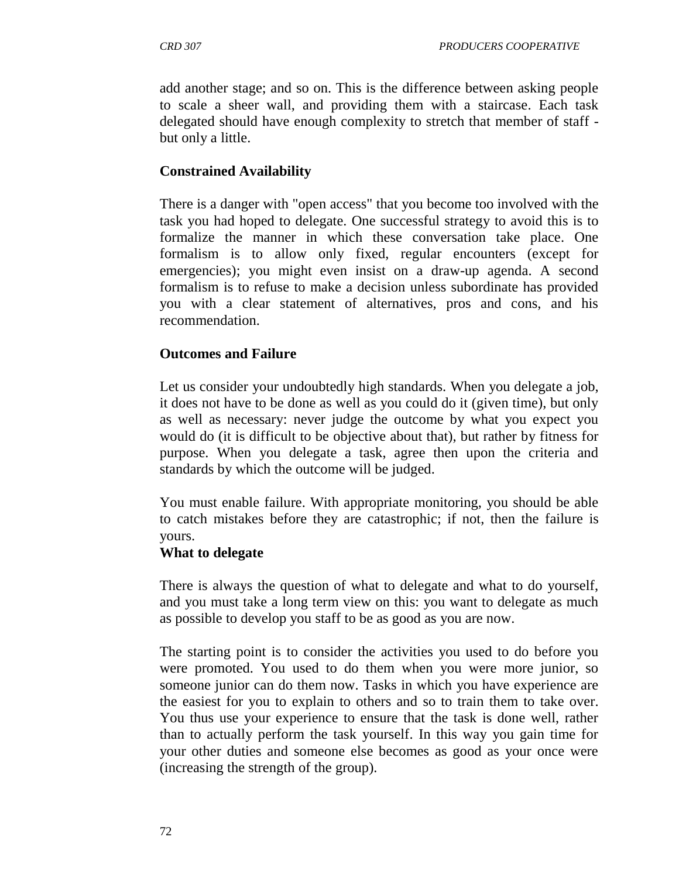add another stage; and so on. This is the difference between asking people to scale a sheer wall, and providing them with a staircase. Each task delegated should have enough complexity to stretch that member of staff - but only a little.

**Constrained Availability**

There is a danger with "open access" that you become too involved with the task you had hoped to delegate. One successful strategy to avoid this is to formalize the manner in which these conversation take place. One formalism is to allow only fixed, regular encounters (except for emergencies); you might even insist on a draw-up agenda. A second formalism is to refuse to make a decision unless subordinate has provided you with a clear statement of alternatives, pros and cons, and his recommendation.

**Outcomes and Failure**

Let us consider your undoubtedly high standards. When you delegate a job, it does not have to be done as well as you could do it (given time), but only as well as necessary: never judge the outcome by what you expect you would do (it is difficult to be objective about that), but rather by fitness for purpose. When you delegate a task, agree then upon the criteria and standards by which the outcome will be judged.

You must enable failure. With appropriate monitoring, you should be able to catch mistakes before they are catastrophic; if not, then the failure is yours.

**What to delegate**

There is always the question of what to delegate and what to do yourself, and you must take a long term view on this: you want to delegate as much as possible to develop you staff to be as good as you are now.

The starting point is to consider the activities you used to do before you were promoted. You used to do them when you were more junior, so someone junior can do them now. Tasks in which you have experience are the easiest for you to explain to others and so to train them to take over. You thus use your experience to ensure that the task is done well, rather than to actually perform the task yourself. In this way you gain time for your other duties and someone else becomes as good as your once were (increasing the strength of the group).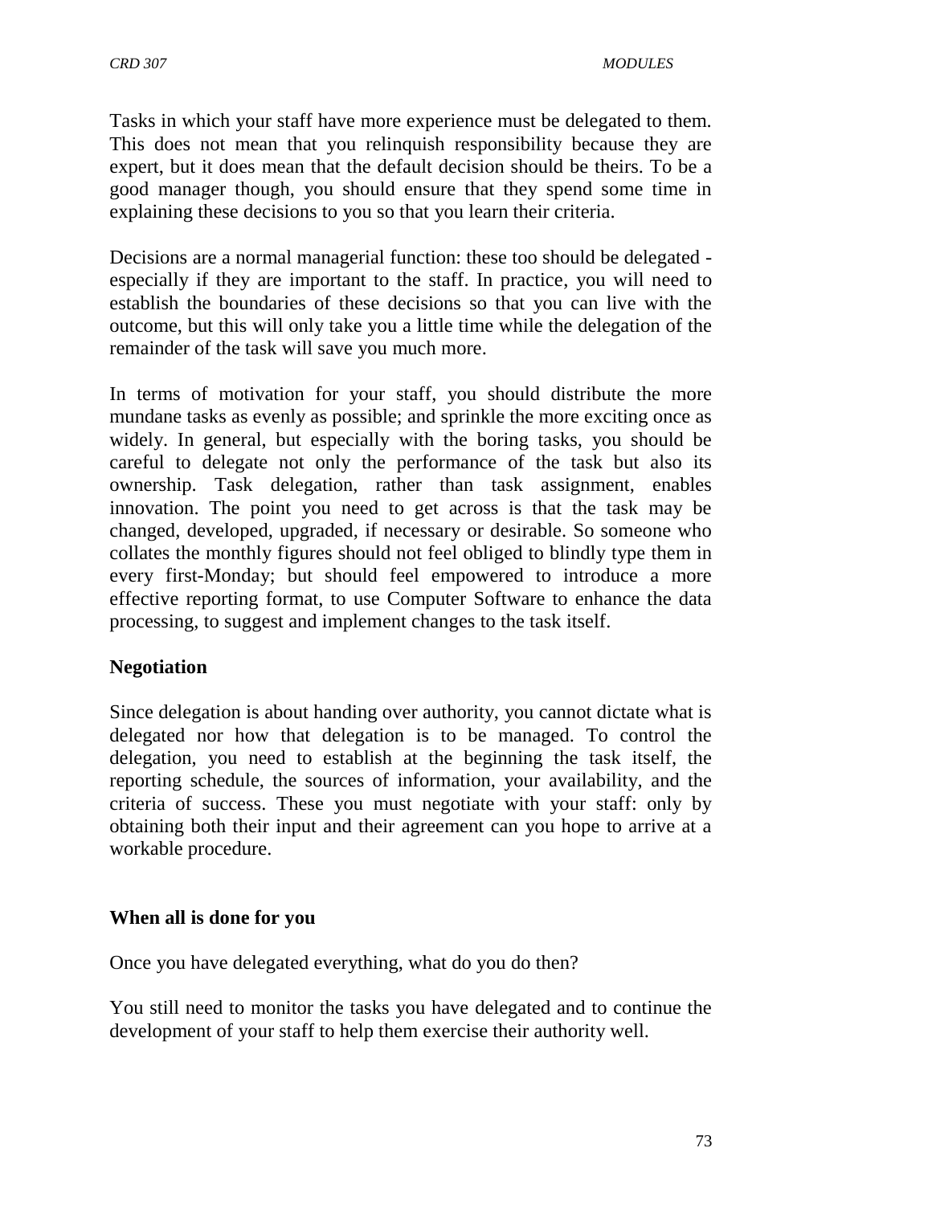Tasks in which your staff have more experience must be delegated to them. This does not mean that you relinquish responsibility because they are expert, but it does mean that the default decision should be theirs. To be a good manager though, you should ensure that they spend some time in explaining these decisions to you so that you learn their criteria.

Decisions are a normal managerial function: these too should be delegated - especially if they are important to the staff. In practice, you will need to establish the boundaries of these decisions so that you can live with the outcome, but this will only take you a little time while the delegation of the remainder of the task will save you much more.

In terms of motivation for your staff, you should distribute the more mundane tasks as evenly as possible; and sprinkle the more exciting once as widely. In general, but especially with the boring tasks, you should be careful to delegate not only the performance of the task but also its ownership. Task delegation, rather than task assignment, enables innovation. The point you need to get across is that the task may be changed, developed, upgraded, if necessary or desirable. So someone who collates the monthly figures should not feel obliged to blindly type them in every first-Monday; but should feel empowered to introduce a more effective reporting format, to use Computer Software to enhance the data processing, to suggest and implement changes to the task itself.

**Negotiation**

Since delegation is about handing over authority, you cannot dictate what is delegated nor how that delegation is to be managed. To control the delegation, you need to establish at the beginning the task itself, the reporting schedule, the sources of information, your availability, and the criteria of success. These you must negotiate with your staff: only by obtaining both their input and their agreement can you hope to arrive at a workable procedure.

**When all is done for you**

Once you have delegated everything, what do you do then?

You still need to monitor the tasks you have delegated and to continue the development of your staff to help them exercise their authority well.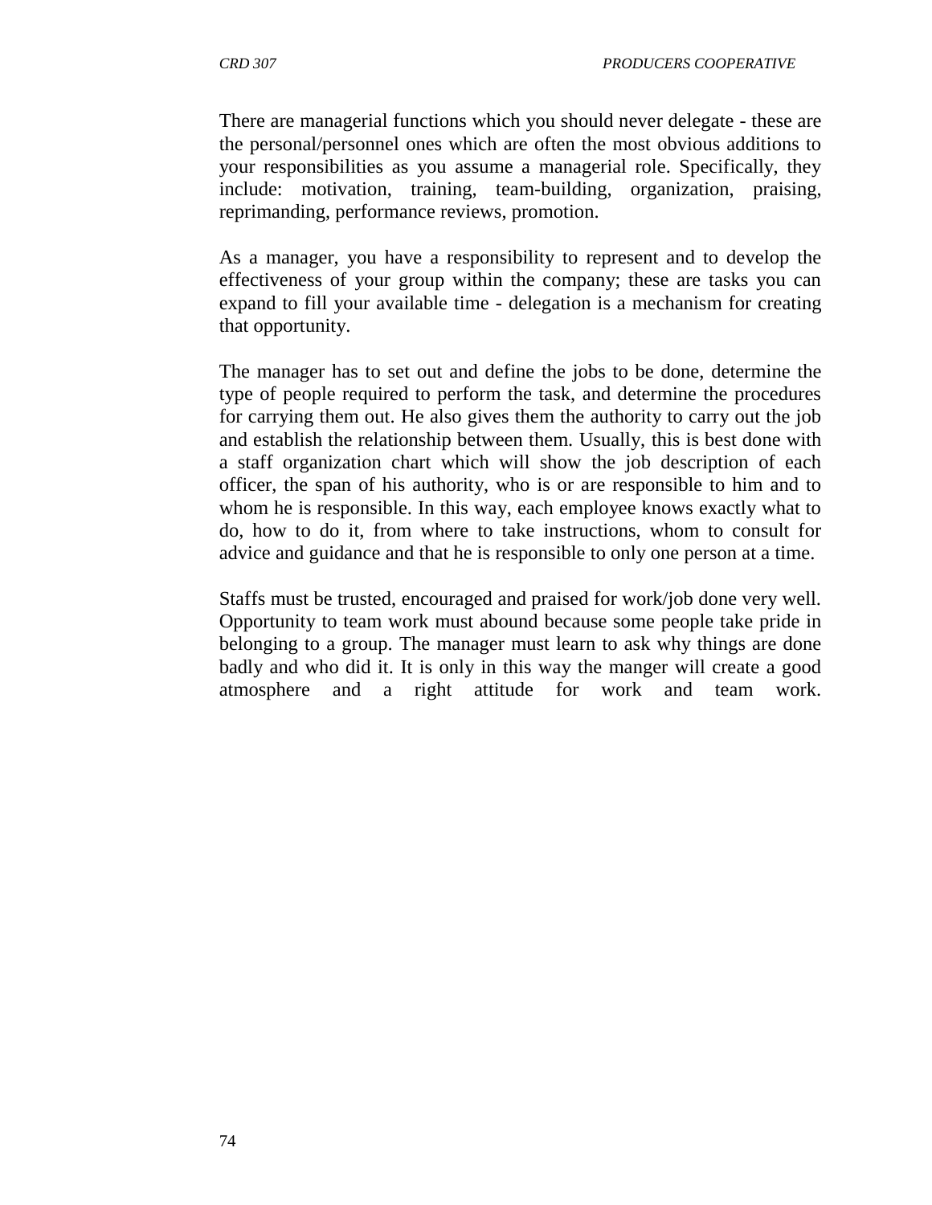There are managerial functions which you should never delegate - these are the personal/personnel ones which are often the most obvious additions to your responsibilities as you assume a managerial role. Specifically, they include: motivation, training, team-building, organization, praising, reprimanding, performance reviews, promotion.

As a manager, you have a responsibility to represent and to develop the effectiveness of your group within the company; these are tasks you can expand to fill your available time - delegation is a mechanism for creating that opportunity.

The manager has to set out and define the jobs to be done, determine the type of people required to perform the task, and determine the procedures for carrying them out. He also gives them the authority to carry out the job and establish the relationship between them. Usually, this is best done with a staff organization chart which will show the job description of each officer, the span of his authority, who is or are responsible to him and to whom he is responsible. In this way, each employee knows exactly what to do, how to do it, from where to take instructions, whom to consult for advice and guidance and that he is responsible to only one person at a time.

Staffs must be trusted, encouraged and praised for work/job done very well. Opportunity to team work must abound because some people take pride in belonging to a group. The manager must learn to ask why things are done badly and who did it. It is only in this way the manger will create a good atmosphere and a right attitude for work and team work.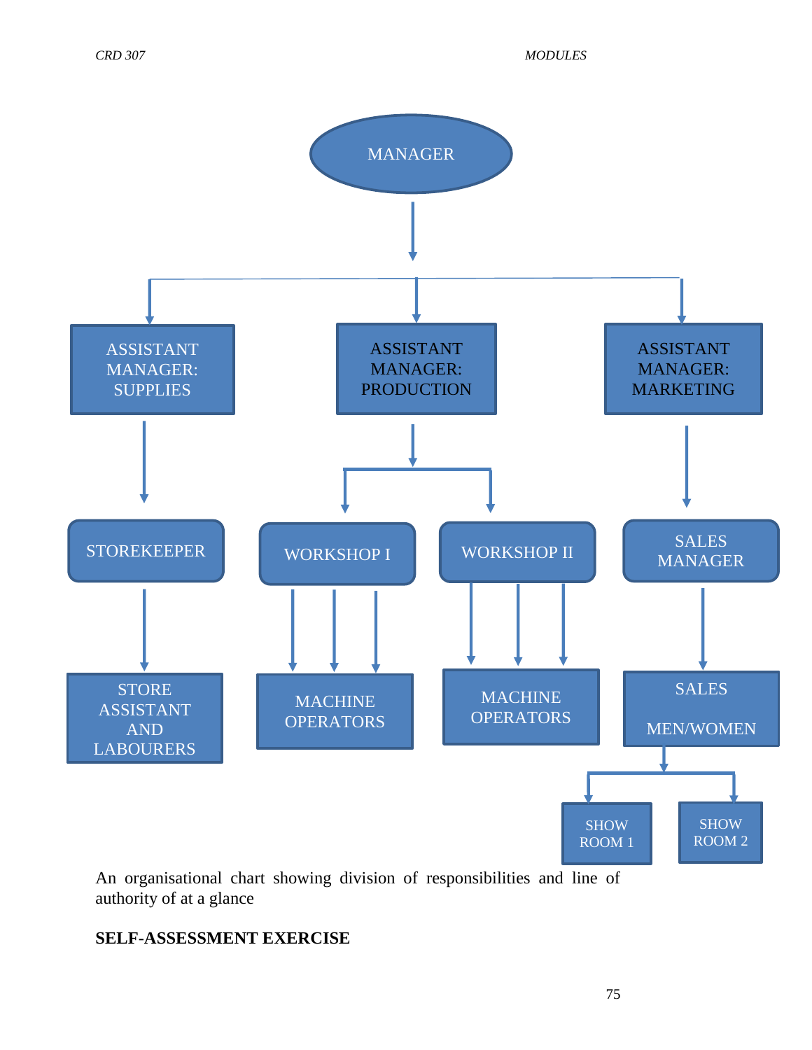MANAGER

ASSISTANT MANAGER: SUPPLIES

ASSISTANT MANAGER: PRODUCTION

ASSISTANT MANAGER: MARKETING

STOREKEEPER

WORKSHOP I

WORKSHOP II

SALES MANAGER

STORE ASSISTANT AND LABOURERS

MACHINE OPERATORS

MACHINE OPERATORS

SALES MEN/WOMEN

SHOW ROOM 1

SHOW ROOM 2

An organisational chart showing division of responsibilities and line of authority of at a glance

**SELF-ASSESSMENT EXERCISE**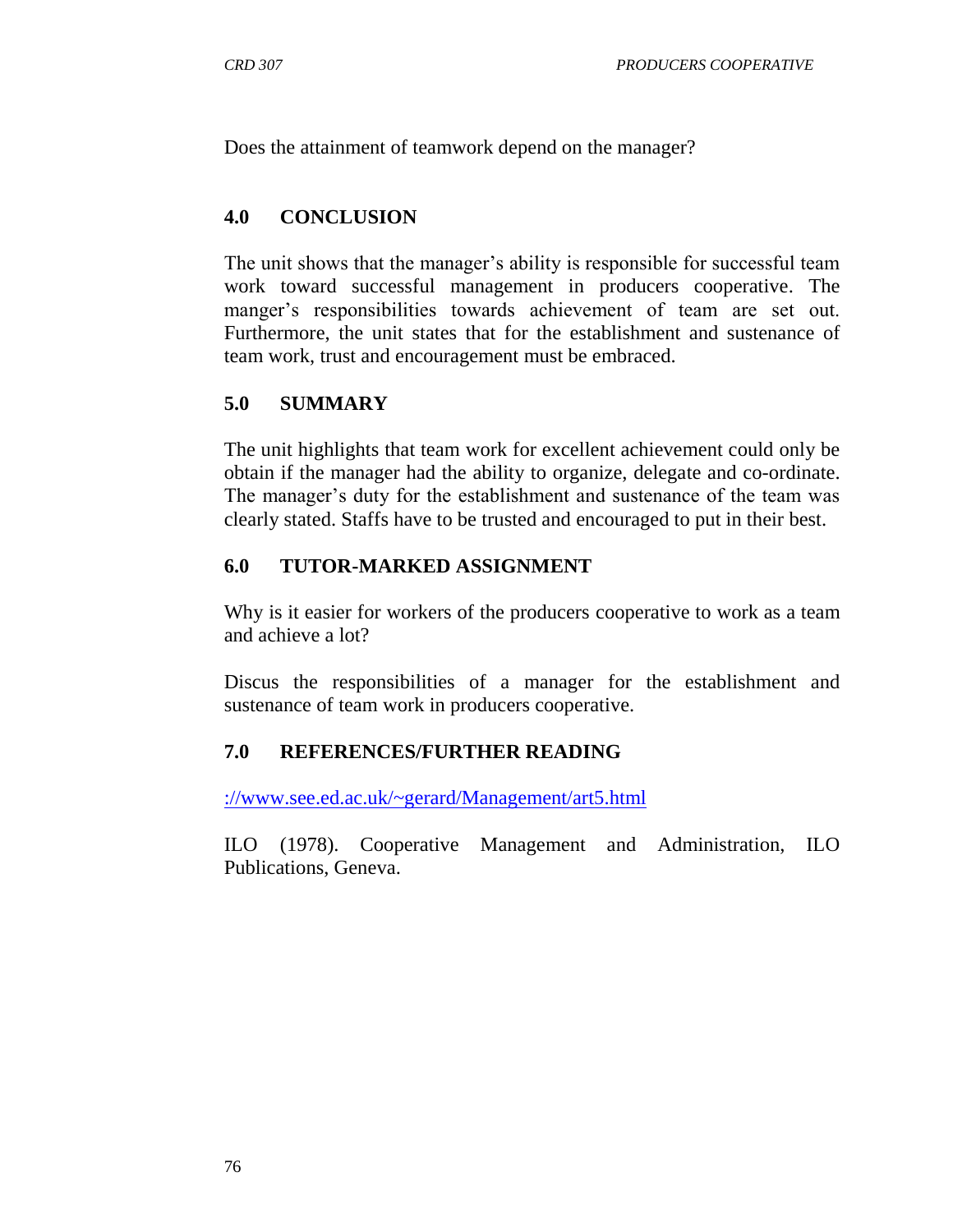Does the attainment of teamwork depend on the manager?

## 4.0 CONCLUSION

The unit shows that the manager's ability is responsible for successful team work toward successful management in producers cooperative. The manger's responsibilities towards achievement of team are set out. Furthermore, the unit states that for the establishment and sustenance of team work, trust and encouragement must be embraced.

## 5.0 SUMMARY

The unit highlights that team work for excellent achievement could only be obtain if the manager had the ability to organize, delegate and co-ordinate. The manager's duty for the establishment and sustenance of the team was clearly stated. Staffs have to be trusted and encouraged to put in their best.

## 6.0 TUTOR-MARKED ASSIGNMENT

Why is it easier for workers of the producers cooperative to work as a team and achieve a lot?

Discus the responsibilities of a manager for the establishment and sustenance of team work in producers cooperative.

## 7.0 REFERENCES/FURTHER READING

://www.see.ed.ac.uk/~gerard/Management/art5.html

ILO (1978). Cooperative Management and Administration, ILO Publications, Geneva.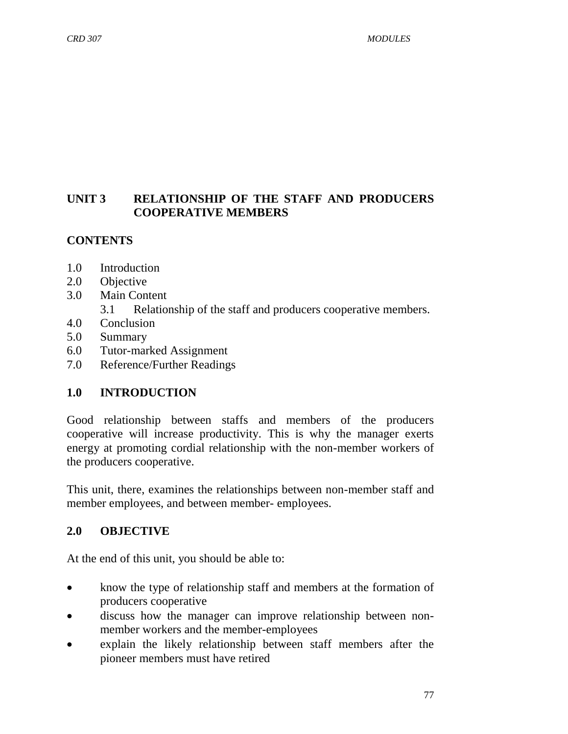## UNIT 3 RELATIONSHIP OF THE STAFF AND PRODUCERS COOPERATIVE MEMBERS

### CONTENTS

1.0 Introduction
2.0 Objective
3.0 Main Content
    3.1 Relationship of the staff and producers cooperative members.
4.0 Conclusion
5.0 Summary
6.0 Tutor-marked Assignment
7.0 Reference/Further Readings

### 1.0 INTRODUCTION

Good relationship between staffs and members of the producers cooperative will increase productivity. This is why the manager exerts energy at promoting cordial relationship with the non-member workers of the producers cooperative.

This unit, there, examines the relationships between non-member staff and member employees, and between member- employees.

### 2.0 OBJECTIVE

At the end of this unit, you should be able to:

- know the type of relationship staff and members at the formation of producers cooperative
- discuss how the manager can improve relationship between non-member workers and the member-employees
- explain the likely relationship between staff members after the pioneer members must have retired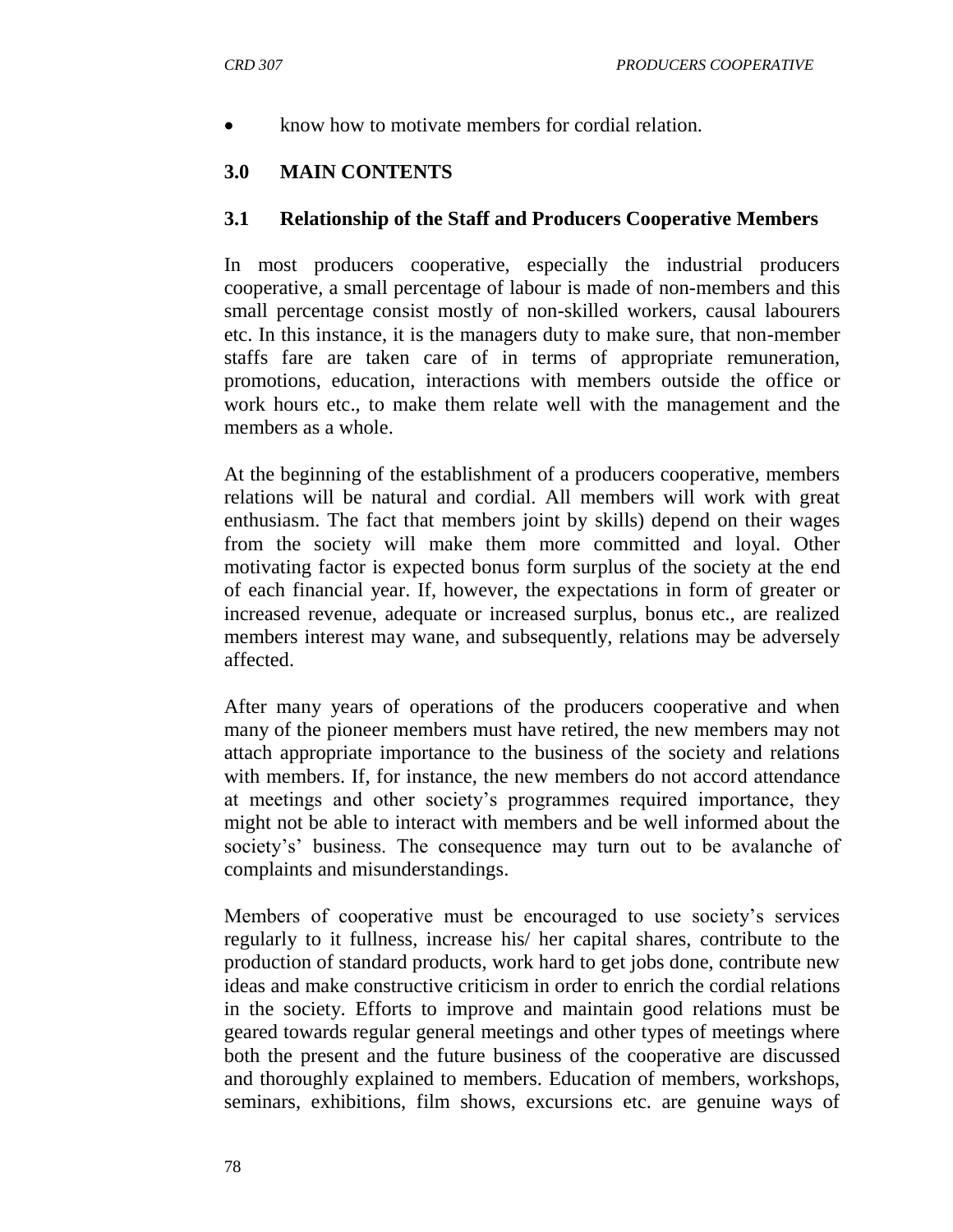- know how to motivate members for cordial relation.

## 3.0 MAIN CONTENTS

### 3.1 Relationship of the Staff and Producers Cooperative Members

In most producers cooperative, especially the industrial producers cooperative, a small percentage of labour is made of non-members and this small percentage consist mostly of non-skilled workers, causal labourers etc. In this instance, it is the managers duty to make sure, that non-member staffs fare are taken care of in terms of appropriate remuneration, promotions, education, interactions with members outside the office or work hours etc., to make them relate well with the management and the members as a whole.

At the beginning of the establishment of a producers cooperative, members relations will be natural and cordial. All members will work with great enthusiasm. The fact that members joint by skills) depend on their wages from the society will make them more committed and loyal. Other motivating factor is expected bonus form surplus of the society at the end of each financial year. If, however, the expectations in form of greater or increased revenue, adequate or increased surplus, bonus etc., are realized members interest may wane, and subsequently, relations may be adversely affected.

After many years of operations of the producers cooperative and when many of the pioneer members must have retired, the new members may not attach appropriate importance to the business of the society and relations with members. If, for instance, the new members do not accord attendance at meetings and other society's programmes required importance, they might not be able to interact with members and be well informed about the society's' business. The consequence may turn out to be avalanche of complaints and misunderstandings.

Members of cooperative must be encouraged to use society's services regularly to it fullness, increase his/ her capital shares, contribute to the production of standard products, work hard to get jobs done, contribute new ideas and make constructive criticism in order to enrich the cordial relations in the society. Efforts to improve and maintain good relations must be geared towards regular general meetings and other types of meetings where both the present and the future business of the cooperative are discussed and thoroughly explained to members. Education of members, workshops, seminars, exhibitions, film shows, excursions etc. are genuine ways of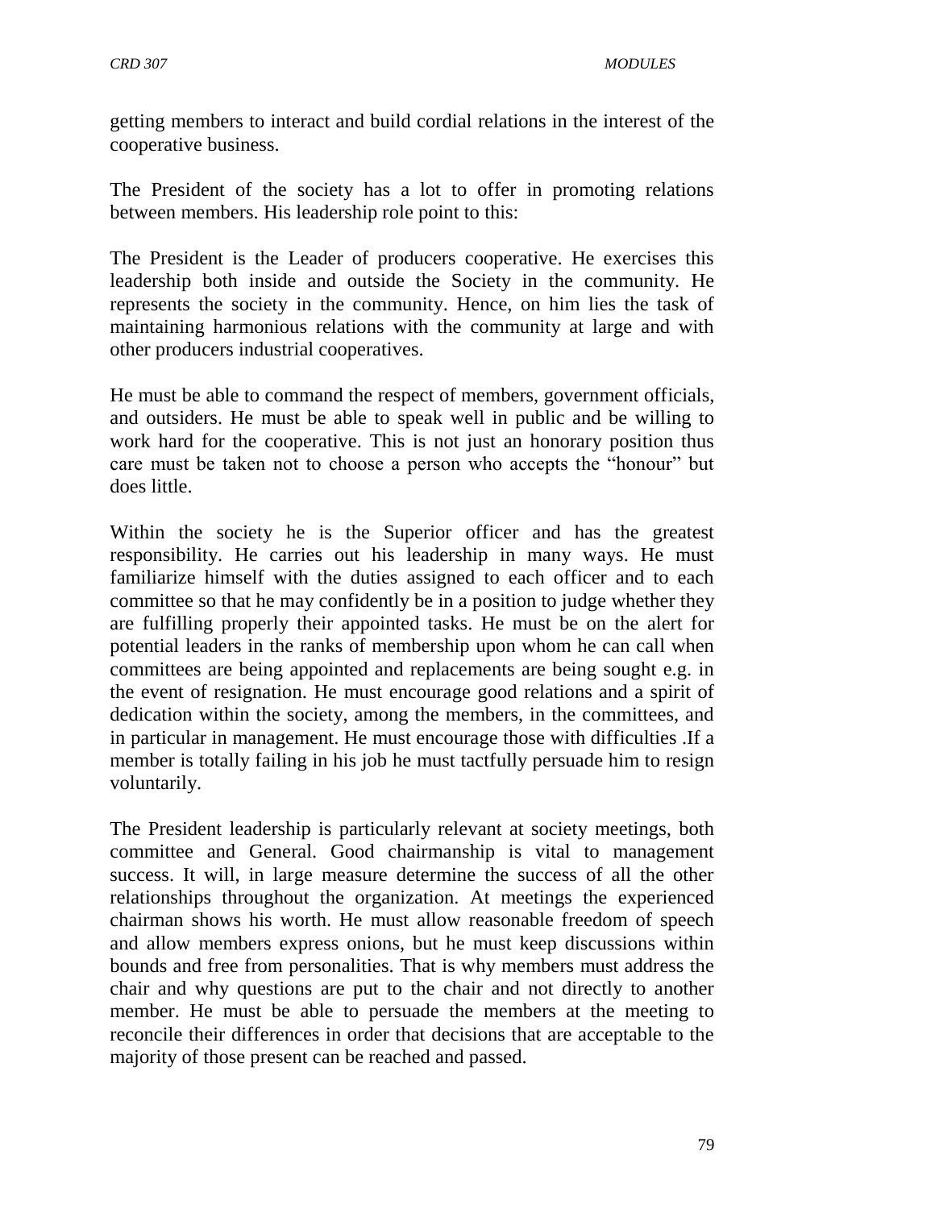getting members to interact and build cordial relations in the interest of the cooperative business.

The President of the society has a lot to offer in promoting relations between members. His leadership role point to this:

The President is the Leader of producers cooperative. He exercises this leadership both inside and outside the Society in the community. He represents the society in the community. Hence, on him lies the task of maintaining harmonious relations with the community at large and with other producers industrial cooperatives.

He must be able to command the respect of members, government officials, and outsiders. He must be able to speak well in public and be willing to work hard for the cooperative. This is not just an honorary position thus care must be taken not to choose a person who accepts the "honour" but does little.

Within the society he is the Superior officer and has the greatest responsibility. He carries out his leadership in many ways. He must familiarize himself with the duties assigned to each officer and to each committee so that he may confidently be in a position to judge whether they are fulfilling properly their appointed tasks. He must be on the alert for potential leaders in the ranks of membership upon whom he can call when committees are being appointed and replacements are being sought e.g. in the event of resignation. He must encourage good relations and a spirit of dedication within the society, among the members, in the committees, and in particular in management. He must encourage those with difficulties .If a member is totally failing in his job he must tactfully persuade him to resign voluntarily.

The President leadership is particularly relevant at society meetings, both committee and General. Good chairmanship is vital to management success. It will, in large measure determine the success of all the other relationships throughout the organization. At meetings the experienced chairman shows his worth. He must allow reasonable freedom of speech and allow members express onions, but he must keep discussions within bounds and free from personalities. That is why members must address the chair and why questions are put to the chair and not directly to another member. He must be able to persuade the members at the meeting to reconcile their differences in order that decisions that are acceptable to the majority of those present can be reached and passed.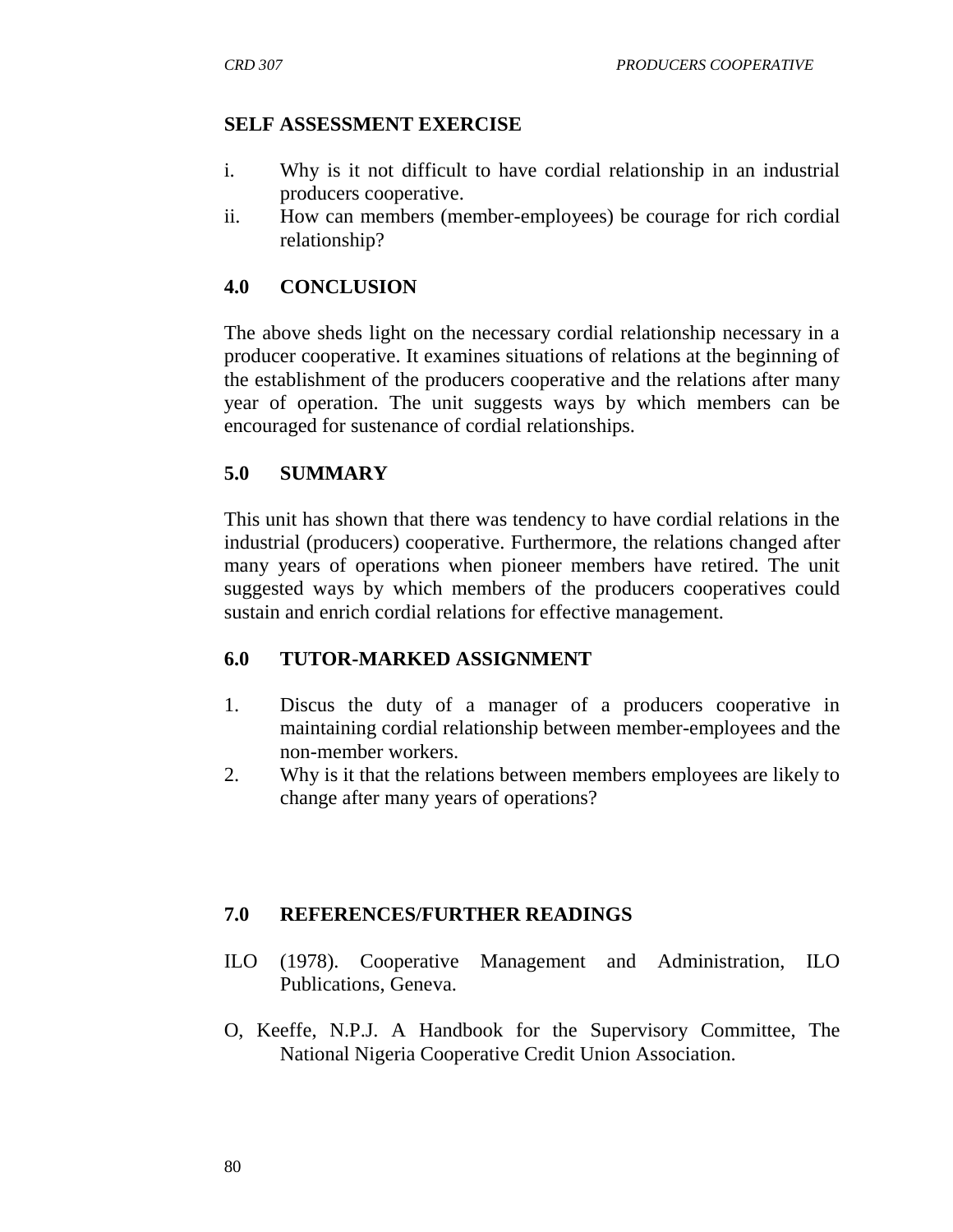## SELF ASSESSMENT EXERCISE

i. Why is it not difficult to have cordial relationship in an industrial producers cooperative.
ii. How can members (member-employees) be courage for rich cordial relationship?

## 4.0 CONCLUSION

The above sheds light on the necessary cordial relationship necessary in a producer cooperative. It examines situations of relations at the beginning of the establishment of the producers cooperative and the relations after many year of operation. The unit suggests ways by which members can be encouraged for sustenance of cordial relationships.

## 5.0 SUMMARY

This unit has shown that there was tendency to have cordial relations in the industrial (producers) cooperative. Furthermore, the relations changed after many years of operations when pioneer members have retired. The unit suggested ways by which members of the producers cooperatives could sustain and enrich cordial relations for effective management.

## 6.0 TUTOR-MARKED ASSIGNMENT

1. Discus the duty of a manager of a producers cooperative in maintaining cordial relationship between member-employees and the non-member workers.
2. Why is it that the relations between members employees are likely to change after many years of operations?

## 7.0 REFERENCES/FURTHER READINGS

ILO (1978). Cooperative Management and Administration, ILO Publications, Geneva.

O, Keeffe, N.P.J. A Handbook for the Supervisory Committee, The National Nigeria Cooperative Credit Union Association.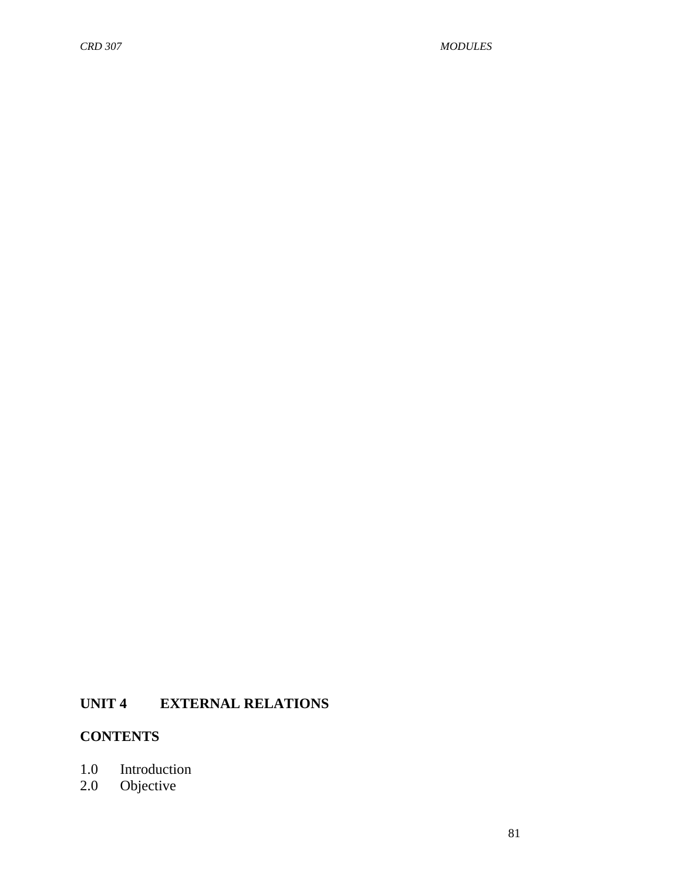## UNIT 4 EXTERNAL RELATIONS

### CONTENTS

1.0 Introduction
2.0 Objective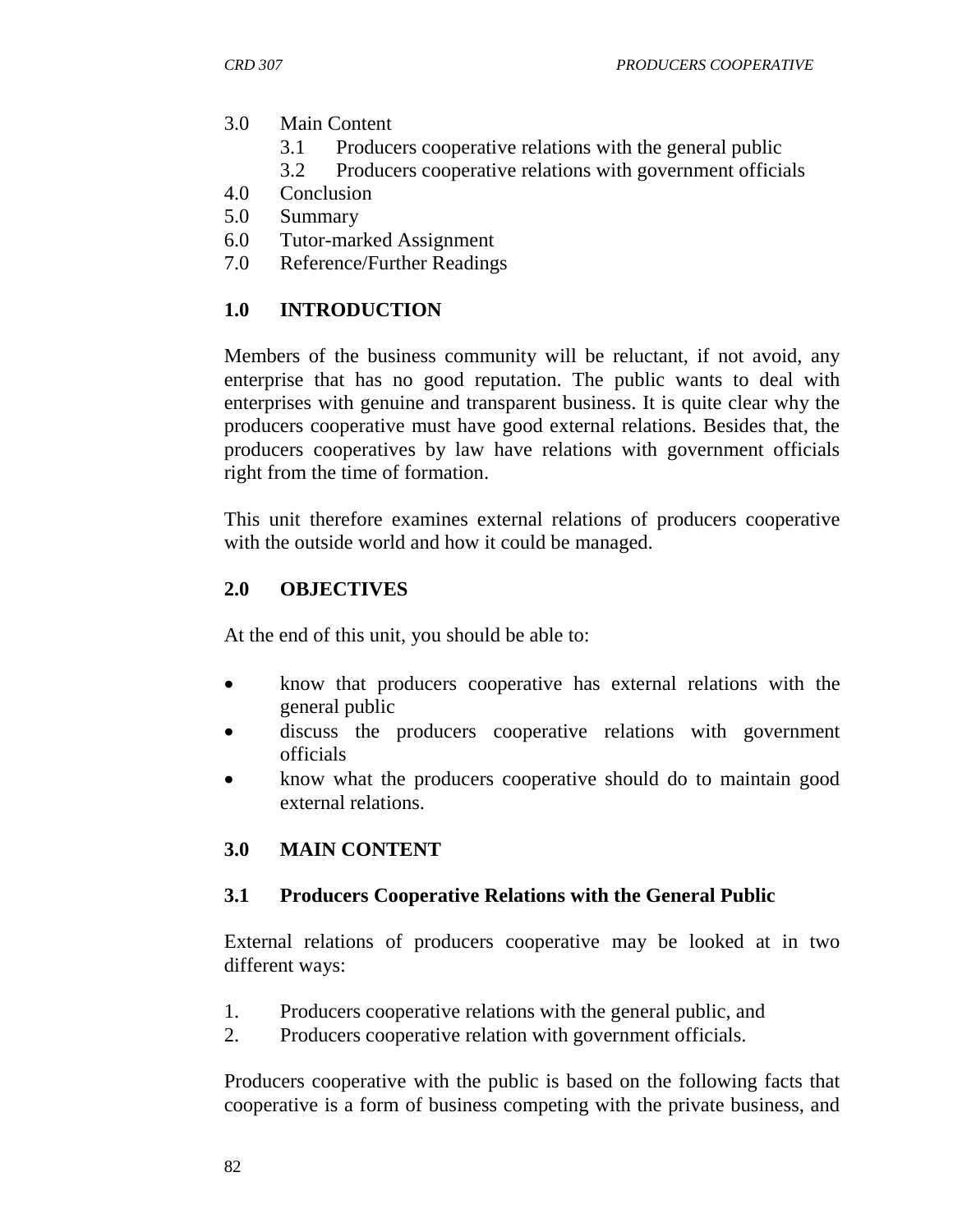3.0 Main Content
   3.1 Producers cooperative relations with the general public
   3.2 Producers cooperative relations with government officials
4.0 Conclusion
5.0 Summary
6.0 Tutor-marked Assignment
7.0 Reference/Further Readings

## 1.0 INTRODUCTION

Members of the business community will be reluctant, if not avoid, any enterprise that has no good reputation. The public wants to deal with enterprises with genuine and transparent business. It is quite clear why the producers cooperative must have good external relations. Besides that, the producers cooperatives by law have relations with government officials right from the time of formation.

This unit therefore examines external relations of producers cooperative with the outside world and how it could be managed.

## 2.0 OBJECTIVES

At the end of this unit, you should be able to:

- know that producers cooperative has external relations with the general public
- discuss the producers cooperative relations with government officials
- know what the producers cooperative should do to maintain good external relations.

## 3.0 MAIN CONTENT

### 3.1 Producers Cooperative Relations with the General Public

External relations of producers cooperative may be looked at in two different ways:

1. Producers cooperative relations with the general public, and
2. Producers cooperative relation with government officials.

Producers cooperative with the public is based on the following facts that cooperative is a form of business competing with the private business, and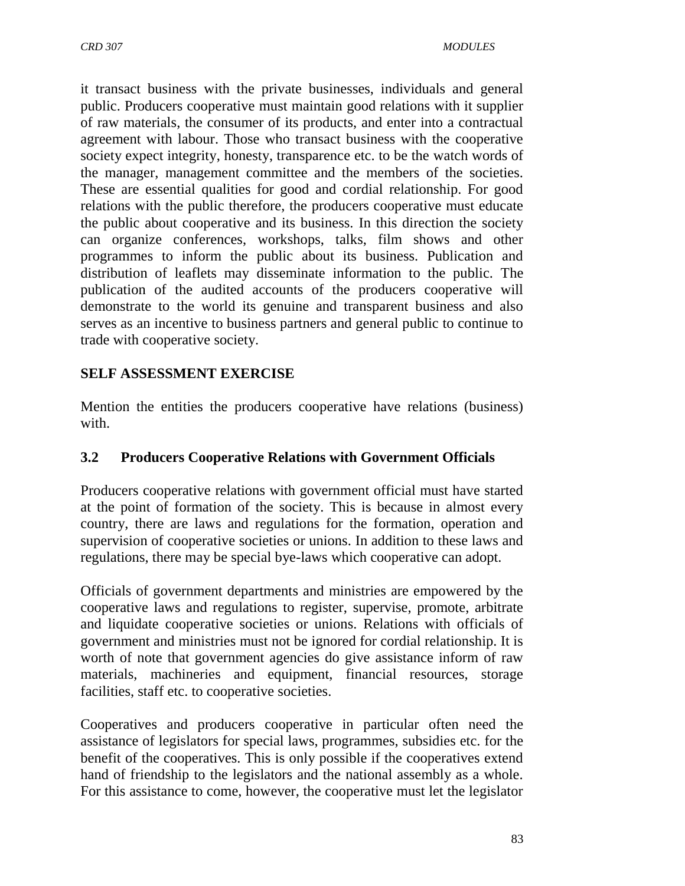it transact business with the private businesses, individuals and general public. Producers cooperative must maintain good relations with it supplier of raw materials, the consumer of its products, and enter into a contractual agreement with labour. Those who transact business with the cooperative society expect integrity, honesty, transparence etc. to be the watch words of the manager, management committee and the members of the societies. These are essential qualities for good and cordial relationship. For good relations with the public therefore, the producers cooperative must educate the public about cooperative and its business. In this direction the society can organize conferences, workshops, talks, film shows and other programmes to inform the public about its business. Publication and distribution of leaflets may disseminate information to the public. The publication of the audited accounts of the producers cooperative will demonstrate to the world its genuine and transparent business and also serves as an incentive to business partners and general public to continue to trade with cooperative society.

**SELF ASSESSMENT EXERCISE**

Mention the entities the producers cooperative have relations (business) with.

### 3.2 Producers Cooperative Relations with Government Officials

Producers cooperative relations with government official must have started at the point of formation of the society. This is because in almost every country, there are laws and regulations for the formation, operation and supervision of cooperative societies or unions. In addition to these laws and regulations, there may be special bye-laws which cooperative can adopt.

Officials of government departments and ministries are empowered by the cooperative laws and regulations to register, supervise, promote, arbitrate and liquidate cooperative societies or unions. Relations with officials of government and ministries must not be ignored for cordial relationship. It is worth of note that government agencies do give assistance inform of raw materials, machineries and equipment, financial resources, storage facilities, staff etc. to cooperative societies.

Cooperatives and producers cooperative in particular often need the assistance of legislators for special laws, programmes, subsidies etc. for the benefit of the cooperatives. This is only possible if the cooperatives extend hand of friendship to the legislators and the national assembly as a whole. For this assistance to come, however, the cooperative must let the legislator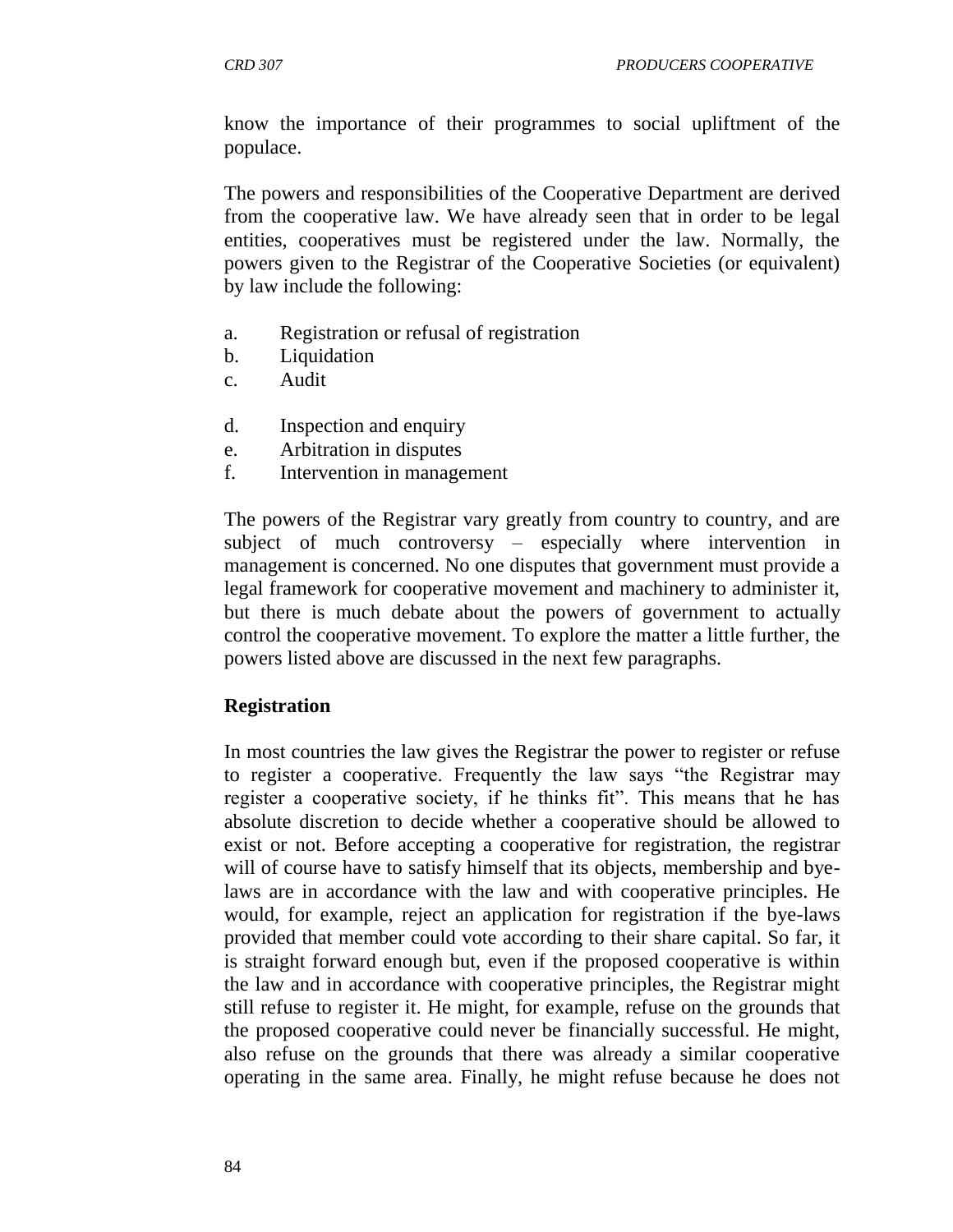know the importance of their programmes to social upliftment of the populace.

The powers and responsibilities of the Cooperative Department are derived from the cooperative law. We have already seen that in order to be legal entities, cooperatives must be registered under the law. Normally, the powers given to the Registrar of the Cooperative Societies (or equivalent) by law include the following:

a. Registration or refusal of registration
b. Liquidation
c. Audit
d. Inspection and enquiry
e. Arbitration in disputes
f. Intervention in management

The powers of the Registrar vary greatly from country to country, and are subject of much controversy – especially where intervention in management is concerned. No one disputes that government must provide a legal framework for cooperative movement and machinery to administer it, but there is much debate about the powers of government to actually control the cooperative movement. To explore the matter a little further, the powers listed above are discussed in the next few paragraphs.

**Registration**

In most countries the law gives the Registrar the power to register or refuse to register a cooperative. Frequently the law says "the Registrar may register a cooperative society, if he thinks fit". This means that he has absolute discretion to decide whether a cooperative should be allowed to exist or not. Before accepting a cooperative for registration, the registrar will of course have to satisfy himself that its objects, membership and bye-laws are in accordance with the law and with cooperative principles. He would, for example, reject an application for registration if the bye-laws provided that member could vote according to their share capital. So far, it is straight forward enough but, even if the proposed cooperative is within the law and in accordance with cooperative principles, the Registrar might still refuse to register it. He might, for example, refuse on the grounds that the proposed cooperative could never be financially successful. He might, also refuse on the grounds that there was already a similar cooperative operating in the same area. Finally, he might refuse because he does not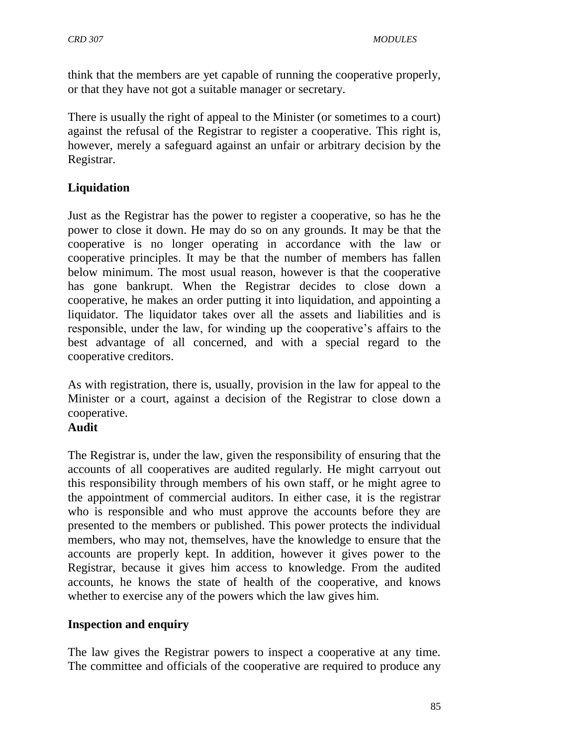think that the members are yet capable of running the cooperative properly, or that they have not got a suitable manager or secretary.

There is usually the right of appeal to the Minister (or sometimes to a court) against the refusal of the Registrar to register a cooperative. This right is, however, merely a safeguard against an unfair or arbitrary decision by the Registrar.

**Liquidation**

Just as the Registrar has the power to register a cooperative, so has he the power to close it down. He may do so on any grounds. It may be that the cooperative is no longer operating in accordance with the law or cooperative principles. It may be that the number of members has fallen below minimum. The most usual reason, however is that the cooperative has gone bankrupt. When the Registrar decides to close down a cooperative, he makes an order putting it into liquidation, and appointing a liquidator. The liquidator takes over all the assets and liabilities and is responsible, under the law, for winding up the cooperative's affairs to the best advantage of all concerned, and with a special regard to the cooperative creditors.

As with registration, there is, usually, provision in the law for appeal to the Minister or a court, against a decision of the Registrar to close down a cooperative.

**Audit**

The Registrar is, under the law, given the responsibility of ensuring that the accounts of all cooperatives are audited regularly. He might carryout out this responsibility through members of his own staff, or he might agree to the appointment of commercial auditors. In either case, it is the registrar who is responsible and who must approve the accounts before they are presented to the members or published. This power protects the individual members, who may not, themselves, have the knowledge to ensure that the accounts are properly kept. In addition, however it gives power to the Registrar, because it gives him access to knowledge. From the audited accounts, he knows the state of health of the cooperative, and knows whether to exercise any of the powers which the law gives him.

**Inspection and enquiry**

The law gives the Registrar powers to inspect a cooperative at any time. The committee and officials of the cooperative are required to produce any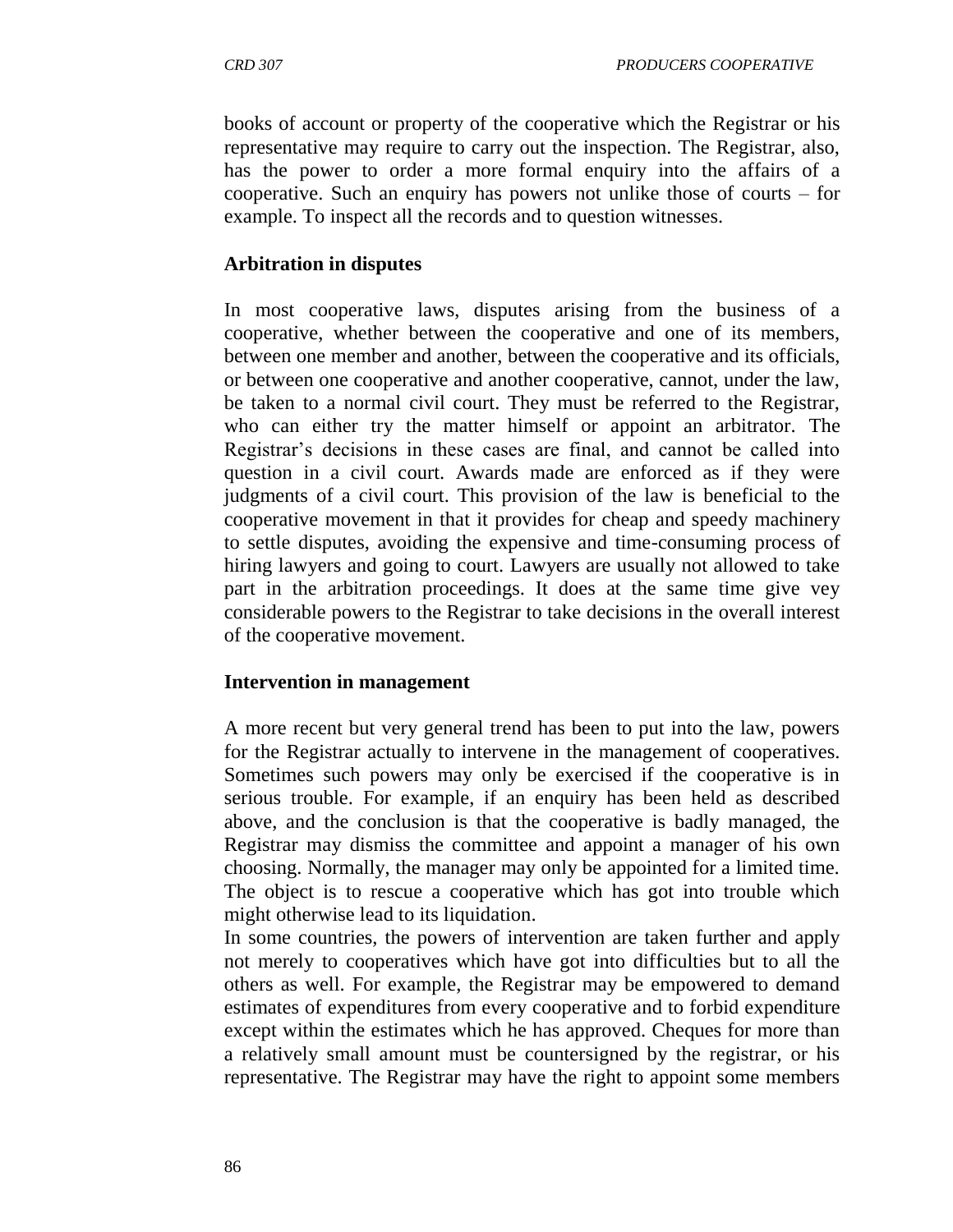books of account or property of the cooperative which the Registrar or his representative may require to carry out the inspection. The Registrar, also, has the power to order a more formal enquiry into the affairs of a cooperative. Such an enquiry has powers not unlike those of courts – for example. To inspect all the records and to question witnesses.

**Arbitration in disputes**

In most cooperative laws, disputes arising from the business of a cooperative, whether between the cooperative and one of its members, between one member and another, between the cooperative and its officials, or between one cooperative and another cooperative, cannot, under the law, be taken to a normal civil court. They must be referred to the Registrar, who can either try the matter himself or appoint an arbitrator. The Registrar's decisions in these cases are final, and cannot be called into question in a civil court. Awards made are enforced as if they were judgments of a civil court. This provision of the law is beneficial to the cooperative movement in that it provides for cheap and speedy machinery to settle disputes, avoiding the expensive and time-consuming process of hiring lawyers and going to court. Lawyers are usually not allowed to take part in the arbitration proceedings. It does at the same time give vey considerable powers to the Registrar to take decisions in the overall interest of the cooperative movement.

**Intervention in management**

A more recent but very general trend has been to put into the law, powers for the Registrar actually to intervene in the management of cooperatives. Sometimes such powers may only be exercised if the cooperative is in serious trouble. For example, if an enquiry has been held as described above, and the conclusion is that the cooperative is badly managed, the Registrar may dismiss the committee and appoint a manager of his own choosing. Normally, the manager may only be appointed for a limited time. The object is to rescue a cooperative which has got into trouble which might otherwise lead to its liquidation.

In some countries, the powers of intervention are taken further and apply not merely to cooperatives which have got into difficulties but to all the others as well. For example, the Registrar may be empowered to demand estimates of expenditures from every cooperative and to forbid expenditure except within the estimates which he has approved. Cheques for more than a relatively small amount must be countersigned by the registrar, or his representative. The Registrar may have the right to appoint some members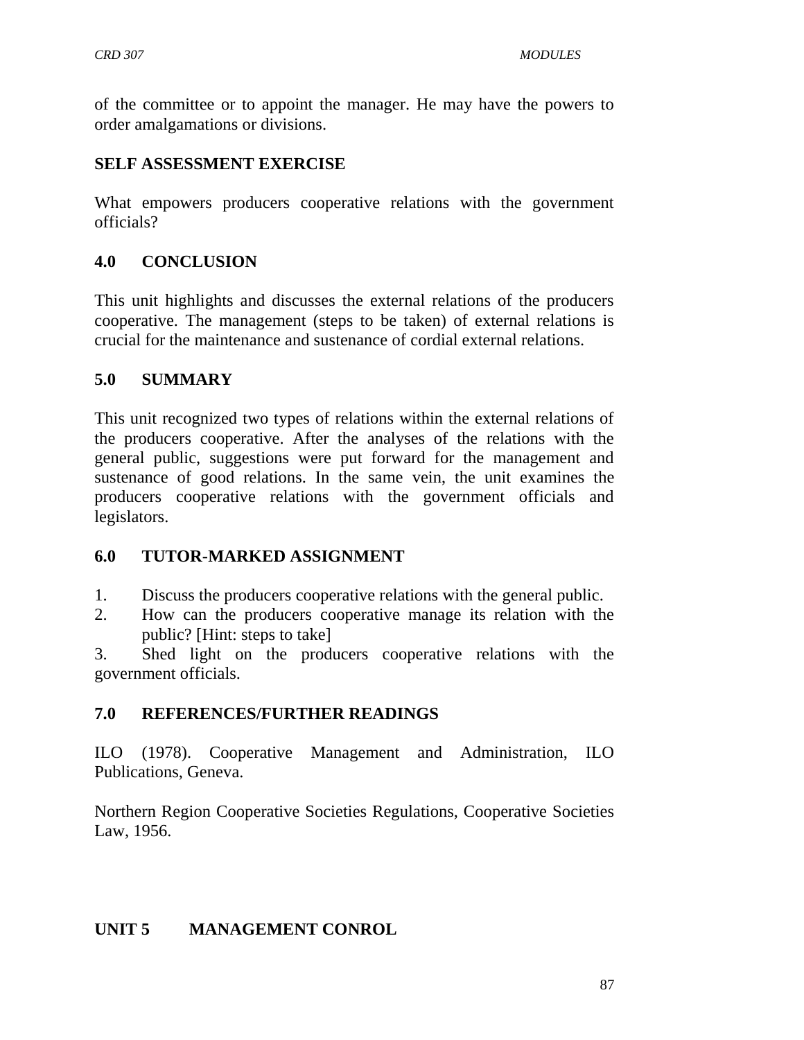of the committee or to appoint the manager. He may have the powers to order amalgamations or divisions.

**SELF ASSESSMENT EXERCISE**

What empowers producers cooperative relations with the government officials?

## 4.0 CONCLUSION

This unit highlights and discusses the external relations of the producers cooperative. The management (steps to be taken) of external relations is crucial for the maintenance and sustenance of cordial external relations.

## 5.0 SUMMARY

This unit recognized two types of relations within the external relations of the producers cooperative. After the analyses of the relations with the general public, suggestions were put forward for the management and sustenance of good relations. In the same vein, the unit examines the producers cooperative relations with the government officials and legislators.

## 6.0 TUTOR-MARKED ASSIGNMENT

1. Discuss the producers cooperative relations with the general public.
2. How can the producers cooperative manage its relation with the public? [Hint: steps to take]
3. Shed light on the producers cooperative relations with the government officials.

## 7.0 REFERENCES/FURTHER READINGS

ILO (1978). Cooperative Management and Administration, ILO Publications, Geneva.

Northern Region Cooperative Societies Regulations, Cooperative Societies Law, 1956.

# UNIT 5 MANAGEMENT CONROL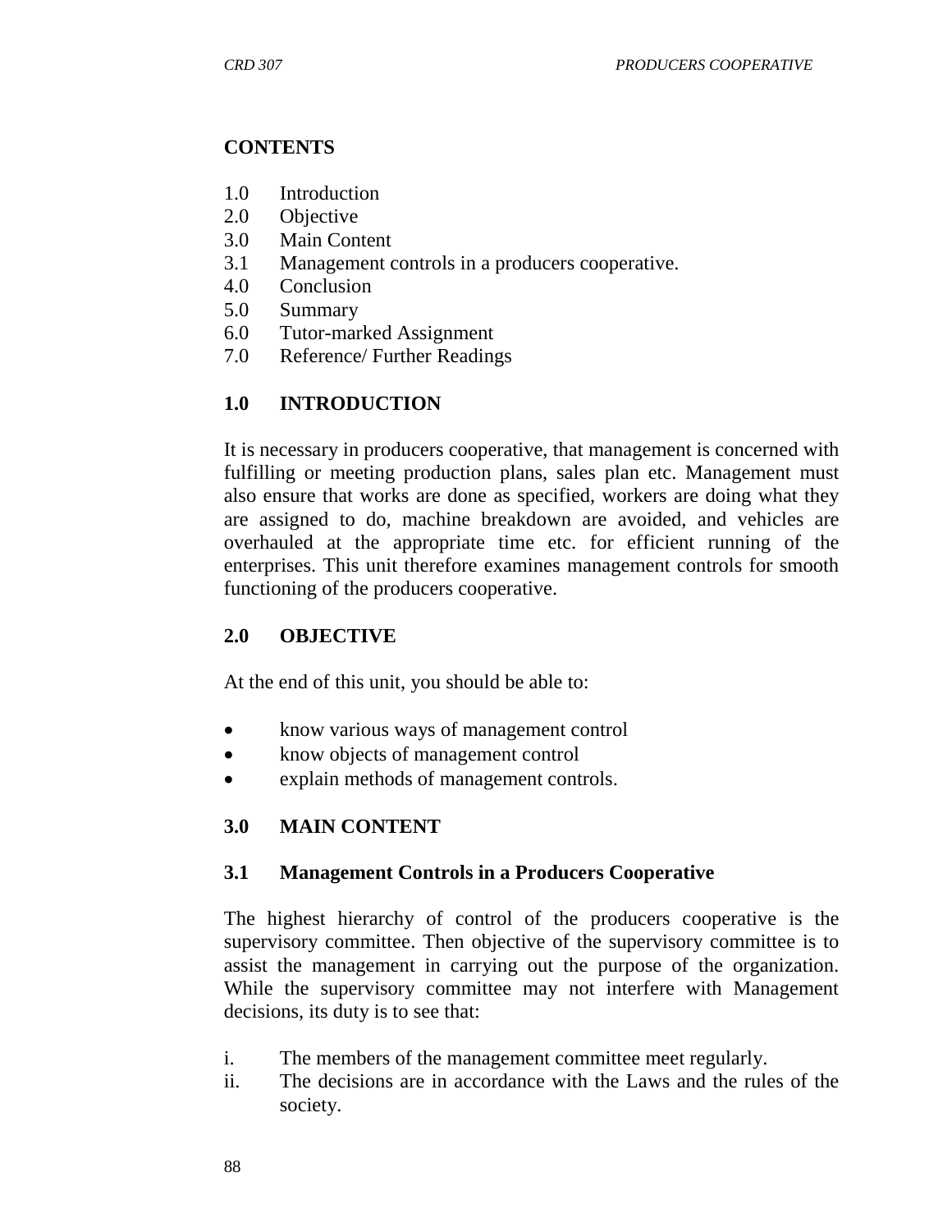## CONTENTS

1.0 Introduction
2.0 Objective
3.0 Main Content
3.1 Management controls in a producers cooperative.
4.0 Conclusion
5.0 Summary
6.0 Tutor-marked Assignment
7.0 Reference/ Further Readings

## 1.0 INTRODUCTION

It is necessary in producers cooperative, that management is concerned with fulfilling or meeting production plans, sales plan etc. Management must also ensure that works are done as specified, workers are doing what they are assigned to do, machine breakdown are avoided, and vehicles are overhauled at the appropriate time etc. for efficient running of the enterprises. This unit therefore examines management controls for smooth functioning of the producers cooperative.

## 2.0 OBJECTIVE

At the end of this unit, you should be able to:

- know various ways of management control
- know objects of management control
- explain methods of management controls.

## 3.0 MAIN CONTENT

### 3.1 Management Controls in a Producers Cooperative

The highest hierarchy of control of the producers cooperative is the supervisory committee. Then objective of the supervisory committee is to assist the management in carrying out the purpose of the organization. While the supervisory committee may not interfere with Management decisions, its duty is to see that:

i. The members of the management committee meet regularly.
ii. The decisions are in accordance with the Laws and the rules of the society.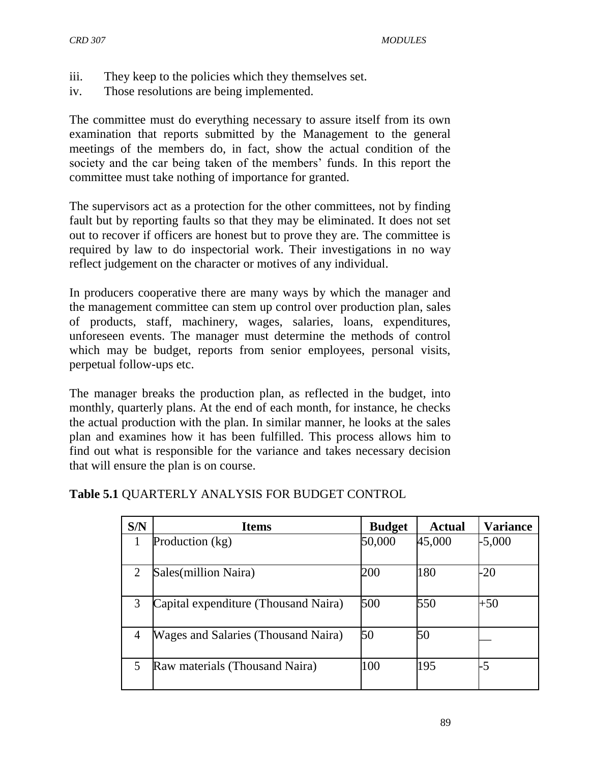iii. They keep to the policies which they themselves set.
iv. Those resolutions are being implemented.

The committee must do everything necessary to assure itself from its own examination that reports submitted by the Management to the general meetings of the members do, in fact, show the actual condition of the society and the car being taken of the members' funds. In this report the committee must take nothing of importance for granted.

The supervisors act as a protection for the other committees, not by finding fault but by reporting faults so that they may be eliminated. It does not set out to recover if officers are honest but to prove they are. The committee is required by law to do inspectorial work. Their investigations in no way reflect judgement on the character or motives of any individual.

In producers cooperative there are many ways by which the manager and the management committee can stem up control over production plan, sales of products, staff, machinery, wages, salaries, loans, expenditures, unforeseen events. The manager must determine the methods of control which may be budget, reports from senior employees, personal visits, perpetual follow-ups etc.

The manager breaks the production plan, as reflected in the budget, into monthly, quarterly plans. At the end of each month, for instance, he checks the actual production with the plan. In similar manner, he looks at the sales plan and examines how it has been fulfilled. This process allows him to find out what is responsible for the variance and takes necessary decision that will ensure the plan is on course.

**Table 5.1** QUARTERLY ANALYSIS FOR BUDGET CONTROL

| S/N | Items | Budget | Actual | Variance |
|---|---|---|---|---|
| 1 | Production (kg) | 50,000 | 45,000 | -5,000 |
| 2 | Sales(million Naira) | 200 | 180 | -20 |
| 3 | Capital expenditure (Thousand Naira) | 500 | 550 | +50 |
| 4 | Wages and Salaries (Thousand Naira) | 50 | 50 | __ |
| 5 | Raw materials (Thousand Naira) | 100 | 195 | -5 |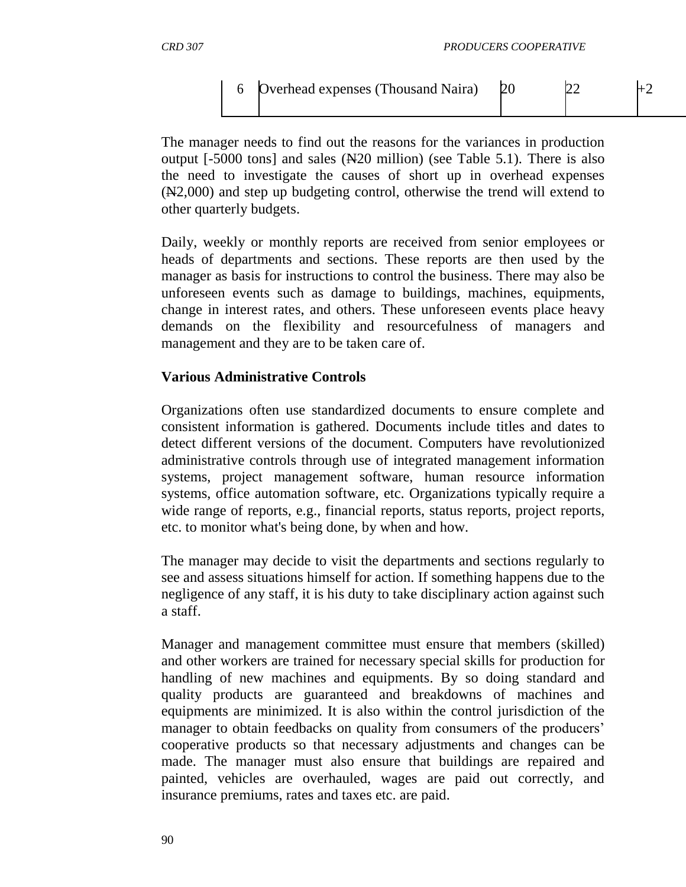| 6 | Overhead expenses (Thousand Naira) | 20 | 22 | +2 |
|---|---|---|---|---|

The manager needs to find out the reasons for the variances in production output [-5000 tons] and sales (₦20 million) (see Table 5.1). There is also the need to investigate the causes of short up in overhead expenses (₦2,000) and step up budgeting control, otherwise the trend will extend to other quarterly budgets.

Daily, weekly or monthly reports are received from senior employees or heads of departments and sections. These reports are then used by the manager as basis for instructions to control the business. There may also be unforeseen events such as damage to buildings, machines, equipments, change in interest rates, and others. These unforeseen events place heavy demands on the flexibility and resourcefulness of managers and management and they are to be taken care of.

**Various Administrative Controls**

Organizations often use standardized documents to ensure complete and consistent information is gathered. Documents include titles and dates to detect different versions of the document. Computers have revolutionized administrative controls through use of integrated management information systems, project management software, human resource information systems, office automation software, etc. Organizations typically require a wide range of reports, e.g., financial reports, status reports, project reports, etc. to monitor what's being done, by when and how.

The manager may decide to visit the departments and sections regularly to see and assess situations himself for action. If something happens due to the negligence of any staff, it is his duty to take disciplinary action against such a staff.

Manager and management committee must ensure that members (skilled) and other workers are trained for necessary special skills for production for handling of new machines and equipments. By so doing standard and quality products are guaranteed and breakdowns of machines and equipments are minimized. It is also within the control jurisdiction of the manager to obtain feedbacks on quality from consumers of the producers' cooperative products so that necessary adjustments and changes can be made. The manager must also ensure that buildings are repaired and painted, vehicles are overhauled, wages are paid out correctly, and insurance premiums, rates and taxes etc. are paid.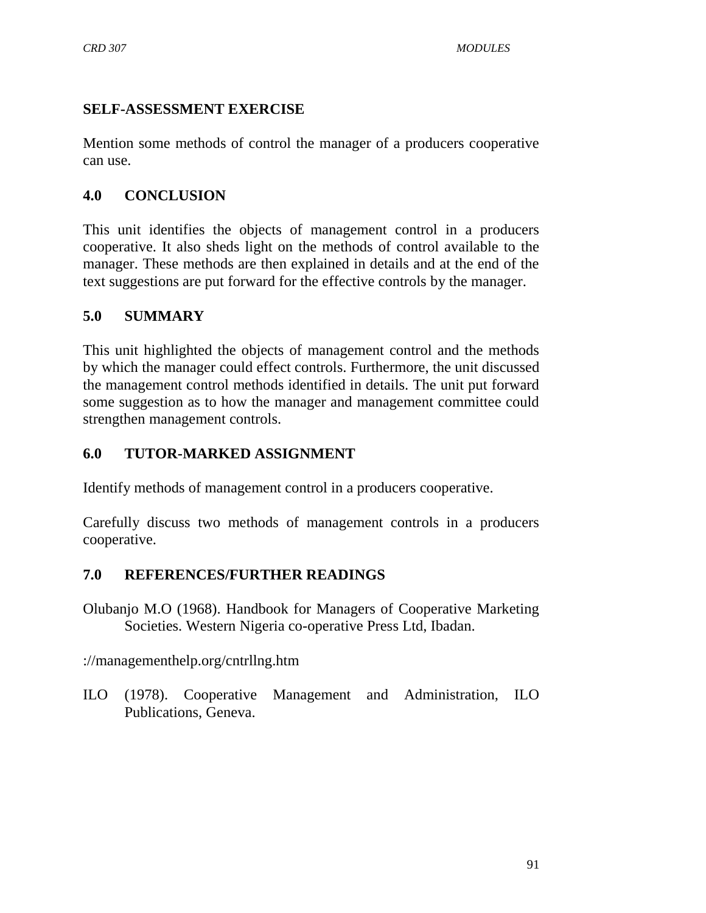## SELF-ASSESSMENT EXERCISE

Mention some methods of control the manager of a producers cooperative can use.

## 4.0 CONCLUSION

This unit identifies the objects of management control in a producers cooperative. It also sheds light on the methods of control available to the manager. These methods are then explained in details and at the end of the text suggestions are put forward for the effective controls by the manager.

## 5.0 SUMMARY

This unit highlighted the objects of management control and the methods by which the manager could effect controls. Furthermore, the unit discussed the management control methods identified in details. The unit put forward some suggestion as to how the manager and management committee could strengthen management controls.

## 6.0 TUTOR-MARKED ASSIGNMENT

Identify methods of management control in a producers cooperative.

Carefully discuss two methods of management controls in a producers cooperative.

## 7.0 REFERENCES/FURTHER READINGS

Olubanjo M.O (1968). Handbook for Managers of Cooperative Marketing Societies. Western Nigeria co-operative Press Ltd, Ibadan.

://managementhelp.org/cntrllng.htm

ILO (1978). Cooperative Management and Administration, ILO Publications, Geneva.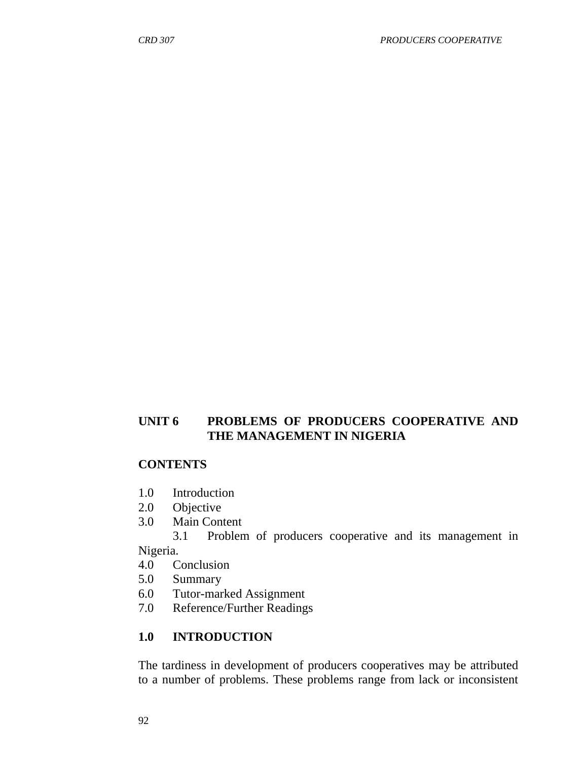## UNIT 6 PROBLEMS OF PRODUCERS COOPERATIVE AND THE MANAGEMENT IN NIGERIA

**CONTENTS**

1.0 Introduction
2.0 Objective
3.0 Main Content
   3.1 Problem of producers cooperative and its management in Nigeria.
4.0 Conclusion
5.0 Summary
6.0 Tutor-marked Assignment
7.0 Reference/Further Readings

## 1.0 INTRODUCTION

The tardiness in development of producers cooperatives may be attributed to a number of problems. These problems range from lack or inconsistent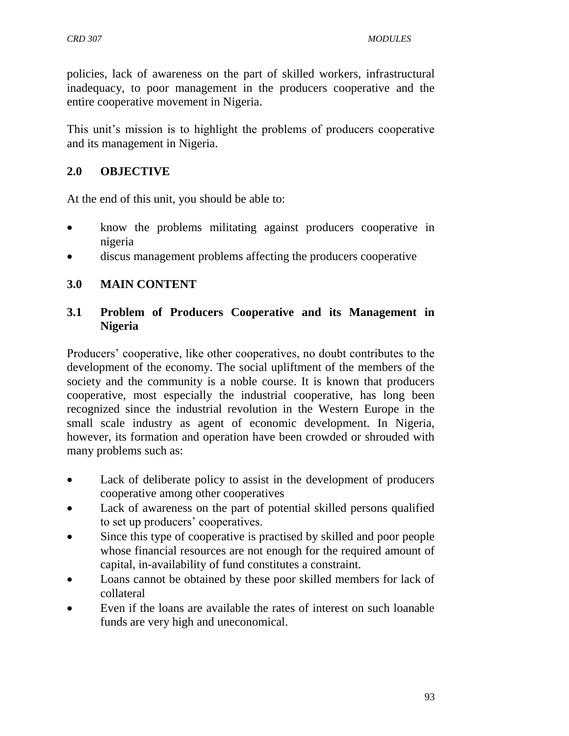policies, lack of awareness on the part of skilled workers, infrastructural inadequacy, to poor management in the producers cooperative and the entire cooperative movement in Nigeria.

This unit's mission is to highlight the problems of producers cooperative and its management in Nigeria.

## 2.0 OBJECTIVE

At the end of this unit, you should be able to:

- know the problems militating against producers cooperative in nigeria
- discus management problems affecting the producers cooperative

## 3.0 MAIN CONTENT

### 3.1 Problem of Producers Cooperative and its Management in Nigeria

Producers' cooperative, like other cooperatives, no doubt contributes to the development of the economy. The social upliftment of the members of the society and the community is a noble course. It is known that producers cooperative, most especially the industrial cooperative, has long been recognized since the industrial revolution in the Western Europe in the small scale industry as agent of economic development. In Nigeria, however, its formation and operation have been crowded or shrouded with many problems such as:

- Lack of deliberate policy to assist in the development of producers cooperative among other cooperatives
- Lack of awareness on the part of potential skilled persons qualified to set up producers' cooperatives.
- Since this type of cooperative is practised by skilled and poor people whose financial resources are not enough for the required amount of capital, in-availability of fund constitutes a constraint.
- Loans cannot be obtained by these poor skilled members for lack of collateral
- Even if the loans are available the rates of interest on such loanable funds are very high and uneconomical.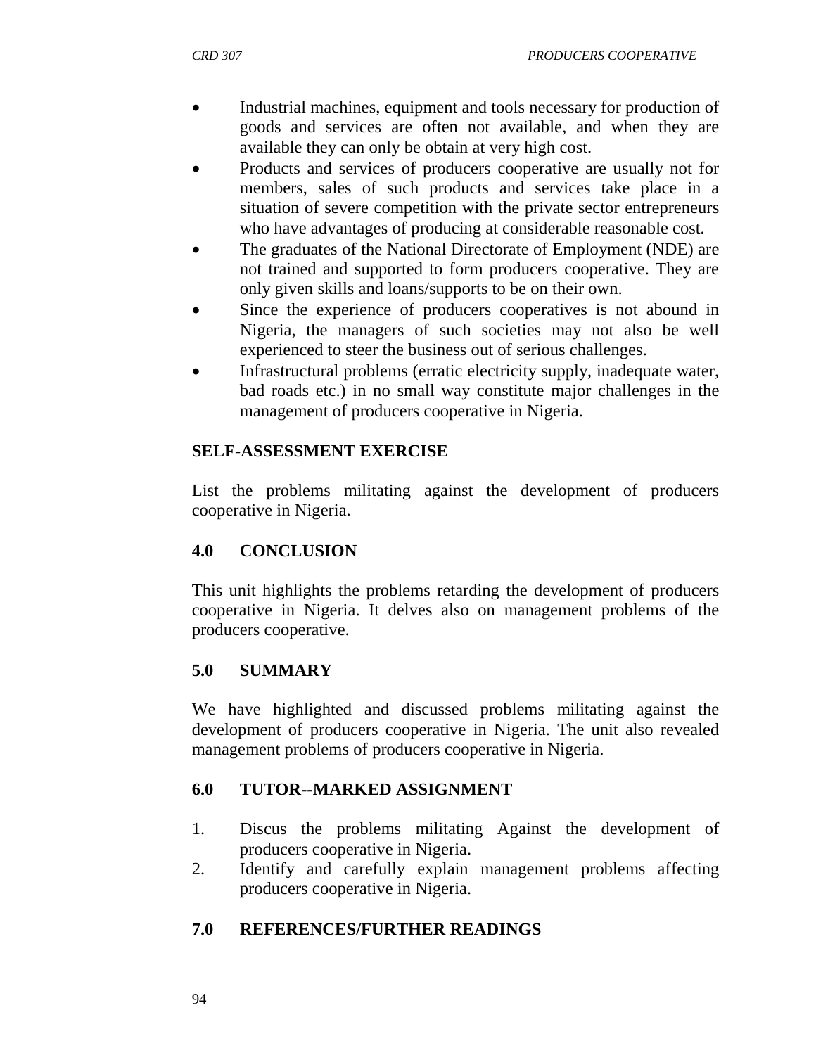- Industrial machines, equipment and tools necessary for production of goods and services are often not available, and when they are available they can only be obtain at very high cost.
- Products and services of producers cooperative are usually not for members, sales of such products and services take place in a situation of severe competition with the private sector entrepreneurs who have advantages of producing at considerable reasonable cost.
- The graduates of the National Directorate of Employment (NDE) are not trained and supported to form producers cooperative. They are only given skills and loans/supports to be on their own.
- Since the experience of producers cooperatives is not abound in Nigeria, the managers of such societies may not also be well experienced to steer the business out of serious challenges.
- Infrastructural problems (erratic electricity supply, inadequate water, bad roads etc.) in no small way constitute major challenges in the management of producers cooperative in Nigeria.

**SELF-ASSESSMENT EXERCISE**

List the problems militating against the development of producers cooperative in Nigeria.

## 4.0 CONCLUSION

This unit highlights the problems retarding the development of producers cooperative in Nigeria. It delves also on management problems of the producers cooperative.

## 5.0 SUMMARY

We have highlighted and discussed problems militating against the development of producers cooperative in Nigeria. The unit also revealed management problems of producers cooperative in Nigeria.

## 6.0 TUTOR--MARKED ASSIGNMENT

1. Discus the problems militating Against the development of producers cooperative in Nigeria.
2. Identify and carefully explain management problems affecting producers cooperative in Nigeria.

## 7.0 REFERENCES/FURTHER READINGS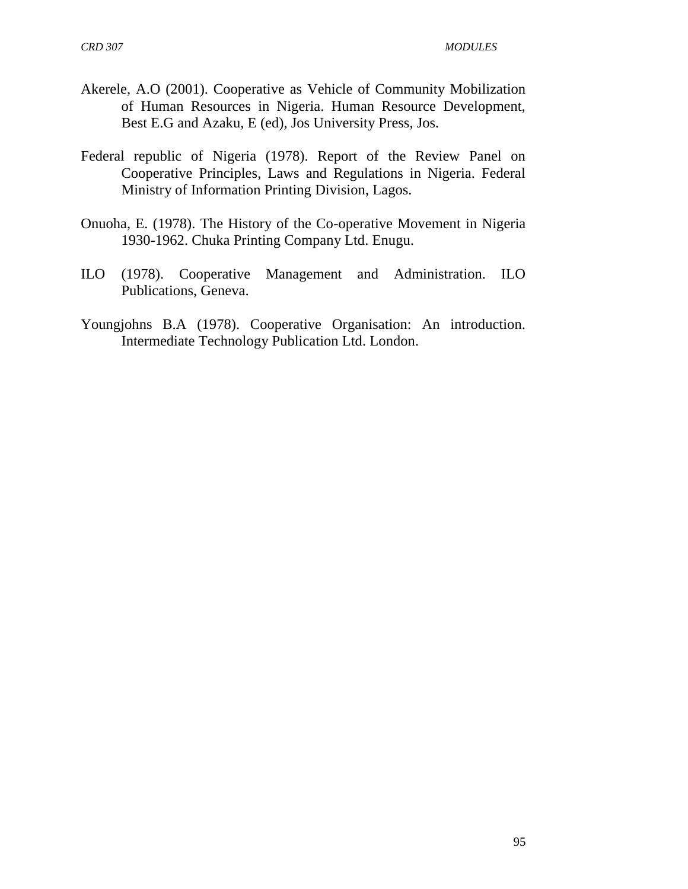Akerele, A.O (2001). Cooperative as Vehicle of Community Mobilization of Human Resources in Nigeria. Human Resource Development, Best E.G and Azaku, E (ed), Jos University Press, Jos.

Federal republic of Nigeria (1978). Report of the Review Panel on Cooperative Principles, Laws and Regulations in Nigeria. Federal Ministry of Information Printing Division, Lagos.

Onuoha, E. (1978). The History of the Co-operative Movement in Nigeria 1930-1962. Chuka Printing Company Ltd. Enugu.

ILO (1978). Cooperative Management and Administration. ILO Publications, Geneva.

Youngjohns B.A (1978). Cooperative Organisation: An introduction. Intermediate Technology Publication Ltd. London.